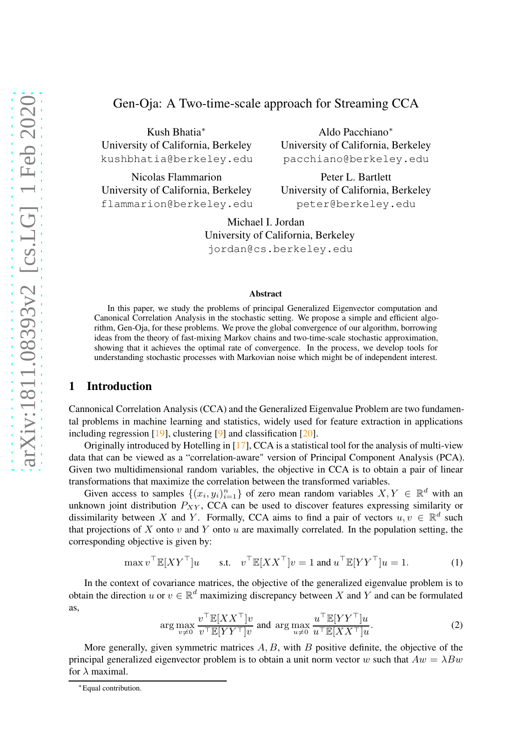# Gen-Oja: A Two-time-scale approach for Streaming CCA

Kush Bhatia*
University of California, Berkeley
kushbhatia@berkeley.edu

Aldo Pacchiano*
University of California, Berkeley
pacchiano@berkeley.edu

Nicolas Flammarion
University of California, Berkeley
flammarion@berkeley.edu

Peter L. Bartlett
University of California, Berkeley
peter@berkeley.edu

Michael I. Jordan
University of California, Berkeley
jordan@cs.berkeley.edu

### Abstract

In this paper, we study the problems of principal Generalized Eigenvector computation and Canonical Correlation Analysis in the stochastic setting. We propose a simple and efficient algorithm, Gen-Oja, for these problems. We prove the global convergence of our algorithm, borrowing ideas from the theory of fast-mixing Markov chains and two-time-scale stochastic approximation, showing that it achieves the optimal rate of convergence. In the process, we develop tools for understanding stochastic processes with Markovian noise which might be of independent interest.

## 1 Introduction

Cannonical Correlation Analysis (CCA) and the Generalized Eigenvalue Problem are two fundamental problems in machine learning and statistics, widely used for feature extraction in applications including regression [19], clustering [9] and classification [20].

Originally introduced by Hotelling in [17], CCA is a statistical tool for the analysis of multi-view data that can be viewed as a "correlation-aware" version of Principal Component Analysis (PCA). Given two multidimensional random variables, the objective in CCA is to obtain a pair of linear transformations that maximize the correlation between the transformed variables.

Given access to samples $\{(x_i, y_i)_{i=1}^n\}$ of zero mean random variables $X, Y \in \mathbb{R}^d$ with an unknown joint distribution $P_{XY}$, CCA can be used to discover features expressing similarity or dissimilarity between $X$ and $Y$. Formally, CCA aims to find a pair of vectors $u, v \in \mathbb{R}^d$ such that projections of $X$ onto $v$ and $Y$ onto $u$ are maximally correlated. In the population setting, the corresponding objective is given by:

$$\max v^\top \mathbb{E}[XY^\top]u \qquad \text{s.t.} \quad v^\top \mathbb{E}[XX^\top]v = 1 \text{ and } u^\top \mathbb{E}[YY^\top]u = 1. \tag{1}$$

In the context of covariance matrices, the objective of the generalized eigenvalue problem is to obtain the direction $u$ or $v \in \mathbb{R}^d$ maximizing discrepancy between $X$ and $Y$ and can be formulated as,

$$\arg\max_{v \neq 0} \frac{v^\top \mathbb{E}[XX^\top]v}{v^\top \mathbb{E}[YY^\top]v} \text{ and } \arg\max_{u \neq 0} \frac{u^\top \mathbb{E}[YY^\top]u}{u^\top \mathbb{E}[XX^\top]u}. \tag{2}$$

More generally, given symmetric matrices $A, B$, with $B$ positive definite, the objective of the principal generalized eigenvector problem is to obtain a unit norm vector $w$ such that $Aw = \lambda Bw$ for $\lambda$ maximal.

*Equal contribution.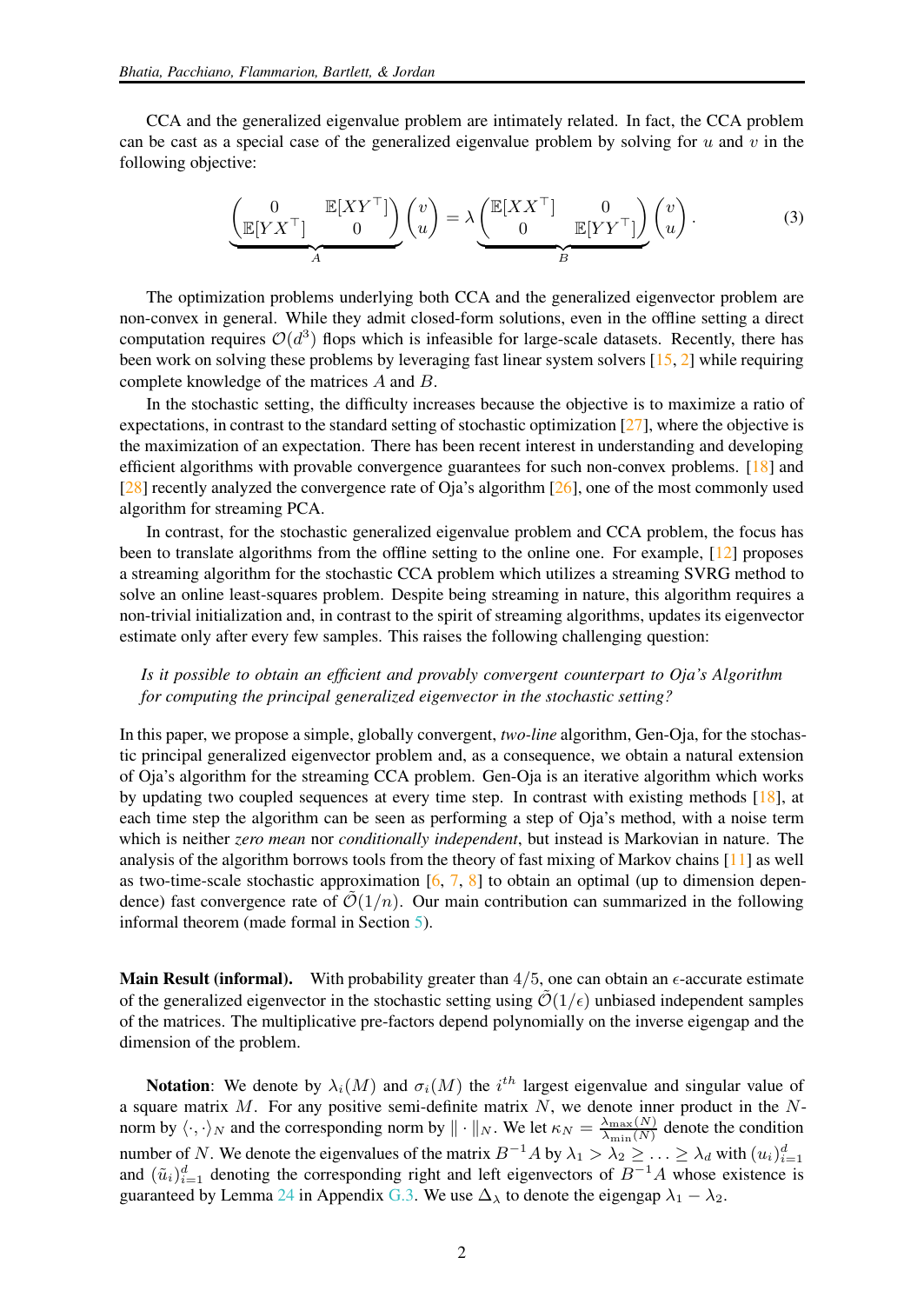CCA and the generalized eigenvalue problem are intimately related. In fact, the CCA problem can be cast as a special case of the generalized eigenvalue problem by solving for $u$ and $v$ in the following objective:

$$\underbrace{\begin{pmatrix} 0 & \mathbb{E}[XY^\top] \\ \mathbb{E}[YX^\top] & 0 \end{pmatrix}}_{A} \begin{pmatrix} v \\ u \end{pmatrix} = \lambda \underbrace{\begin{pmatrix} \mathbb{E}[XX^\top] & 0 \\ 0 & \mathbb{E}[YY^\top] \end{pmatrix}}_{B} \begin{pmatrix} v \\ u \end{pmatrix}. \tag{3}$$

The optimization problems underlying both CCA and the generalized eigenvector problem are non-convex in general. While they admit closed-form solutions, even in the offline setting a direct computation requires $\mathcal{O}(d^3)$ flops which is infeasible for large-scale datasets. Recently, there has been work on solving these problems by leveraging fast linear system solvers [15, 2] while requiring complete knowledge of the matrices $A$ and $B$.

In the stochastic setting, the difficulty increases because the objective is to maximize a ratio of expectations, in contrast to the standard setting of stochastic optimization [27], where the objective is the maximization of an expectation. There has been recent interest in understanding and developing efficient algorithms with provable convergence guarantees for such non-convex problems. [18] and [28] recently analyzed the convergence rate of Oja's algorithm [26], one of the most commonly used algorithm for streaming PCA.

In contrast, for the stochastic generalized eigenvalue problem and CCA problem, the focus has been to translate algorithms from the offline setting to the online one. For example, [12] proposes a streaming algorithm for the stochastic CCA problem which utilizes a streaming SVRG method to solve an online least-squares problem. Despite being streaming in nature, this algorithm requires a non-trivial initialization and, in contrast to the spirit of streaming algorithms, updates its eigenvector estimate only after every few samples. This raises the following challenging question:

> *Is it possible to obtain an efficient and provably convergent counterpart to Oja's Algorithm for computing the principal generalized eigenvector in the stochastic setting?*

In this paper, we propose a simple, globally convergent, *two-line* algorithm, Gen-Oja, for the stochastic principal generalized eigenvector problem and, as a consequence, we obtain a natural extension of Oja's algorithm for the streaming CCA problem. Gen-Oja is an iterative algorithm which works by updating two coupled sequences at every time step. In contrast with existing methods [18], at each time step the algorithm can be seen as performing a step of Oja's method, with a noise term which is neither *zero mean* nor *conditionally independent*, but instead is Markovian in nature. The analysis of the algorithm borrows tools from the theory of fast mixing of Markov chains [11] as well as two-time-scale stochastic approximation [6, 7, 8] to obtain an optimal (up to dimension dependence) fast convergence rate of $\tilde{\mathcal{O}}(1/n)$. Our main contribution can summarized in the following informal theorem (made formal in Section 5).

**Main Result (informal).** With probability greater than $4/5$, one can obtain an $\epsilon$-accurate estimate of the generalized eigenvector in the stochastic setting using $\tilde{\mathcal{O}}(1/\epsilon)$ unbiased independent samples of the matrices. The multiplicative pre-factors depend polynomially on the inverse eigengap and the dimension of the problem.

**Notation**: We denote by $\lambda_i(M)$ and $\sigma_i(M)$ the $i^{th}$ largest eigenvalue and singular value of a square matrix $M$. For any positive semi-definite matrix $N$, we denote inner product in the $N$-norm by $\langle \cdot, \cdot \rangle_N$ and the corresponding norm by $\| \cdot \|_N$. We let $\kappa_N = \frac{\lambda_{\max}(N)}{\lambda_{\min}(N)}$ denote the condition number of $N$. We denote the eigenvalues of the matrix $B^{-1}A$ by $\lambda_1 > \lambda_2 \geq \ldots \geq \lambda_d$ with $(u_i)_{i=1}^d$ and $(\tilde{u}_i)_{i=1}^d$ denoting the corresponding right and left eigenvectors of $B^{-1}A$ whose existence is guaranteed by Lemma 24 in Appendix G.3. We use $\Delta_\lambda$ to denote the eigengap $\lambda_1 - \lambda_2$.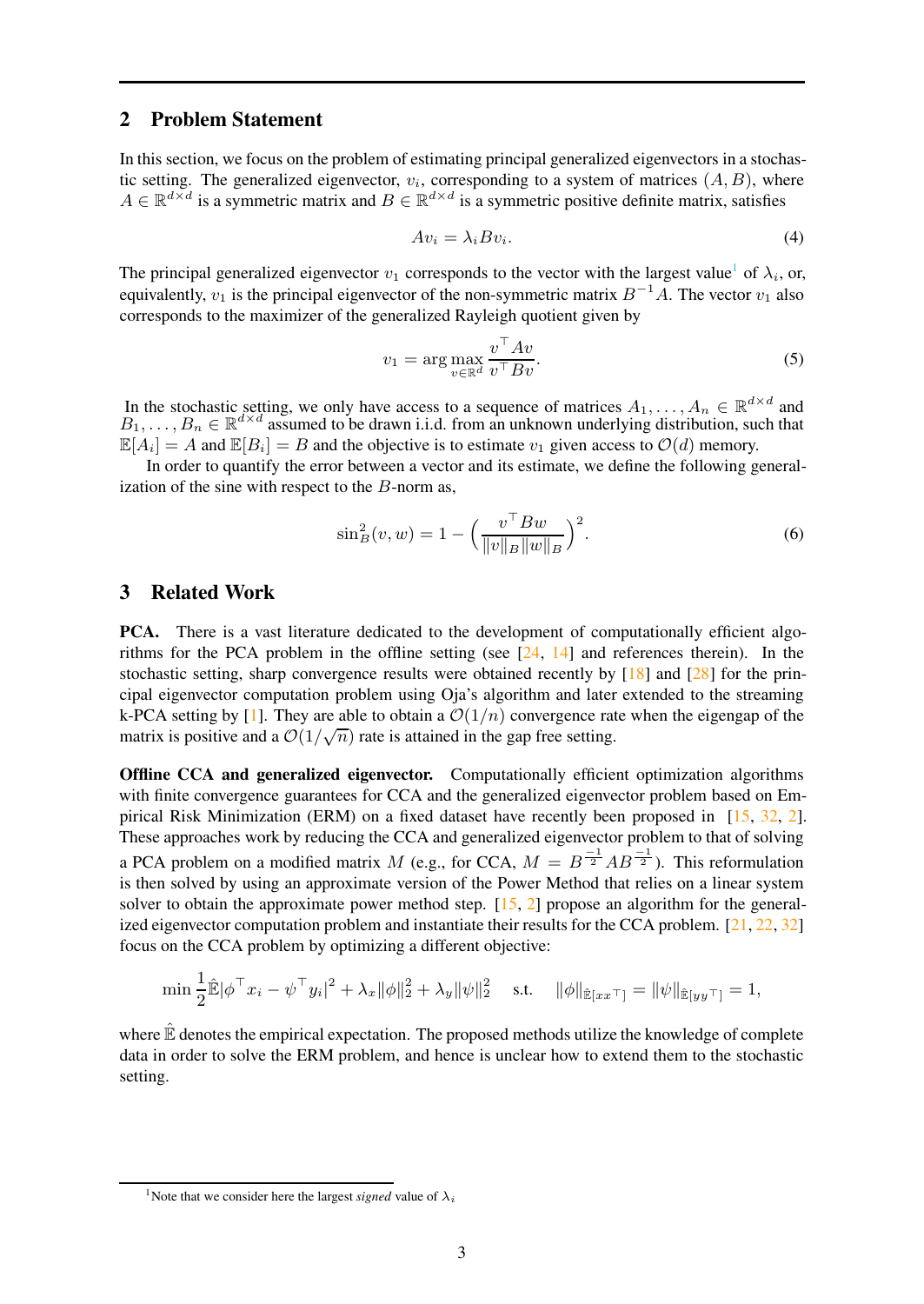## 2 Problem Statement

In this section, we focus on the problem of estimating principal generalized eigenvectors in a stochastic setting. The generalized eigenvector, $v_i$, corresponding to a system of matrices $(A, B)$, where $A \in \mathbb{R}^{d \times d}$ is a symmetric matrix and $B \in \mathbb{R}^{d \times d}$ is a symmetric positive definite matrix, satisfies

$$Av_i = \lambda_i B v_i. \tag{4}$$

The principal generalized eigenvector $v_1$ corresponds to the vector with the largest value[1] of $\lambda_i$, or, equivalently, $v_1$ is the principal eigenvector of the non-symmetric matrix $B^{-1}A$. The vector $v_1$ also corresponds to the maximizer of the generalized Rayleigh quotient given by

$$v_1 = \arg\max_{v \in \mathbb{R}^d} \frac{v^\top A v}{v^\top B v}. \tag{5}$$

In the stochastic setting, we only have access to a sequence of matrices $A_1, \ldots, A_n \in \mathbb{R}^{d \times d}$ and $B_1, \ldots, B_n \in \mathbb{R}^{d \times d}$ assumed to be drawn i.i.d. from an unknown underlying distribution, such that $\mathbb{E}[A_i] = A$ and $\mathbb{E}[B_i] = B$ and the objective is to estimate $v_1$ given access to $\mathcal{O}(d)$ memory.

In order to quantify the error between a vector and its estimate, we define the following generalization of the sine with respect to the $B$-norm as,

$$\sin_B^2(v, w) = 1 - \left( \frac{v^\top B w}{\|v\|_B \|w\|_B} \right)^2. \tag{6}$$

## 3 Related Work

**PCA.** There is a vast literature dedicated to the development of computationally efficient algorithms for the PCA problem in the offline setting (see [24, 14] and references therein). In the stochastic setting, sharp convergence results were obtained recently by [18] and [28] for the principal eigenvector computation problem using Oja's algorithm and later extended to the streaming k-PCA setting by [1]. They are able to obtain a $\mathcal{O}(1/n)$ convergence rate when the eigengap of the matrix is positive and a $\mathcal{O}(1/\sqrt{n})$ rate is attained in the gap free setting.

**Offline CCA and generalized eigenvector.** Computationally efficient optimization algorithms with finite convergence guarantees for CCA and the generalized eigenvector problem based on Empirical Risk Minimization (ERM) on a fixed dataset have recently been proposed in [15, 32, 2]. These approaches work by reducing the CCA and generalized eigenvector problem to that of solving a PCA problem on a modified matrix $M$ (e.g., for CCA, $M = B^{\frac{-1}{2}} A B^{\frac{-1}{2}}$). This reformulation is then solved by using an approximate version of the Power Method that relies on a linear system solver to obtain the approximate power method step. [15, 2] propose an algorithm for the generalized eigenvector computation problem and instantiate their results for the CCA problem. [21, 22, 32] focus on the CCA problem by optimizing a different objective:

$$\min \frac{1}{2} \hat{\mathbb{E}} |\phi^\top x_i - \psi^\top y_i|^2 + \lambda_x \|\phi\|_2^2 + \lambda_y \|\psi\|_2^2 \quad \text{s.t.} \quad \|\phi\|_{\hat{\mathbb{E}}[xx^\top]} = \|\psi\|_{\hat{\mathbb{E}}[yy^\top]} = 1,$$

where $\hat{\mathbb{E}}$ denotes the empirical expectation. The proposed methods utilize the knowledge of complete data in order to solve the ERM problem, and hence is unclear how to extend them to the stochastic setting.

[1] Note that we consider here the largest *signed* value of $\lambda_i$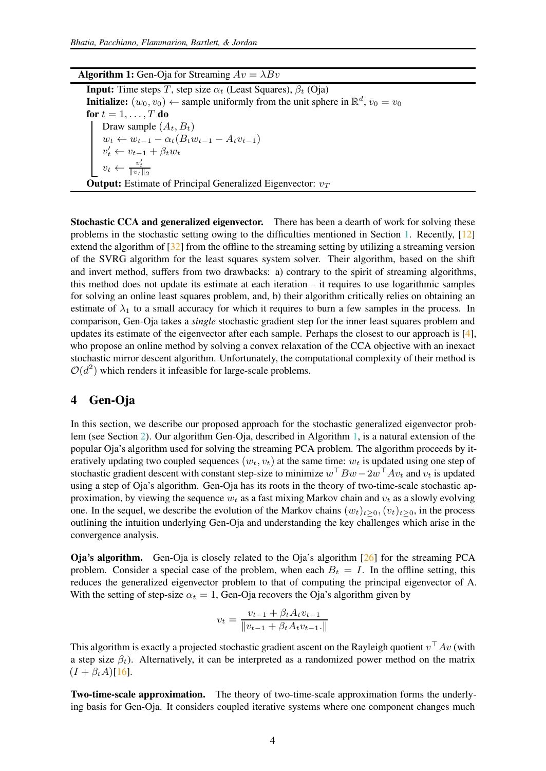**Algorithm 1:** Gen-Oja for Streaming $Av = \lambda Bv$

**Input:** Time steps $T$, step size $\alpha_t$ (Least Squares), $\beta_t$ (Oja)
**Initialize:** $(w_0, v_0) \leftarrow$ sample uniformly from the unit sphere in $\mathbb{R}^d$, $\bar{v}_0 = v_0$
**for** $t = 1, \ldots, T$ **do**
  Draw sample $(A_t, B_t)$
  $w_t \leftarrow w_{t-1} - \alpha_t(B_t w_{t-1} - A_t v_{t-1})$
  $v'_t \leftarrow v_{t-1} + \beta_t w_t$
  $v_t \leftarrow \frac{v'_t}{\|v_t\|_2}$
**Output:** Estimate of Principal Generalized Eigenvector: $v_T$

**Stochastic CCA and generalized eigenvector.** There has been a dearth of work for solving these problems in the stochastic setting owing to the difficulties mentioned in Section 1. Recently, [12] extend the algorithm of [32] from the offline to the streaming setting by utilizing a streaming version of the SVRG algorithm for the least squares system solver. Their algorithm, based on the shift and invert method, suffers from two drawbacks: a) contrary to the spirit of streaming algorithms, this method does not update its estimate at each iteration – it requires to use logarithmic samples for solving an online least squares problem, and, b) their algorithm critically relies on obtaining an estimate of $\lambda_1$ to a small accuracy for which it requires to burn a few samples in the process. In comparison, Gen-Oja takes a *single* stochastic gradient step for the inner least squares problem and updates its estimate of the eigenvector after each sample. Perhaps the closest to our approach is [4], who propose an online method by solving a convex relaxation of the CCA objective with an inexact stochastic mirror descent algorithm. Unfortunately, the computational complexity of their method is $\mathcal{O}(d^2)$ which renders it infeasible for large-scale problems.

# 4 Gen-Oja

In this section, we describe our proposed approach for the stochastic generalized eigenvector problem (see Section 2). Our algorithm Gen-Oja, described in Algorithm 1, is a natural extension of the popular Oja's algorithm used for solving the streaming PCA problem. The algorithm proceeds by iteratively updating two coupled sequences $(w_t, v_t)$ at the same time: $w_t$ is updated using one step of stochastic gradient descent with constant step-size to minimize $w^\top Bw - 2w^\top Av_t$ and $v_t$ is updated using a step of Oja's algorithm. Gen-Oja has its roots in the theory of two-time-scale stochastic approximation, by viewing the sequence $w_t$ as a fast mixing Markov chain and $v_t$ as a slowly evolving one. In the sequel, we describe the evolution of the Markov chains $(w_t)_{t\geq 0}, (v_t)_{t\geq 0}$, in the process outlining the intuition underlying Gen-Oja and understanding the key challenges which arise in the convergence analysis.

**Oja's algorithm.** Gen-Oja is closely related to the Oja's algorithm [26] for the streaming PCA problem. Consider a special case of the problem, when each $B_t = I$. In the offline setting, this reduces the generalized eigenvector problem to that of computing the principal eigenvector of A. With the setting of step-size $\alpha_t = 1$, Gen-Oja recovers the Oja's algorithm given by

$$v_t = \frac{v_{t-1} + \beta_t A_t v_{t-1}}{\|v_{t-1} + \beta_t A_t v_{t-1}.\|}$$

This algorithm is exactly a projected stochastic gradient ascent on the Rayleigh quotient $v^\top Av$ (with a step size $\beta_t$). Alternatively, it can be interpreted as a randomized power method on the matrix $(I + \beta_t A)$[16].

**Two-time-scale approximation.** The theory of two-time-scale approximation forms the underlying basis for Gen-Oja. It considers coupled iterative systems where one component changes much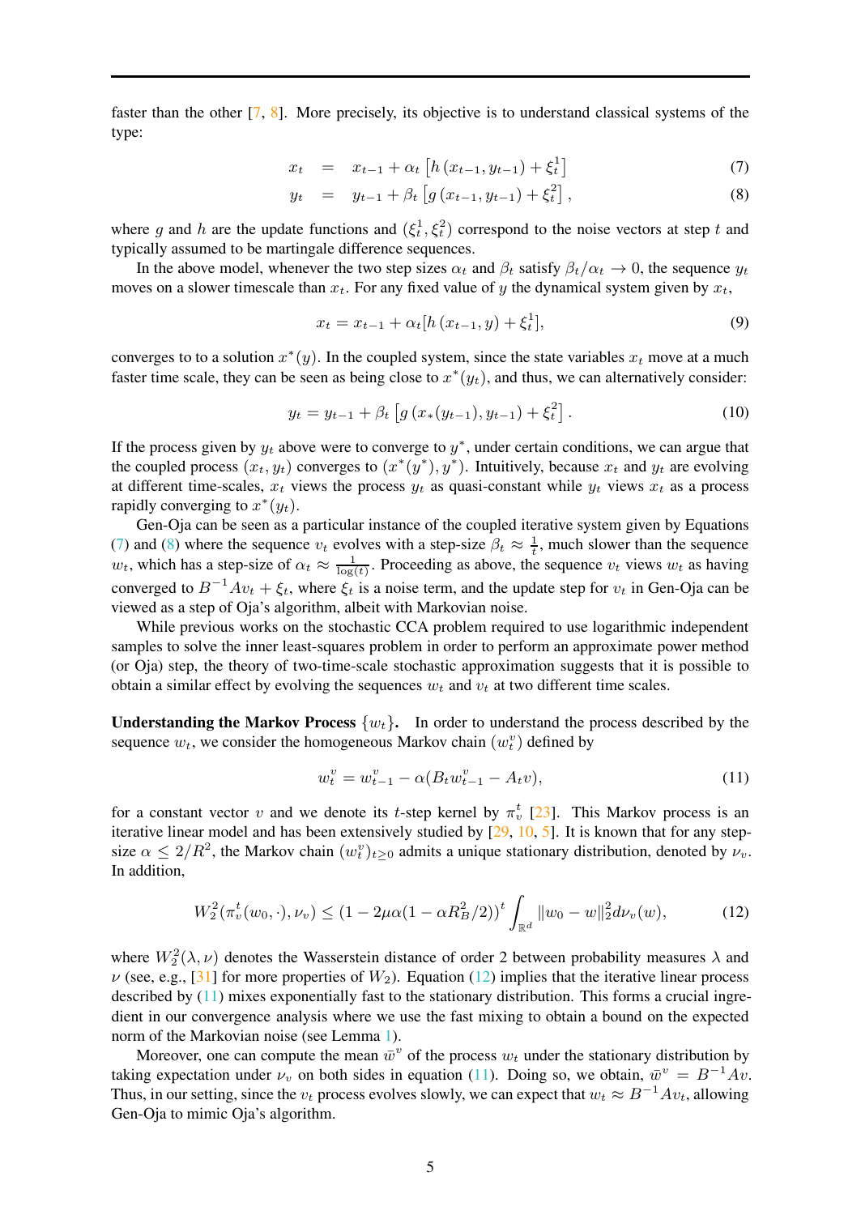faster than the other [7, 8]. More precisely, its objective is to understand classical systems of the type:

$$x_t = x_{t-1} + \alpha_t \left[h\left(x_{t-1}, y_{t-1}\right) + \xi_t^1\right] \tag{7}$$

$$y_t = y_{t-1} + \beta_t \left[g\left(x_{t-1}, y_{t-1}\right) + \xi_t^2\right], \tag{8}$$

where $g$ and $h$ are the update functions and $(\xi_t^1, \xi_t^2)$ correspond to the noise vectors at step $t$ and typically assumed to be martingale difference sequences.

In the above model, whenever the two step sizes $\alpha_t$ and $\beta_t$ satisfy $\beta_t/\alpha_t \to 0$, the sequence $y_t$ moves on a slower timescale than $x_t$. For any fixed value of $y$ the dynamical system given by $x_t$,

$$x_t = x_{t-1} + \alpha_t[h\left(x_{t-1}, y\right) + \xi_t^1], \tag{9}$$

converges to to a solution $x^*(y)$. In the coupled system, since the state variables $x_t$ move at a much faster time scale, they can be seen as being close to $x^*(y_t)$, and thus, we can alternatively consider:

$$y_t = y_{t-1} + \beta_t \left[g\left(x_*(y_{t-1}), y_{t-1}\right) + \xi_t^2\right]. \tag{10}$$

If the process given by $y_t$ above were to converge to $y^*$, under certain conditions, we can argue that the coupled process $(x_t, y_t)$ converges to $(x^*(y^*), y^*)$. Intuitively, because $x_t$ and $y_t$ are evolving at different time-scales, $x_t$ views the process $y_t$ as quasi-constant while $y_t$ views $x_t$ as a process rapidly converging to $x^*(y_t)$.

Gen-Oja can be seen as a particular instance of the coupled iterative system given by Equations (7) and (8) where the sequence $v_t$ evolves with a step-size $\beta_t \approx \frac{1}{t}$, much slower than the sequence $w_t$, which has a step-size of $\alpha_t \approx \frac{1}{\log(t)}$. Proceeding as above, the sequence $v_t$ views $w_t$ as having converged to $B^{-1}Av_t + \xi_t$, where $\xi_t$ is a noise term, and the update step for $v_t$ in Gen-Oja can be viewed as a step of Oja's algorithm, albeit with Markovian noise.

While previous works on the stochastic CCA problem required to use logarithmic independent samples to solve the inner least-squares problem in order to perform an approximate power method (or Oja) step, the theory of two-time-scale stochastic approximation suggests that it is possible to obtain a similar effect by evolving the sequences $w_t$ and $v_t$ at two different time scales.

**Understanding the Markov Process $\{w_t\}$.** In order to understand the process described by the sequence $w_t$, we consider the homogeneous Markov chain $(w_t^v)$ defined by

$$w_t^v = w_{t-1}^v - \alpha(B_t w_{t-1}^v - A_t v), \tag{11}$$

for a constant vector $v$ and we denote its $t$-step kernel by $\pi_v^t$ [23]. This Markov process is an iterative linear model and has been extensively studied by [29, 10, 5]. It is known that for any step-size $\alpha \leq 2/R^2$, the Markov chain $(w_t^v)_{t\geq 0}$ admits a unique stationary distribution, denoted by $\nu_v$. In addition,

$$W_2^2(\pi_v^t(w_0, \cdot), \nu_v) \leq (1 - 2\mu\alpha(1 - \alpha R_B^2/2))^t \int_{\mathbb{R}^d} \|w_0 - w\|_2^2 d\nu_v(w), \tag{12}$$

where $W_2^2(\lambda, \nu)$ denotes the Wasserstein distance of order 2 between probability measures $\lambda$ and $\nu$ (see, e.g., [31] for more properties of $W_2$). Equation (12) implies that the iterative linear process described by (11) mixes exponentially fast to the stationary distribution. This forms a crucial ingredient in our convergence analysis where we use the fast mixing to obtain a bound on the expected norm of the Markovian noise (see Lemma 1).

Moreover, one can compute the mean $\bar{w}^v$ of the process $w_t$ under the stationary distribution by taking expectation under $\nu_v$ on both sides in equation (11). Doing so, we obtain, $\bar{w}^v = B^{-1}Av$. Thus, in our setting, since the $v_t$ process evolves slowly, we can expect that $w_t \approx B^{-1}Av_t$, allowing Gen-Oja to mimic Oja's algorithm.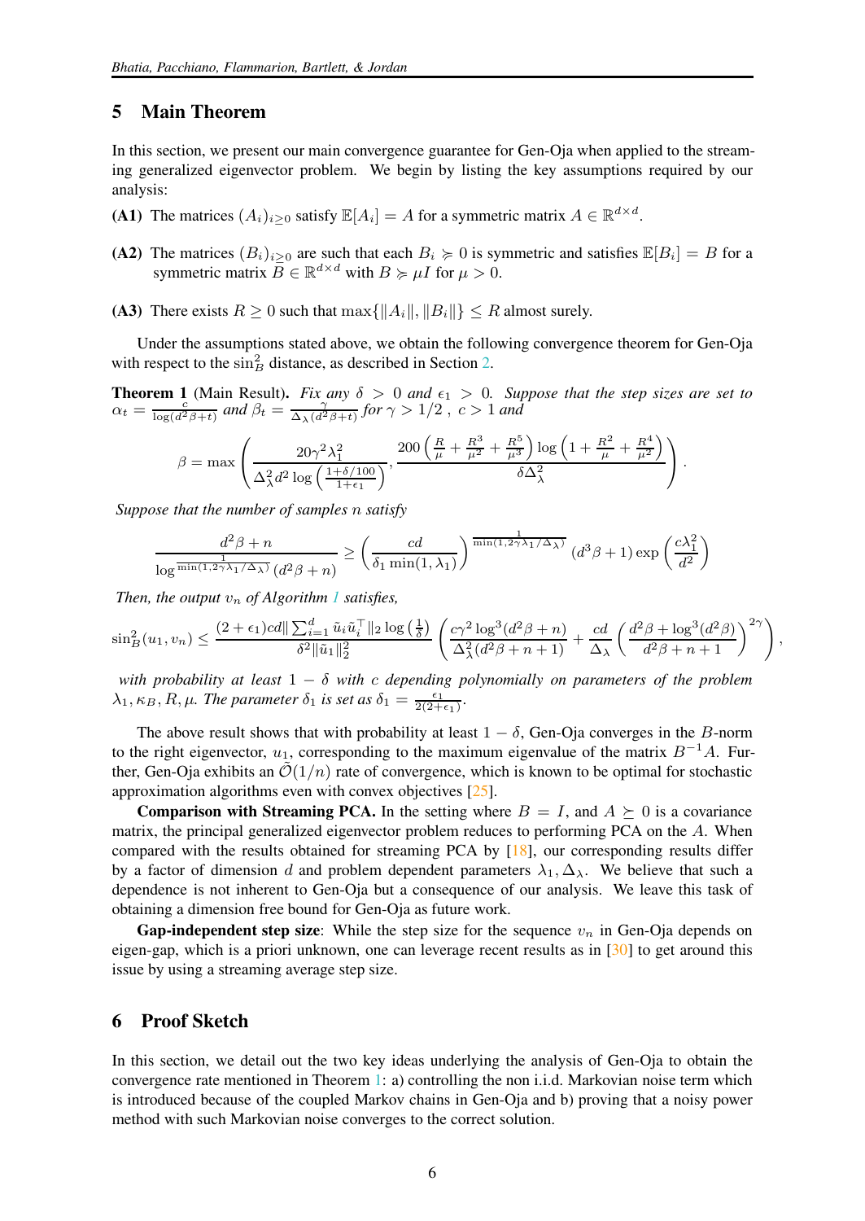## 5 Main Theorem

In this section, we present our main convergence guarantee for Gen-Oja when applied to the streaming generalized eigenvector problem. We begin by listing the key assumptions required by our analysis:

**(A1)** The matrices $(A_i)_{i\geq 0}$ satisfy $\mathbb{E}[A_i] = A$ for a symmetric matrix $A \in \mathbb{R}^{d\times d}$.

**(A2)** The matrices $(B_i)_{i\geq 0}$ are such that each $B_i \succcurlyeq 0$ is symmetric and satisfies $\mathbb{E}[B_i] = B$ for a symmetric matrix $B \in \mathbb{R}^{d\times d}$ with $B \succcurlyeq \mu I$ for $\mu > 0$.

**(A3)** There exists $R \geq 0$ such that $\max\{\|A_i\|, \|B_i\|\} \leq R$ almost surely.

Under the assumptions stated above, we obtain the following convergence theorem for Gen-Oja with respect to the $\sin^2_B$ distance, as described in Section 2.

**Theorem 1** (Main Result). *Fix any $\delta > 0$ and $\epsilon_1 > 0$. Suppose that the step sizes are set to $\alpha_t = \frac{c}{\log(d^2\beta+t)}$ and $\beta_t = \frac{\gamma}{\Delta_\lambda(d^2\beta+t)}$ for $\gamma > 1/2$ , $c > 1$ and*

$$\beta = \max\left(\frac{20\gamma^2\lambda_1^2}{\Delta_\lambda^2 d^2 \log\left(\frac{1+\delta/100}{1+\epsilon_1}\right)}, \frac{200\left(\frac{R}{\mu}+\frac{R^3}{\mu^2}+\frac{R^5}{\mu^3}\right)\log\left(1+\frac{R^2}{\mu}+\frac{R^4}{\mu^2}\right)}{\delta\Delta_\lambda^2}\right).$$

*Suppose that the number of samples $n$ satisfy*

$$\frac{d^2\beta+n}{\log^{\frac{1}{\min(1,2\gamma\lambda_1/\Delta_\lambda)}}(d^2\beta+n)} \geq \left(\frac{cd}{\delta_1\min(1,\lambda_1)}\right)^{\frac{1}{\min(1,2\gamma\lambda_1/\Delta_\lambda)}}(d^3\beta+1)\exp\left(\frac{c\lambda_1^2}{d^2}\right)$$

*Then, the output $v_n$ of Algorithm 1 satisfies,*

$$\sin^2_B(u_1,v_n) \leq \frac{(2+\epsilon_1)cd\|\sum_{i=1}^d \tilde{u}_i\tilde{u}_i^\top\|_2\log\left(\frac{1}{\delta}\right)}{\delta^2\|\tilde{u}_1\|_2^2}\left(\frac{c\gamma^2\log^3(d^2\beta+n)}{\Delta_\lambda^2(d^2\beta+n+1)}+\frac{cd}{\Delta_\lambda}\left(\frac{d^2\beta+\log^3(d^2\beta)}{d^2\beta+n+1}\right)^{2\gamma}\right),$$

*with probability at least $1-\delta$ with $c$ depending polynomially on parameters of the problem $\lambda_1, \kappa_B, R, \mu$. The parameter $\delta_1$ is set as $\delta_1 = \frac{\epsilon_1}{2(2+\epsilon_1)}$.*

The above result shows that with probability at least $1-\delta$, Gen-Oja converges in the $B$-norm to the right eigenvector, $u_1$, corresponding to the maximum eigenvalue of the matrix $B^{-1}A$. Further, Gen-Oja exhibits an $\tilde{\mathcal{O}}(1/n)$ rate of convergence, which is known to be optimal for stochastic approximation algorithms even with convex objectives [25].

**Comparison with Streaming PCA.** In the setting where $B = I$, and $A \succeq 0$ is a covariance matrix, the principal generalized eigenvector problem reduces to performing PCA on the $A$. When compared with the results obtained for streaming PCA by [18], our corresponding results differ by a factor of dimension $d$ and problem dependent parameters $\lambda_1, \Delta_\lambda$. We believe that such a dependence is not inherent to Gen-Oja but a consequence of our analysis. We leave this task of obtaining a dimension free bound for Gen-Oja as future work.

**Gap-independent step size**: While the step size for the sequence $v_n$ in Gen-Oja depends on eigen-gap, which is a priori unknown, one can leverage recent results as in [30] to get around this issue by using a streaming average step size.

## 6 Proof Sketch

In this section, we detail out the two key ideas underlying the analysis of Gen-Oja to obtain the convergence rate mentioned in Theorem 1: a) controlling the non i.i.d. Markovian noise term which is introduced because of the coupled Markov chains in Gen-Oja and b) proving that a noisy power method with such Markovian noise converges to the correct solution.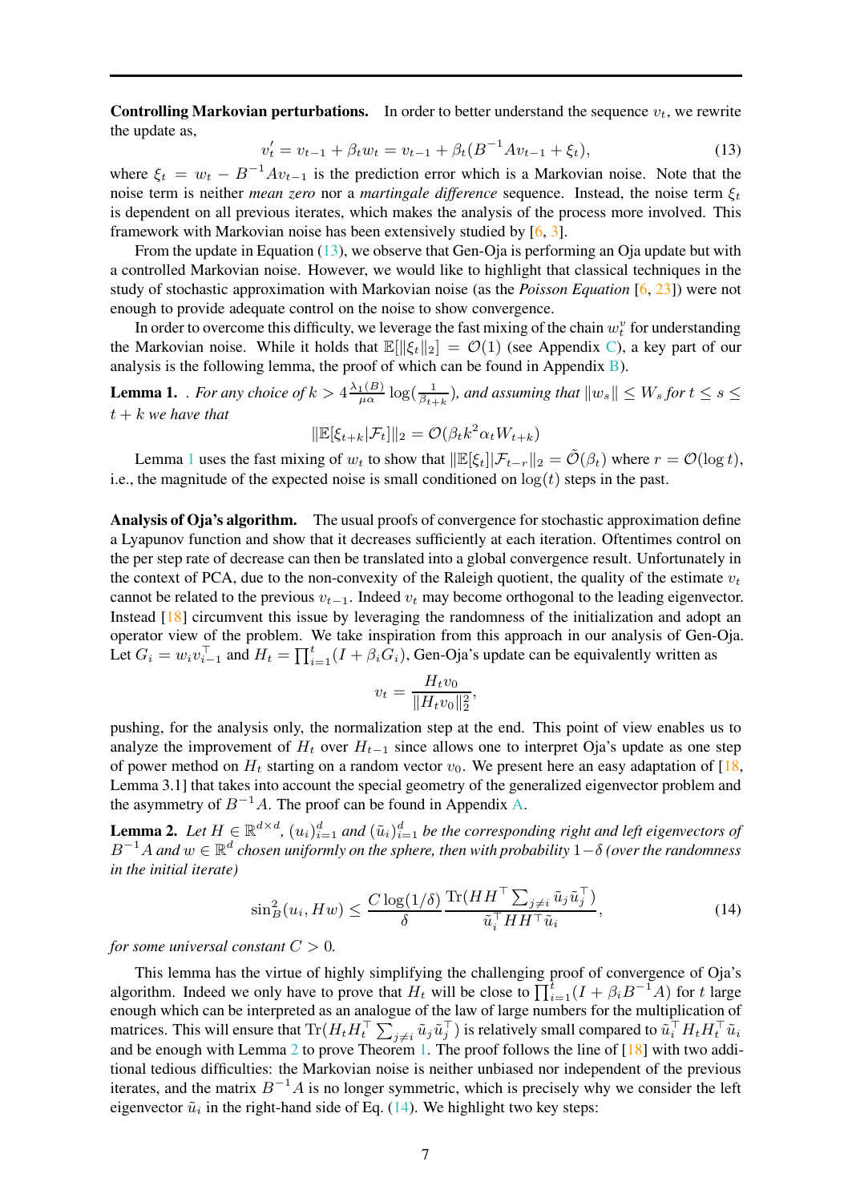**Controlling Markovian perturbations.** In order to better understand the sequence $v_t$, we rewrite the update as,

$$v_t' = v_{t-1} + \beta_t w_t = v_{t-1} + \beta_t (B^{-1} A v_{t-1} + \xi_t), \tag{13}$$

where $\xi_t = w_t - B^{-1} A v_{t-1}$ is the prediction error which is a Markovian noise. Note that the noise term is neither *mean zero* nor a *martingale difference* sequence. Instead, the noise term $\xi_t$ is dependent on all previous iterates, which makes the analysis of the process more involved. This framework with Markovian noise has been extensively studied by [6, 3].

From the update in Equation (13), we observe that Gen-Oja is performing an Oja update but with a controlled Markovian noise. However, we would like to highlight that classical techniques in the study of stochastic approximation with Markovian noise (as the *Poisson Equation* [6, 23]) were not enough to provide adequate control on the noise to show convergence.

In order to overcome this difficulty, we leverage the fast mixing of the chain $w_t^v$ for understanding the Markovian noise. While it holds that $\mathbb{E}[\|\xi_t\|_2] = \mathcal{O}(1)$ (see Appendix C), a key part of our analysis is the following lemma, the proof of which can be found in Appendix B).

**Lemma 1.** *. For any choice of $k > 4\frac{\lambda_1(B)}{\mu\alpha}\log(\frac{1}{\beta_{t+k}})$, and assuming that $\|w_s\| \leq W_s$ for $t \leq s \leq t+k$ we have that*

$$\|\mathbb{E}[\xi_{t+k}|\mathcal{F}_t]\|_2 = \mathcal{O}(\beta_t k^2 \alpha_t W_{t+k})$$

Lemma 1 uses the fast mixing of $w_t$ to show that $\|\mathbb{E}[\xi_t]|\mathcal{F}_{t-r}\|_2 = \tilde{\mathcal{O}}(\beta_t)$ where $r = \mathcal{O}(\log t)$, i.e., the magnitude of the expected noise is small conditioned on $\log(t)$ steps in the past.

**Analysis of Oja's algorithm.** The usual proofs of convergence for stochastic approximation define a Lyapunov function and show that it decreases sufficiently at each iteration. Oftentimes control on the per step rate of decrease can then be translated into a global convergence result. Unfortunately in the context of PCA, due to the non-convexity of the Raleigh quotient, the quality of the estimate $v_t$ cannot be related to the previous $v_{t-1}$. Indeed $v_t$ may become orthogonal to the leading eigenvector. Instead [18] circumvent this issue by leveraging the randomness of the initialization and adopt an operator view of the problem. We take inspiration from this approach in our analysis of Gen-Oja. Let $G_i = w_i v_{i-1}^\top$ and $H_t = \prod_{i=1}^t (I + \beta_i G_i)$, Gen-Oja's update can be equivalently written as

$$v_t = \frac{H_t v_0}{\|H_t v_0\|_2^2},$$

pushing, for the analysis only, the normalization step at the end. This point of view enables us to analyze the improvement of $H_t$ over $H_{t-1}$ since allows one to interpret Oja's update as one step of power method on $H_t$ starting on a random vector $v_0$. We present here an easy adaptation of [18, Lemma 3.1] that takes into account the special geometry of the generalized eigenvector problem and the asymmetry of $B^{-1}A$. The proof can be found in Appendix A.

**Lemma 2.** *Let $H \in \mathbb{R}^{d\times d}$, $(u_i)_{i=1}^d$ and $(\tilde{u}_i)_{i=1}^d$ be the corresponding right and left eigenvectors of $B^{-1}A$ and $w \in \mathbb{R}^d$ chosen uniformly on the sphere, then with probability $1-\delta$ (over the randomness in the initial iterate)*

$$\sin_B^2(u_i, Hw) \leq \frac{C\log(1/\delta)}{\delta}\frac{\operatorname{Tr}(HH^\top\sum_{j\neq i}\tilde{u}_j\tilde{u}_j^\top)}{\tilde{u}_i^\top HH^\top\tilde{u}_i}, \tag{14}$$

*for some universal constant $C > 0$.*

This lemma has the virtue of highly simplifying the challenging proof of convergence of Oja's algorithm. Indeed we only have to prove that $H_t$ will be close to $\prod_{i=1}^t (I + \beta_i B^{-1}A)$ for $t$ large enough which can be interpreted as an analogue of the law of large numbers for the multiplication of matrices. This will ensure that $\operatorname{Tr}(H_t H_t^\top \sum_{j\neq i}\tilde{u}_j\tilde{u}_j^\top)$ is relatively small compared to $\tilde{u}_i^\top H_t H_t^\top \tilde{u}_i$ and be enough with Lemma 2 to prove Theorem 1. The proof follows the line of [18] with two additional tedious difficulties: the Markovian noise is neither unbiased nor independent of the previous iterates, and the matrix $B^{-1}A$ is no longer symmetric, which is precisely why we consider the left eigenvector $\tilde{u}_i$ in the right-hand side of Eq. (14). We highlight two key steps: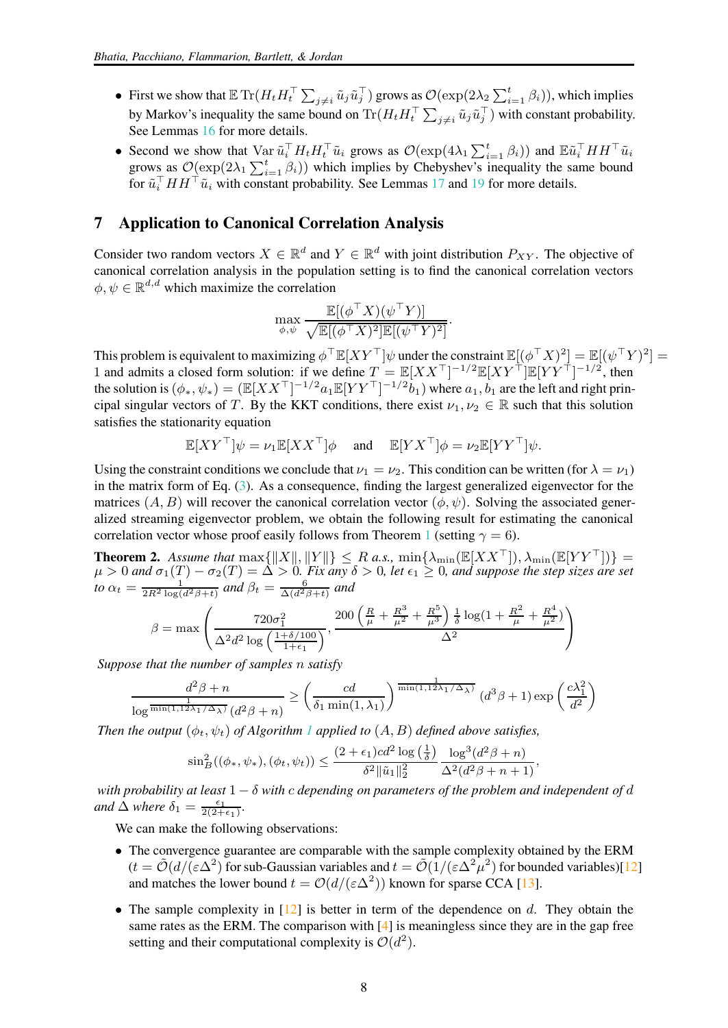- First we show that $\mathbb{E}\operatorname{Tr}(H_t H_t^\top \sum_{j\neq i} \tilde{u}_j \tilde{u}_j^\top)$ grows as $\mathcal{O}(\exp(2\lambda_2 \sum_{i=1}^t \beta_i))$, which implies by Markov's inequality the same bound on $\operatorname{Tr}(H_t H_t^\top \sum_{j\neq i} \tilde{u}_j \tilde{u}_j^\top)$ with constant probability. See Lemmas 16 for more details.
- Second we show that $\operatorname{Var} \tilde{u}_i^\top H_t H_t^\top \tilde{u}_i$ grows as $\mathcal{O}(\exp(4\lambda_1 \sum_{i=1}^t \beta_i))$ and $\mathbb{E}\tilde{u}_i^\top H H^\top \tilde{u}_i$ grows as $\mathcal{O}(\exp(2\lambda_1 \sum_{i=1}^t \beta_i))$ which implies by Chebyshev's inequality the same bound for $\tilde{u}_i^\top H H^\top \tilde{u}_i$ with constant probability. See Lemmas 17 and 19 for more details.

## 7 Application to Canonical Correlation Analysis

Consider two random vectors $X \in \mathbb{R}^d$ and $Y \in \mathbb{R}^d$ with joint distribution $P_{XY}$. The objective of canonical correlation analysis in the population setting is to find the canonical correlation vectors $\phi, \psi \in \mathbb{R}^{d,d}$ which maximize the correlation

$$\max_{\phi,\psi} \frac{\mathbb{E}[(\phi^\top X)(\psi^\top Y)]}{\sqrt{\mathbb{E}[(\phi^\top X)^2]\mathbb{E}[(\psi^\top Y)^2]}}.$$

This problem is equivalent to maximizing $\phi^\top \mathbb{E}[XY^\top]\psi$ under the constraint $\mathbb{E}[(\phi^\top X)^2] = \mathbb{E}[(\psi^\top Y)^2] = 1$ and admits a closed form solution: if we define $T = \mathbb{E}[XX^\top]^{-1/2}\mathbb{E}[XY^\top]\mathbb{E}[YY^\top]^{-1/2}$, then the solution is $(\phi_*, \psi_*) = (\mathbb{E}[XX^\top]^{-1/2} a_1 \mathbb{E}[YY^\top]^{-1/2} b_1)$ where $a_1, b_1$ are the left and right principal singular vectors of $T$. By the KKT conditions, there exist $\nu_1, \nu_2 \in \mathbb{R}$ such that this solution satisfies the stationarity equation

$$\mathbb{E}[XY^\top]\psi = \nu_1 \mathbb{E}[XX^\top]\phi \quad \text{ and } \quad \mathbb{E}[YX^\top]\phi = \nu_2 \mathbb{E}[YY^\top]\psi.$$

Using the constraint conditions we conclude that $\nu_1 = \nu_2$. This condition can be written (for $\lambda = \nu_1$) in the matrix form of Eq. (3). As a consequence, finding the largest generalized eigenvector for the matrices $(A, B)$ will recover the canonical correlation vector $(\phi, \psi)$. Solving the associated generalized streaming eigenvector problem, we obtain the following result for estimating the canonical correlation vector whose proof easily follows from Theorem 1 (setting $\gamma = 6$).

**Theorem 2.** *Assume that* $\max\{\|X\|, \|Y\|\} \leq R$ *a.s.,* $\min\{\lambda_{\min}(\mathbb{E}[XX^\top]), \lambda_{\min}(\mathbb{E}[YY^\top])\} = \mu > 0$ *and* $\sigma_1(T) - \sigma_2(T) = \Delta > 0$*. Fix any* $\delta > 0$*, let* $\epsilon_1 \geq 0$*, and suppose the step sizes are set to* $\alpha_t = \frac{1}{2R^2 \log(d^2\beta + t)}$ *and* $\beta_t = \frac{6}{\Delta(d^2\beta + t)}$ *and*

$$\beta = \max\left( \frac{720\sigma_1^2}{\Delta^2 d^2 \log\left(\frac{1+\delta/100}{1+\epsilon_1}\right)}, \frac{200\left(\frac{R}{\mu} + \frac{R^3}{\mu^2} + \frac{R^5}{\mu^3}\right)\frac{1}{\delta}\log(1 + \frac{R^2}{\mu} + \frac{R^4}{\mu^2})}{\Delta^2} \right)$$

*Suppose that the number of samples* $n$ *satisfy*

$$\frac{d^2\beta + n}{\log^{\frac{1}{\min(1,12\lambda_1/\Delta_\lambda)}}(d^2\beta + n)} \geq \left(\frac{cd}{\delta_1 \min(1, \lambda_1)}\right)^{\frac{1}{\min(1,12\lambda_1/\Delta_\lambda)}} (d^3\beta + 1)\exp\left(\frac{c\lambda_1^2}{d^2}\right)$$

*Then the output* $(\phi_t, \psi_t)$ *of Algorithm 1 applied to* $(A, B)$ *defined above satisfies,*

$$\sin_B^2((\phi_*, \psi_*), (\phi_t, \psi_t)) \leq \frac{(2+\epsilon_1)cd^2 \log\left(\frac{1}{\delta}\right)}{\delta^2 \|\tilde{u}_1\|_2^2} \frac{\log^3(d^2\beta + n)}{\Delta^2(d^2\beta + n + 1)},$$

*with probability at least* $1 - \delta$ *with* $c$ *depending on parameters of the problem and independent of* $d$ *and* $\Delta$ *where* $\delta_1 = \frac{\epsilon_1}{2(2+\epsilon_1)}$.

We can make the following observations:

- The convergence guarantee are comparable with the sample complexity obtained by the ERM ($t = \tilde{\mathcal{O}}(d/(\varepsilon\Delta^2)$ for sub-Gaussian variables and $t = \tilde{\mathcal{O}}(1/(\varepsilon\Delta^2\mu^2)$ for bounded variables)[12] and matches the lower bound $t = \mathcal{O}(d/(\varepsilon\Delta^2))$ known for sparse CCA [13].
- The sample complexity in [12] is better in term of the dependence on $d$. They obtain the same rates as the ERM. The comparison with [4] is meaningless since they are in the gap free setting and their computational complexity is $\mathcal{O}(d^2)$.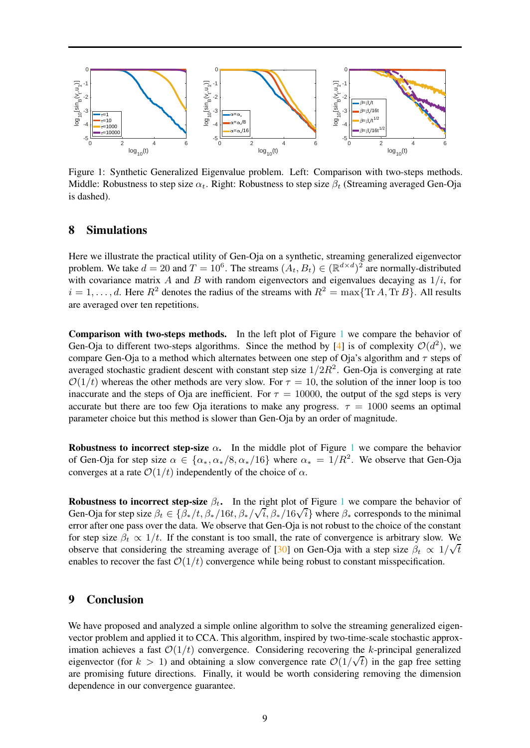Figure 1: Synthetic Generalized Eigenvalue problem. Left: Comparison with two-steps methods. Middle: Robustness to step size $\alpha_t$. Right: Robustness to step size $\beta_t$ (Streaming averaged Gen-Oja is dashed).

## 8 Simulations

Here we illustrate the practical utility of Gen-Oja on a synthetic, streaming generalized eigenvector problem. We take $d = 20$ and $T = 10^6$. The streams $(A_t, B_t) \in (\mathbb{R}^{d\times d})^2$ are normally-distributed with covariance matrix $A$ and $B$ with random eigenvectors and eigenvalues decaying as $1/i$, for $i = 1, \ldots, d$. Here $R^2$ denotes the radius of the streams with $R^2 = \max\{\operatorname{Tr} A, \operatorname{Tr} B\}$. All results are averaged over ten repetitions.

**Comparison with two-steps methods.** In the left plot of Figure 1 we compare the behavior of Gen-Oja to different two-steps algorithms. Since the method by [4] is of complexity $\mathcal{O}(d^2)$, we compare Gen-Oja to a method which alternates between one step of Oja's algorithm and $\tau$ steps of averaged stochastic gradient descent with constant step size $1/2R^2$. Gen-Oja is converging at rate $\mathcal{O}(1/t)$ whereas the other methods are very slow. For $\tau = 10$, the solution of the inner loop is too inaccurate and the steps of Oja are inefficient. For $\tau = 10000$, the output of the sgd steps is very accurate but there are too few Oja iterations to make any progress. $\tau = 1000$ seems an optimal parameter choice but this method is slower than Gen-Oja by an order of magnitude.

**Robustness to incorrect step-size $\alpha$.** In the middle plot of Figure 1 we compare the behavior of Gen-Oja for step size $\alpha \in \{\alpha_*, \alpha_*/8, \alpha_*/16\}$ where $\alpha_* = 1/R^2$. We observe that Gen-Oja converges at a rate $\mathcal{O}(1/t)$ independently of the choice of $\alpha$.

**Robustness to incorrect step-size $\beta_t$.** In the right plot of Figure 1 we compare the behavior of Gen-Oja for step size $\beta_t \in \{\beta_*/t, \beta_*/16t, \beta_*/\sqrt{i}, \beta_*/16\sqrt{i}\}$ where $\beta_*$ corresponds to the minimal error after one pass over the data. We observe that Gen-Oja is not robust to the choice of the constant for step size $\beta_t \propto 1/t$. If the constant is too small, the rate of convergence is arbitrary slow. We observe that considering the streaming average of [30] on Gen-Oja with a step size $\beta_t \propto 1/\sqrt{t}$ enables to recover the fast $\mathcal{O}(1/t)$ convergence while being robust to constant misspecification.

## 9 Conclusion

We have proposed and analyzed a simple online algorithm to solve the streaming generalized eigenvector problem and applied it to CCA. This algorithm, inspired by two-time-scale stochastic approximation achieves a fast $\mathcal{O}(1/t)$ convergence. Considering recovering the $k$-principal generalized eigenvector (for $k > 1$) and obtaining a slow convergence rate $\mathcal{O}(1/\sqrt{t})$ in the gap free setting are promising future directions. Finally, it would be worth considering removing the dimension dependence in our convergence guarantee.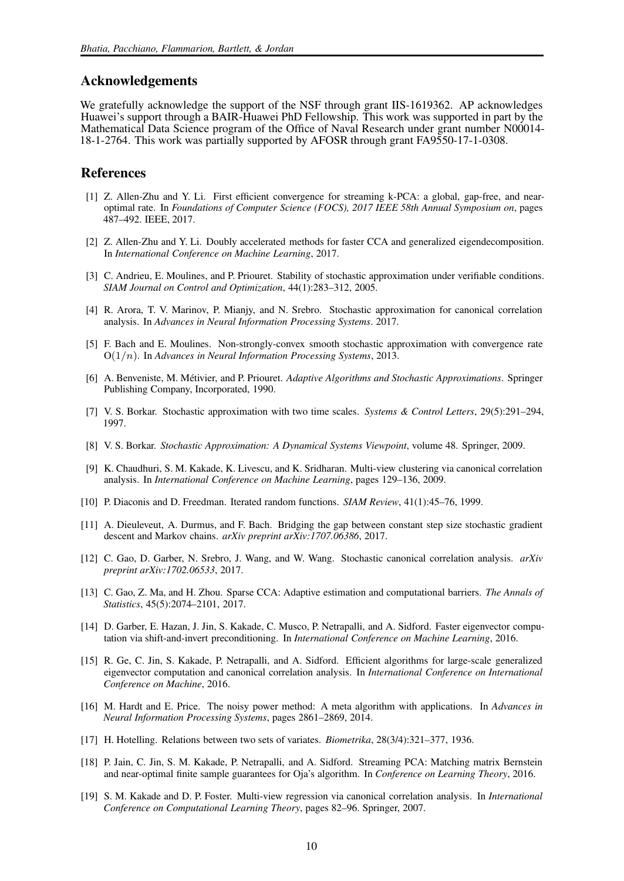## Acknowledgements

We gratefully acknowledge the support of the NSF through grant IIS-1619362. AP acknowledges Huawei's support through a BAIR-Huawei PhD Fellowship. This work was supported in part by the Mathematical Data Science program of the Office of Naval Research under grant number N00014-18-1-2764. This work was partially supported by AFOSR through grant FA9550-17-1-0308.

## References

[1] Z. Allen-Zhu and Y. Li. First efficient convergence for streaming k-PCA: a global, gap-free, and near-optimal rate. In *Foundations of Computer Science (FOCS), 2017 IEEE 58th Annual Symposium on*, pages 487–492. IEEE, 2017.

[2] Z. Allen-Zhu and Y. Li. Doubly accelerated methods for faster CCA and generalized eigendecomposition. In *International Conference on Machine Learning*, 2017.

[3] C. Andrieu, E. Moulines, and P. Priouret. Stability of stochastic approximation under verifiable conditions. *SIAM Journal on Control and Optimization*, 44(1):283–312, 2005.

[4] R. Arora, T. V. Marinov, P. Mianjy, and N. Srebro. Stochastic approximation for canonical correlation analysis. In *Advances in Neural Information Processing Systems*. 2017.

[5] F. Bach and E. Moulines. Non-strongly-convex smooth stochastic approximation with convergence rate $O(1/n)$. In *Advances in Neural Information Processing Systems*, 2013.

[6] A. Benveniste, M. Métivier, and P. Priouret. *Adaptive Algorithms and Stochastic Approximations*. Springer Publishing Company, Incorporated, 1990.

[7] V. S. Borkar. Stochastic approximation with two time scales. *Systems & Control Letters*, 29(5):291–294, 1997.

[8] V. S. Borkar. *Stochastic Approximation: A Dynamical Systems Viewpoint*, volume 48. Springer, 2009.

[9] K. Chaudhuri, S. M. Kakade, K. Livescu, and K. Sridharan. Multi-view clustering via canonical correlation analysis. In *International Conference on Machine Learning*, pages 129–136, 2009.

[10] P. Diaconis and D. Freedman. Iterated random functions. *SIAM Review*, 41(1):45–76, 1999.

[11] A. Dieuleveut, A. Durmus, and F. Bach. Bridging the gap between constant step size stochastic gradient descent and Markov chains. *arXiv preprint arXiv:1707.06386*, 2017.

[12] C. Gao, D. Garber, N. Srebro, J. Wang, and W. Wang. Stochastic canonical correlation analysis. *arXiv preprint arXiv:1702.06533*, 2017.

[13] C. Gao, Z. Ma, and H. Zhou. Sparse CCA: Adaptive estimation and computational barriers. *The Annals of Statistics*, 45(5):2074–2101, 2017.

[14] D. Garber, E. Hazan, J. Jin, S. Kakade, C. Musco, P. Netrapalli, and A. Sidford. Faster eigenvector computation via shift-and-invert preconditioning. In *International Conference on Machine Learning*, 2016.

[15] R. Ge, C. Jin, S. Kakade, P. Netrapalli, and A. Sidford. Efficient algorithms for large-scale generalized eigenvector computation and canonical correlation analysis. In *International Conference on International Conference on Machine*, 2016.

[16] M. Hardt and E. Price. The noisy power method: A meta algorithm with applications. In *Advances in Neural Information Processing Systems*, pages 2861–2869, 2014.

[17] H. Hotelling. Relations between two sets of variates. *Biometrika*, 28(3/4):321–377, 1936.

[18] P. Jain, C. Jin, S. M. Kakade, P. Netrapalli, and A. Sidford. Streaming PCA: Matching matrix Bernstein and near-optimal finite sample guarantees for Oja's algorithm. In *Conference on Learning Theory*, 2016.

[19] S. M. Kakade and D. P. Foster. Multi-view regression via canonical correlation analysis. In *International Conference on Computational Learning Theory*, pages 82–96. Springer, 2007.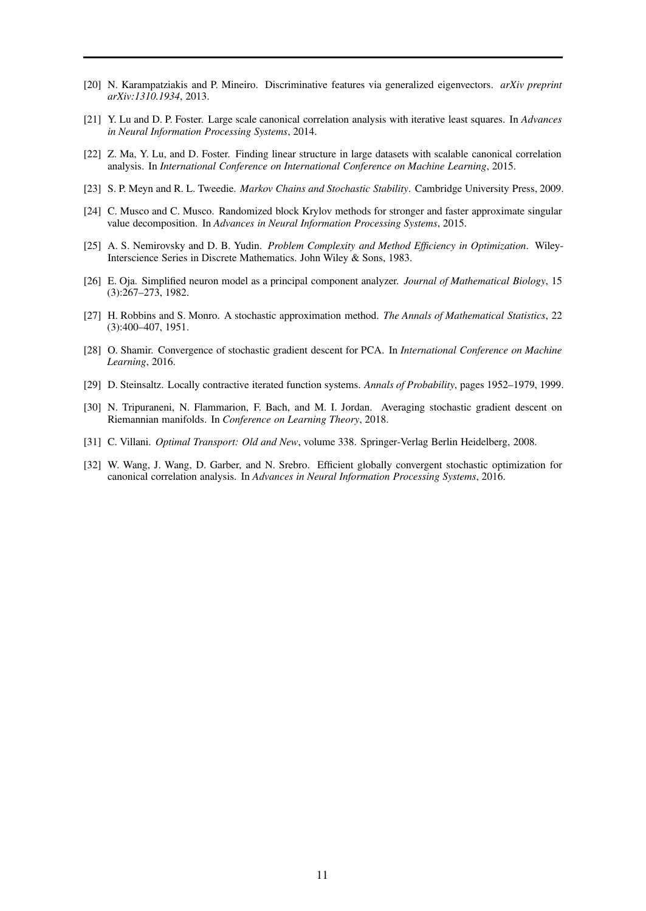[20] N. Karampatziakis and P. Mineiro. Discriminative features via generalized eigenvectors. *arXiv preprint arXiv:1310.1934*, 2013.

[21] Y. Lu and D. P. Foster. Large scale canonical correlation analysis with iterative least squares. In *Advances in Neural Information Processing Systems*, 2014.

[22] Z. Ma, Y. Lu, and D. Foster. Finding linear structure in large datasets with scalable canonical correlation analysis. In *International Conference on International Conference on Machine Learning*, 2015.

[23] S. P. Meyn and R. L. Tweedie. *Markov Chains and Stochastic Stability*. Cambridge University Press, 2009.

[24] C. Musco and C. Musco. Randomized block Krylov methods for stronger and faster approximate singular value decomposition. In *Advances in Neural Information Processing Systems*, 2015.

[25] A. S. Nemirovsky and D. B. Yudin. *Problem Complexity and Method Efficiency in Optimization*. Wiley-Interscience Series in Discrete Mathematics. John Wiley & Sons, 1983.

[26] E. Oja. Simplified neuron model as a principal component analyzer. *Journal of Mathematical Biology*, 15 (3):267–273, 1982.

[27] H. Robbins and S. Monro. A stochastic approximation method. *The Annals of Mathematical Statistics*, 22 (3):400–407, 1951.

[28] O. Shamir. Convergence of stochastic gradient descent for PCA. In *International Conference on Machine Learning*, 2016.

[29] D. Steinsaltz. Locally contractive iterated function systems. *Annals of Probability*, pages 1952–1979, 1999.

[30] N. Tripuraneni, N. Flammarion, F. Bach, and M. I. Jordan. Averaging stochastic gradient descent on Riemannian manifolds. In *Conference on Learning Theory*, 2018.

[31] C. Villani. *Optimal Transport: Old and New*, volume 338. Springer-Verlag Berlin Heidelberg, 2008.

[32] W. Wang, J. Wang, D. Garber, and N. Srebro. Efficient globally convergent stochastic optimization for canonical correlation analysis. In *Advances in Neural Information Processing Systems*, 2016.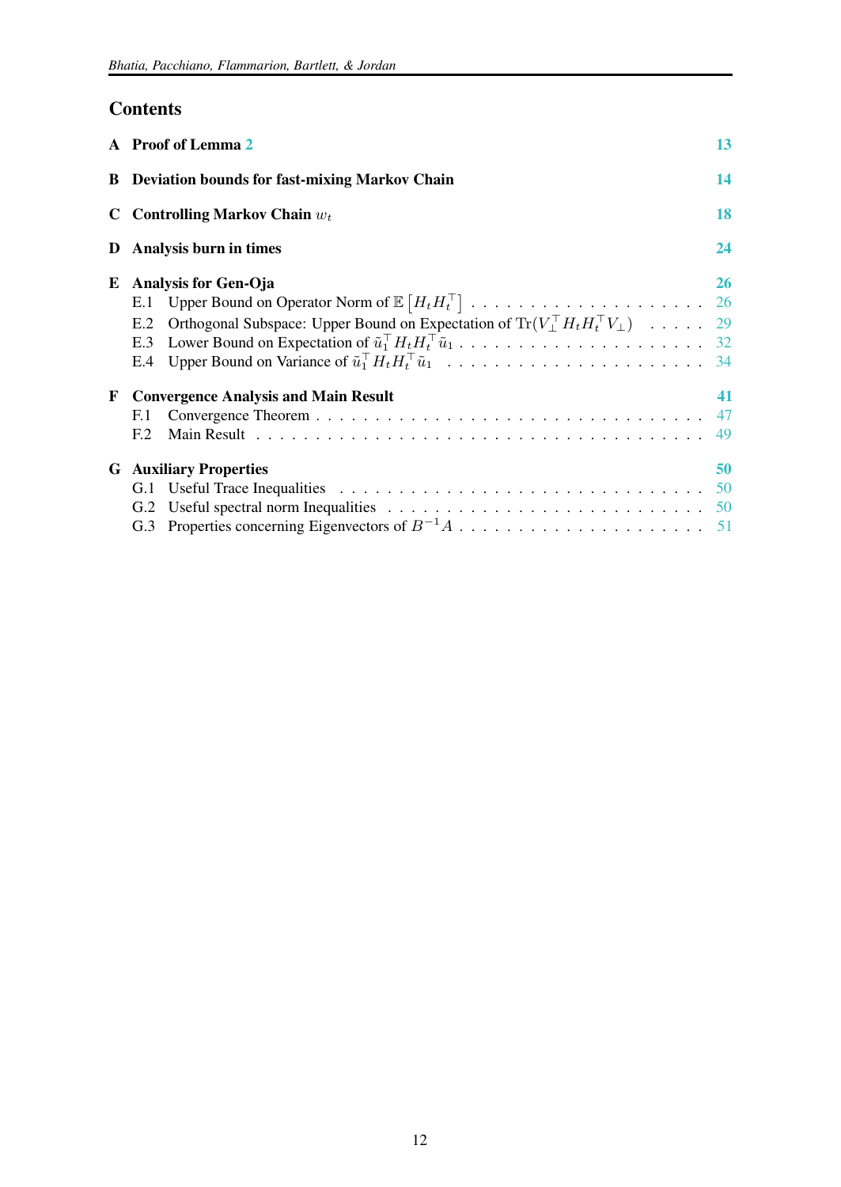## Contents

**A Proof of Lemma 2** — 13

**B Deviation bounds for fast-mixing Markov Chain** — 14

**C Controlling Markov Chain $w_t$** — 18

**D Analysis burn in times** — 24

**E Analysis for Gen-Oja** — 26

- E.1 Upper Bound on Operator Norm of $\mathbb{E}\left[H_t H_t^\top\right]$ — 26
- E.2 Orthogonal Subspace: Upper Bound on Expectation of $\mathrm{Tr}(V_\perp^\top H_t H_t^\top V_\perp)$ — 29
- E.3 Lower Bound on Expectation of $\tilde{u}_1^\top H_t H_t^\top \tilde{u}_1$ — 32
- E.4 Upper Bound on Variance of $\tilde{u}_1^\top H_t H_t^\top \tilde{u}_1$ — 34

**F Convergence Analysis and Main Result** — 41

- F.1 Convergence Theorem — 47
- F.2 Main Result — 49

**G Auxiliary Properties** — 50

- G.1 Useful Trace Inequalities — 50
- G.2 Useful spectral norm Inequalities — 50
- G.3 Properties concerning Eigenvectors of $B^{-1}A$ — 51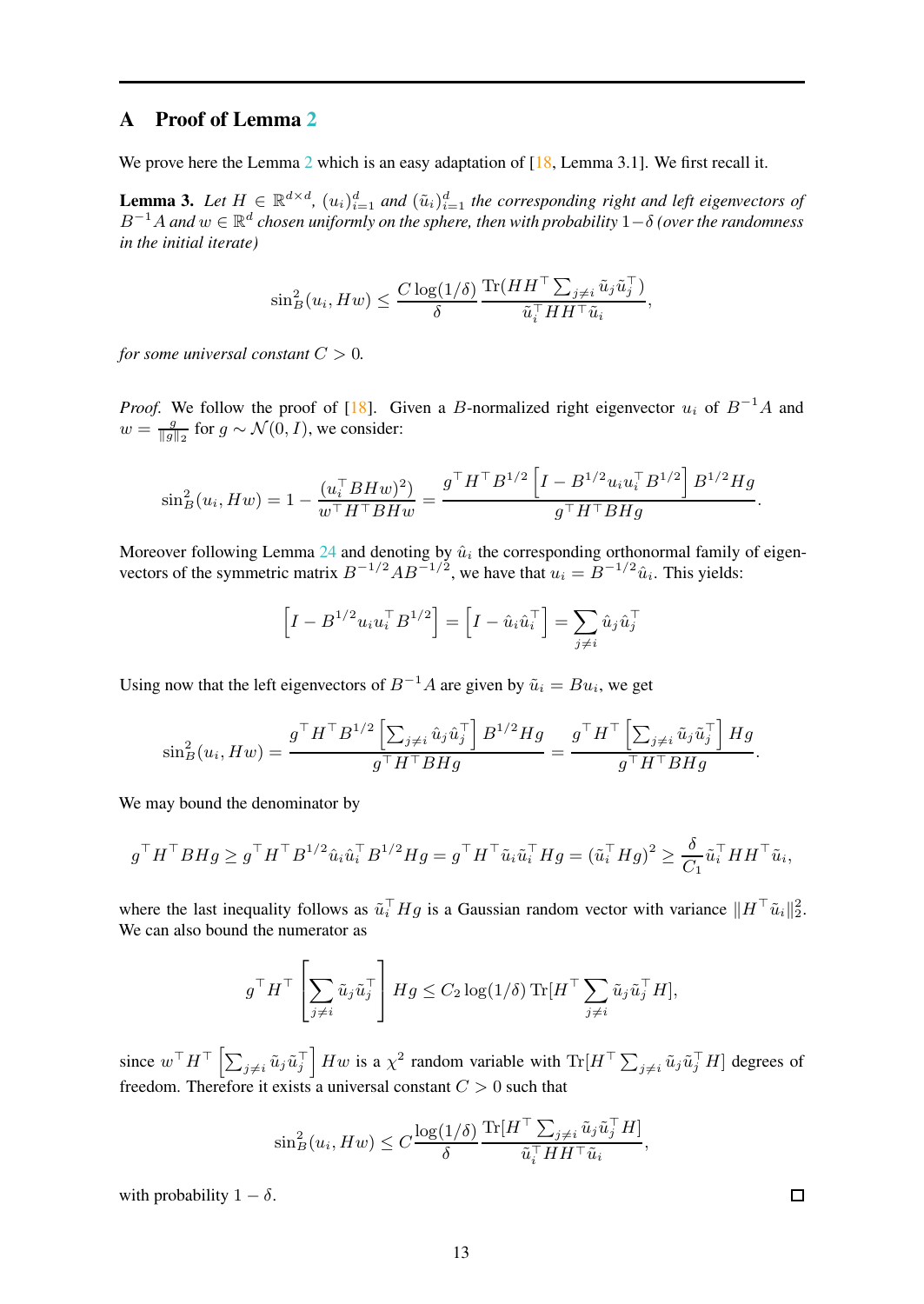## A Proof of Lemma 2

We prove here the Lemma 2 which is an easy adaptation of [18, Lemma 3.1]. We first recall it.

**Lemma 3.** *Let $H \in \mathbb{R}^{d\times d}$, $(u_i)_{i=1}^d$ and $(\tilde{u}_i)_{i=1}^d$ the corresponding right and left eigenvectors of $B^{-1}A$ and $w \in \mathbb{R}^d$ chosen uniformly on the sphere, then with probability $1-\delta$ (over the randomness in the initial iterate)*

$$\sin_B^2(u_i, Hw) \leq \frac{C\log(1/\delta)}{\delta}\frac{\mathrm{Tr}(HH^\top \sum_{j\neq i}\tilde{u}_j\tilde{u}_j^\top)}{\tilde{u}_i^\top HH^\top \tilde{u}_i},$$

*for some universal constant $C > 0$.*

*Proof.* We follow the proof of [18]. Given a $B$-normalized right eigenvector $u_i$ of $B^{-1}A$ and $w = \frac{g}{\|g\|_2}$ for $g \sim \mathcal{N}(0, I)$, we consider:

$$\sin_B^2(u_i, Hw) = 1 - \frac{(u_i^\top BHw)^2)}{w^\top H^\top BHw} = \frac{g^\top H^\top B^{1/2}\left[I - B^{1/2}u_iu_i^\top B^{1/2}\right]B^{1/2}Hg}{g^\top H^\top BHg}.$$

Moreover following Lemma 24 and denoting by $\hat{u}_i$ the corresponding orthonormal family of eigenvectors of the symmetric matrix $B^{-1/2}AB^{-1/2}$, we have that $u_i = B^{-1/2}\hat{u}_i$. This yields:

$$\left[I - B^{1/2}u_iu_i^\top B^{1/2}\right] = \left[I - \hat{u}_i\hat{u}_i^\top\right] = \sum_{j\neq i}\hat{u}_j\hat{u}_j^\top$$

Using now that the left eigenvectors of $B^{-1}A$ are given by $\tilde{u}_i = Bu_i$, we get

$$\sin_B^2(u_i, Hw) = \frac{g^\top H^\top B^{1/2}\left[\sum_{j\neq i}\hat{u}_j\hat{u}_j^\top\right]B^{1/2}Hg}{g^\top H^\top BHg} = \frac{g^\top H^\top \left[\sum_{j\neq i}\tilde{u}_j\tilde{u}_j^\top\right]Hg}{g^\top H^\top BHg}.$$

We may bound the denominator by

$$g^\top H^\top BHg \geq g^\top H^\top B^{1/2}\hat{u}_i\hat{u}_i^\top B^{1/2}Hg = g^\top H^\top \tilde{u}_i\tilde{u}_i^\top Hg = (\tilde{u}_i^\top Hg)^2 \geq \frac{\delta}{C_1}\tilde{u}_i^\top HH^\top \tilde{u}_i,$$

where the last inequality follows as $\tilde{u}_i^\top Hg$ is a Gaussian random vector with variance $\|H^\top \tilde{u}_i\|_2^2$. We can also bound the numerator as

$$g^\top H^\top \left[\sum_{j\neq i}\tilde{u}_j\tilde{u}_j^\top\right]Hg \leq C_2\log(1/\delta)\,\mathrm{Tr}[H^\top \sum_{j\neq i}\tilde{u}_j\tilde{u}_j^\top H],$$

since $w^\top H^\top \left[\sum_{j\neq i}\tilde{u}_j\tilde{u}_j^\top\right]Hw$ is a $\chi^2$ random variable with $\mathrm{Tr}[H^\top \sum_{j\neq i}\tilde{u}_j\tilde{u}_j^\top H]$ degrees of freedom. Therefore it exists a universal constant $C > 0$ such that

$$\sin_B^2(u_i, Hw) \leq C\frac{\log(1/\delta)}{\delta}\frac{\mathrm{Tr}[H^\top \sum_{j\neq i}\tilde{u}_j\tilde{u}_j^\top H]}{\tilde{u}_i^\top HH^\top \tilde{u}_i},$$

with probability $1-\delta$. $\square$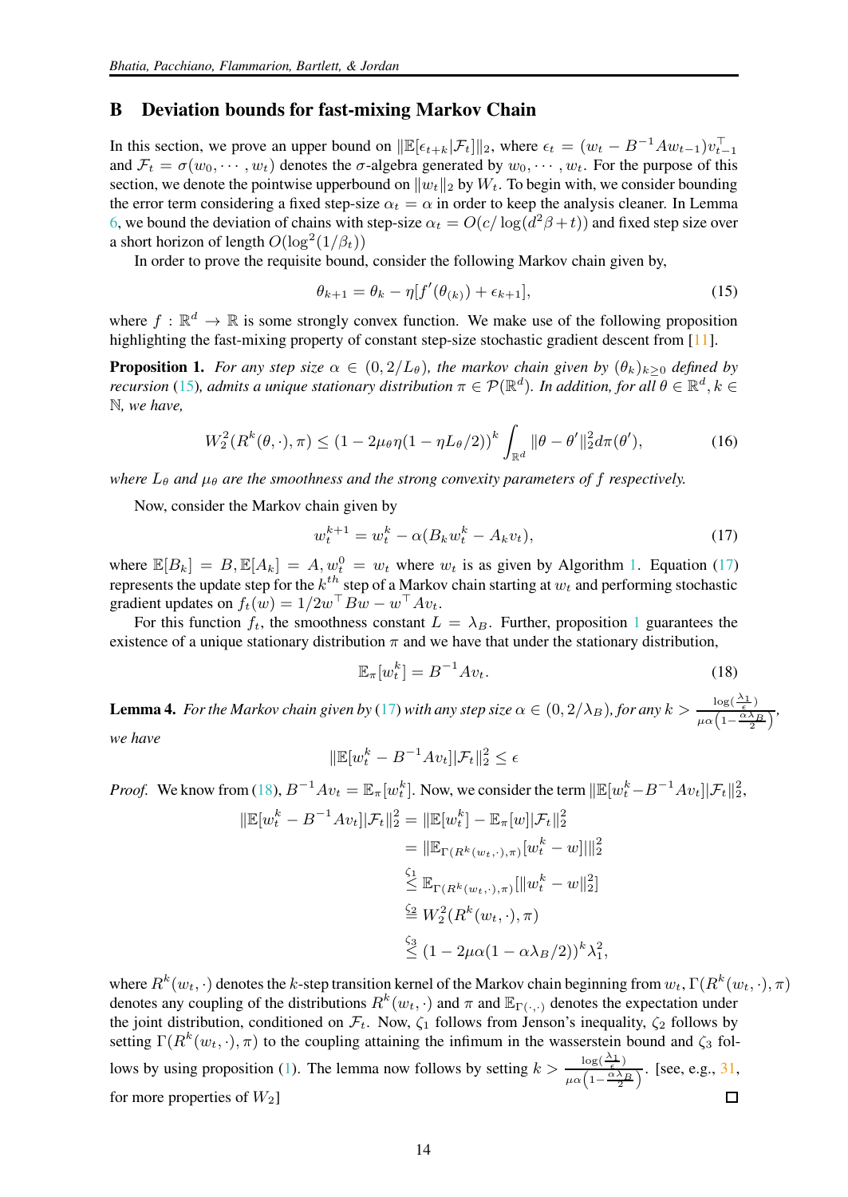## B Deviation bounds for fast-mixing Markov Chain

In this section, we prove an upper bound on $\|\mathbb{E}[\epsilon_{t+k}|\mathcal{F}_t]\|_2$, where $\epsilon_t = (w_t - B^{-1}Aw_{t-1})v_{t-1}^\top$ and $\mathcal{F}_t = \sigma(w_0, \cdots, w_t)$ denotes the $\sigma$-algebra generated by $w_0, \cdots, w_t$. For the purpose of this section, we denote the pointwise upperbound on $\|w_t\|_2$ by $W_t$. To begin with, we consider bounding the error term considering a fixed step-size $\alpha_t = \alpha$ in order to keep the analysis cleaner. In Lemma 6, we bound the deviation of chains with step-size $\alpha_t = O(c/\log(d^2\beta + t))$ and fixed step size over a short horizon of length $O(\log^2(1/\beta_t))$

In order to prove the requisite bound, consider the following Markov chain given by,

$$\theta_{k+1} = \theta_k - \eta[f'(\theta_{(k)}) + \epsilon_{k+1}], \tag{15}$$

where $f : \mathbb{R}^d \to \mathbb{R}$ is some strongly convex function. We make use of the following proposition highlighting the fast-mixing property of constant step-size stochastic gradient descent from [11].

**Proposition 1.** *For any step size $\alpha \in (0, 2/L_\theta)$, the markov chain given by $(\theta_k)_{k\geq 0}$ defined by recursion (15), admits a unique stationary distribution $\pi \in \mathcal{P}(\mathbb{R}^d)$. In addition, for all $\theta \in \mathbb{R}^d, k \in \mathbb{N}$, we have,*

$$W_2^2(R^k(\theta, \cdot), \pi) \leq (1 - 2\mu_\theta\eta(1 - \eta L_\theta/2))^k \int_{\mathbb{R}^d} \|\theta - \theta'\|_2^2 d\pi(\theta'), \tag{16}$$

*where $L_\theta$ and $\mu_\theta$ are the smoothness and the strong convexity parameters of $f$ respectively.*

Now, consider the Markov chain given by

$$w_t^{k+1} = w_t^k - \alpha(B_k w_t^k - A_k v_t), \tag{17}$$

where $\mathbb{E}[B_k] = B, \mathbb{E}[A_k] = A, w_t^0 = w_t$ where $w_t$ is as given by Algorithm 1. Equation (17) represents the update step for the $k^{th}$ step of a Markov chain starting at $w_t$ and performing stochastic gradient updates on $f_t(w) = 1/2w^\top Bw - w^\top Av_t$.

For this function $f_t$, the smoothness constant $L = \lambda_B$. Further, proposition 1 guarantees the existence of a unique stationary distribution $\pi$ and we have that under the stationary distribution,

$$\mathbb{E}_\pi[w_t^k] = B^{-1}Av_t. \tag{18}$$

**Lemma 4.** *For the Markov chain given by (17) with any step size $\alpha \in (0, 2/\lambda_B)$, for any $k > \frac{\log(\frac{\lambda_1}{\epsilon})}{\mu\alpha\left(1 - \frac{\alpha\lambda_B}{2}\right)}$, we have*

$$\|\mathbb{E}[w_t^k - B^{-1}Av_t]|\mathcal{F}_t\|_2^2 \leq \epsilon$$

*Proof.* We know from (18), $B^{-1}Av_t = \mathbb{E}_\pi[w_t^k]$. Now, we consider the term $\|\mathbb{E}[w_t^k - B^{-1}Av_t]|\mathcal{F}_t\|_2^2$,

$$\begin{aligned}
\|\mathbb{E}[w_t^k - B^{-1}Av_t]|\mathcal{F}_t\|_2^2 &= \|\mathbb{E}[w_t^k] - \mathbb{E}_\pi[w]|\mathcal{F}_t\|_2^2 \\
&= \|\mathbb{E}_{\Gamma(R^k(w_t,\cdot),\pi)}[w_t^k - w]\|\|_2^2 \\
&\overset{\zeta_1}{\leq} \mathbb{E}_{\Gamma(R^k(w_t,\cdot),\pi)}[\|w_t^k - w\|_2^2] \\
&\overset{\zeta_2}{=} W_2^2(R^k(w_t,\cdot), \pi) \\
&\overset{\zeta_3}{\leq} (1 - 2\mu\alpha(1 - \alpha\lambda_B/2))^k \lambda_1^2,
\end{aligned}$$

where $R^k(w_t, \cdot)$ denotes the $k$-step transition kernel of the Markov chain beginning from $w_t$, $\Gamma(R^k(w_t, \cdot), \pi)$ denotes any coupling of the distributions $R^k(w_t, \cdot)$ and $\pi$ and $\mathbb{E}_{\Gamma(\cdot,\cdot)}$ denotes the expectation under the joint distribution, conditioned on $\mathcal{F}_t$. Now, $\zeta_1$ follows from Jenson's inequality, $\zeta_2$ follows by setting $\Gamma(R^k(w_t, \cdot), \pi)$ to the coupling attaining the infimum in the wasserstein bound and $\zeta_3$ follows by using proposition (1). The lemma now follows by setting $k > \frac{\log(\frac{\lambda_1}{\epsilon})}{\mu\alpha\left(1 - \frac{\alpha\lambda_B}{2}\right)}$. [see, e.g., 31, for more properties of $W_2$] ☐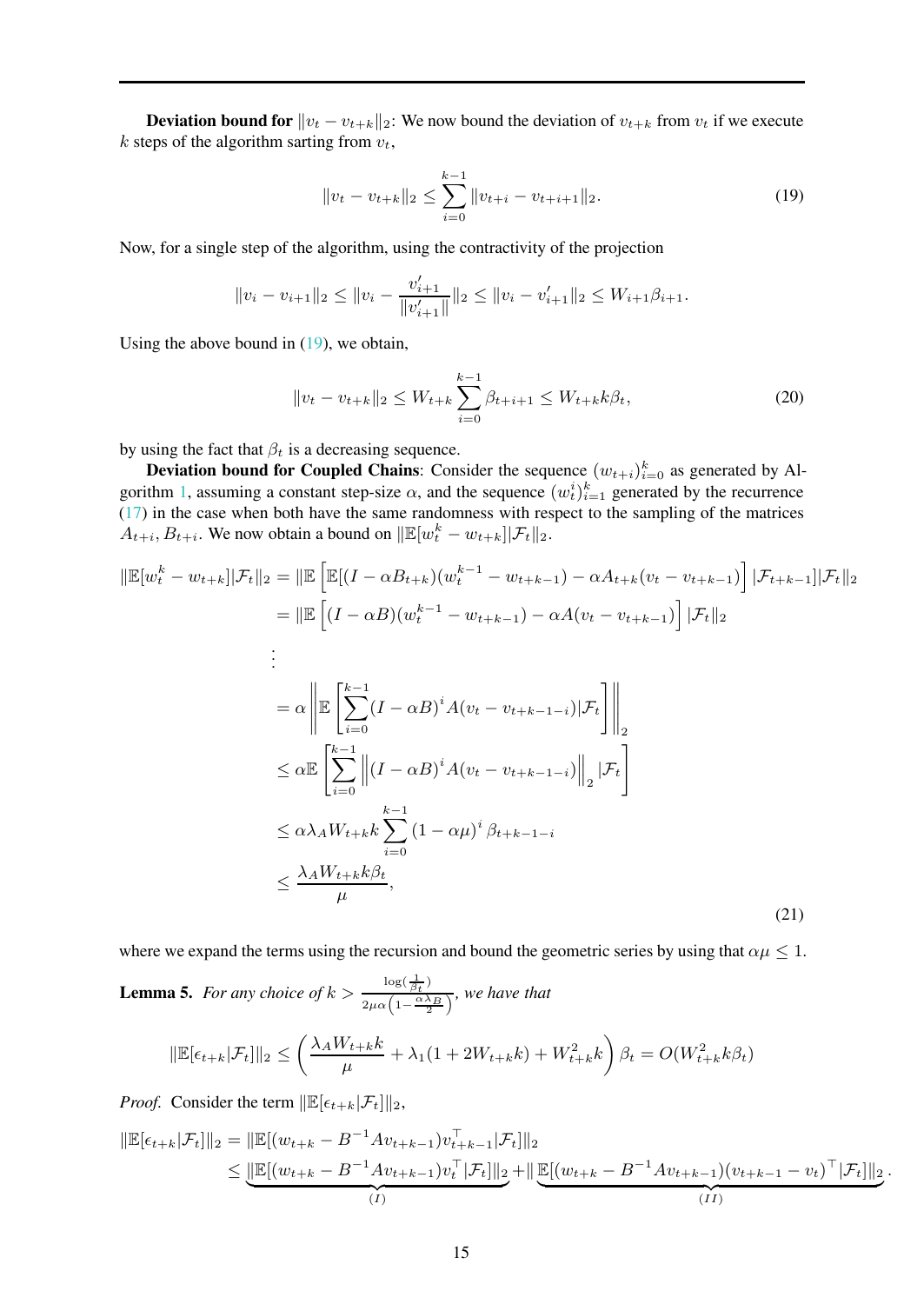**Deviation bound for** $\|v_t - v_{t+k}\|_2$: We now bound the deviation of $v_{t+k}$ from $v_t$ if we execute $k$ steps of the algorithm sarting from $v_t$,

$$\|v_t - v_{t+k}\|_2 \leq \sum_{i=0}^{k-1} \|v_{t+i} - v_{t+i+1}\|_2. \tag{19}$$

Now, for a single step of the algorithm, using the contractivity of the projection

$$\|v_i - v_{i+1}\|_2 \leq \|v_i - \frac{v'_{i+1}}{\|v'_{i+1}\|}\|_2 \leq \|v_i - v'_{i+1}\|_2 \leq W_{i+1}\beta_{i+1}.$$

Using the above bound in (19), we obtain,

$$\|v_t - v_{t+k}\|_2 \leq W_{t+k} \sum_{i=0}^{k-1} \beta_{t+i+1} \leq W_{t+k} k \beta_t, \tag{20}$$

by using the fact that $\beta_t$ is a decreasing sequence.

**Deviation bound for Coupled Chains**: Consider the sequence $(w_{t+i})_{i=0}^k$ as generated by Algorithm 1, assuming a constant step-size $\alpha$, and the sequence $(w_t^i)_{i=1}^k$ generated by the recurrence (17) in the case when both have the same randomness with respect to the sampling of the matrices $A_{t+i}, B_{t+i}$. We now obtain a bound on $\|\mathbb{E}[w_t^k - w_{t+k}]|\mathcal{F}_t\|_2$.

$$\begin{aligned}
\|\mathbb{E}[w_t^k - w_{t+k}]|\mathcal{F}_t\|_2 &= \|\mathbb{E}\left[\mathbb{E}[(I - \alpha B_{t+k})(w_t^{k-1} - w_{t+k-1}) - \alpha A_{t+k}(v_t - v_{t+k-1})\right]|\mathcal{F}_{t+k-1}]|\mathcal{F}_t\|_2 \\
&= \|\mathbb{E}\left[(I - \alpha B)(w_t^{k-1} - w_{t+k-1}) - \alpha A(v_t - v_{t+k-1})\right]|\mathcal{F}_t\|_2 \\
&\;\;\vdots \\
&= \alpha \left\| \mathbb{E}\left[\sum_{i=0}^{k-1} (I - \alpha B)^i A(v_t - v_{t+k-1-i})|\mathcal{F}_t\right]\right\|_2 \\
&\leq \alpha \mathbb{E}\left[\sum_{i=0}^{k-1} \left\|(I - \alpha B)^i A(v_t - v_{t+k-1-i})\right\|_2 |\mathcal{F}_t\right] \\
&\leq \alpha \lambda_A W_{t+k} k \sum_{i=0}^{k-1} (1 - \alpha\mu)^i \beta_{t+k-1-i} \\
&\leq \frac{\lambda_A W_{t+k} k \beta_t}{\mu},
\end{aligned} \tag{21}$$

where we expand the terms using the recursion and bound the geometric series by using that $\alpha\mu \leq 1$.

**Lemma 5.** *For any choice of* $k > \frac{\log(\frac{1}{\beta_t})}{2\mu\alpha\left(1 - \frac{\alpha\lambda_B}{2}\right)}$, *we have that*

$$\|\mathbb{E}[\epsilon_{t+k}|\mathcal{F}_t]\|_2 \leq \left(\frac{\lambda_A W_{t+k} k}{\mu} + \lambda_1(1 + 2W_{t+k}k) + W_{t+k}^2 k\right)\beta_t = O(W_{t+k}^2 k \beta_t)$$

*Proof.* Consider the term $\|\mathbb{E}[\epsilon_{t+k}|\mathcal{F}_t]\|_2$,

$$\begin{aligned}
\|\mathbb{E}[\epsilon_{t+k}|\mathcal{F}_t]\|_2 &= \|\mathbb{E}[(w_{t+k} - B^{-1}Av_{t+k-1})v_{t+k-1}^\top|\mathcal{F}_t]\|_2 \\
&\leq \underbrace{\|\mathbb{E}[(w_{t+k} - B^{-1}Av_{t+k-1})v_t^\top|\mathcal{F}_t]\|_2}_{(I)} + \|\underbrace{\mathbb{E}[(w_{t+k} - B^{-1}Av_{t+k-1})(v_{t+k-1} - v_t)^\top|\mathcal{F}_t]\|_2}_{(II)}.
\end{aligned}$$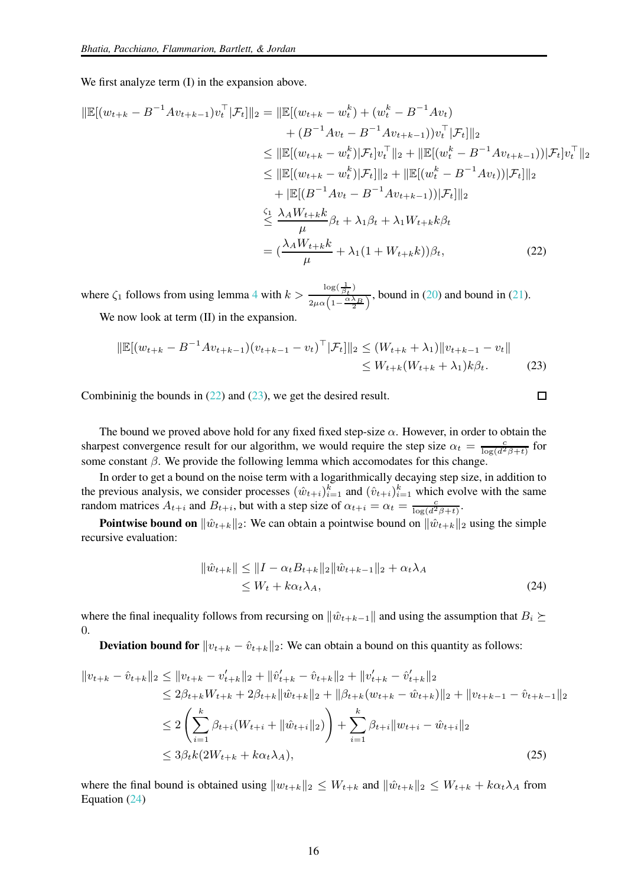We first analyze term (I) in the expansion above.

$$
\begin{aligned}
\|\mathbb{E}[(w_{t+k} - B^{-1}Av_{t+k-1})v_t^\top|\mathcal{F}_t]\|_2 &= \|\mathbb{E}[(w_{t+k} - w_t^k) + (w_t^k - B^{-1}Av_t) \\
&\quad + (B^{-1}Av_t - B^{-1}Av_{t+k-1}))v_t^\top|\mathcal{F}_t]\|_2 \\
&\leq \|\mathbb{E}[(w_{t+k} - w_t^k)|\mathcal{F}_t]v_t^\top\|_2 + \|\mathbb{E}[(w_t^k - B^{-1}Av_{t+k-1}))|\mathcal{F}_t]v_t^\top\|_2 \\
&\leq \|\mathbb{E}[(w_{t+k} - w_t^k)|\mathcal{F}_t]\|_2 + \|\mathbb{E}[(w_t^k - B^{-1}Av_t))|\mathcal{F}_t]\|_2 \\
&\quad + |\mathbb{E}[(B^{-1}Av_t - B^{-1}Av_{t+k-1}))|\mathcal{F}_t]\|_2 \\
&\overset{\zeta_1}{\leq} \frac{\lambda_A W_{t+k} k}{\mu}\beta_t + \lambda_1\beta_t + \lambda_1 W_{t+k} k\beta_t \\
&= (\frac{\lambda_A W_{t+k} k}{\mu} + \lambda_1(1 + W_{t+k}k))\beta_t, \qquad (22)
\end{aligned}
$$

where $\zeta_1$ follows from using lemma 4 with $k > \frac{\log(\frac{1}{\beta_t})}{2\mu\alpha\left(1-\frac{\alpha\lambda_B}{2}\right)}$, bound in (20) and bound in (21).

We now look at term (II) in the expansion.

$$
\begin{aligned}
\|\mathbb{E}[(w_{t+k} - B^{-1}Av_{t+k-1})(v_{t+k-1} - v_t)^\top|\mathcal{F}_t]\|_2 &\leq (W_{t+k} + \lambda_1)\|v_{t+k-1} - v_t\| \\
&\leq W_{t+k}(W_{t+k} + \lambda_1)k\beta_t. \qquad (23)
\end{aligned}
$$

Combininig the bounds in (22) and (23), we get the desired result. □

The bound we proved above hold for any fixed fixed step-size $\alpha$. However, in order to obtain the sharpest convergence result for our algorithm, we would require the step size $\alpha_t = \frac{c}{\log(d^2\beta+t)}$ for some constant $\beta$. We provide the following lemma which accomodates for this change.

In order to get a bound on the noise term with a logarithmically decaying step size, in addition to the previous analysis, we consider processes $(\hat{w}_{t+i})_{i=1}^k$ and $(\hat{v}_{t+i})_{i=1}^k$ which evolve with the same random matrices $A_{t+i}$ and $B_{t+i}$, but with a step size of $\alpha_{t+i} = \alpha_t = \frac{c}{\log(d^2\beta+t)}$.

**Pointwise bound on** $\|\hat{w}_{t+k}\|_2$: We can obtain a pointwise bound on $\|\hat{w}_{t+k}\|_2$ using the simple recursive evaluation:

$$
\begin{aligned}
\|\hat{w}_{t+k}\| &\leq \|I - \alpha_t B_{t+k}\|_2 \|\hat{w}_{t+k-1}\|_2 + \alpha_t\lambda_A \\
&\leq W_t + k\alpha_t\lambda_A, \qquad (24)
\end{aligned}
$$

where the final inequality follows from recursing on $\|\hat{w}_{t+k-1}\|$ and using the assumption that $B_i \succeq 0$.

**Deviation bound for** $\|v_{t+k} - \hat{v}_{t+k}\|_2$: We can obtain a bound on this quantity as follows:

$$
\begin{aligned}
\|v_{t+k} - \hat{v}_{t+k}\|_2 &\leq \|v_{t+k} - v'_{t+k}\|_2 + \|\hat{v}'_{t+k} - \hat{v}_{t+k}\|_2 + \|v'_{t+k} - \hat{v}'_{t+k}\|_2 \\
&\leq 2\beta_{t+k}W_{t+k} + 2\beta_{t+k}\|\hat{w}_{t+k}\|_2 + \|\beta_{t+k}(w_{t+k} - \hat{w}_{t+k})\|_2 + \|v_{t+k-1} - \hat{v}_{t+k-1}\|_2 \\
&\leq 2\left(\sum_{i=1}^{k}\beta_{t+i}(W_{t+i} + \|\hat{w}_{t+i}\|_2)\right) + \sum_{i=1}^{k}\beta_{t+i}\|w_{t+i} - \hat{w}_{t+i}\|_2 \\
&\leq 3\beta_t k(2W_{t+k} + k\alpha_t\lambda_A), \qquad (25)
\end{aligned}
$$

where the final bound is obtained using $\|w_{t+k}\|_2 \leq W_{t+k}$ and $\|\hat{w}_{t+k}\|_2 \leq W_{t+k} + k\alpha_t\lambda_A$ from Equation (24)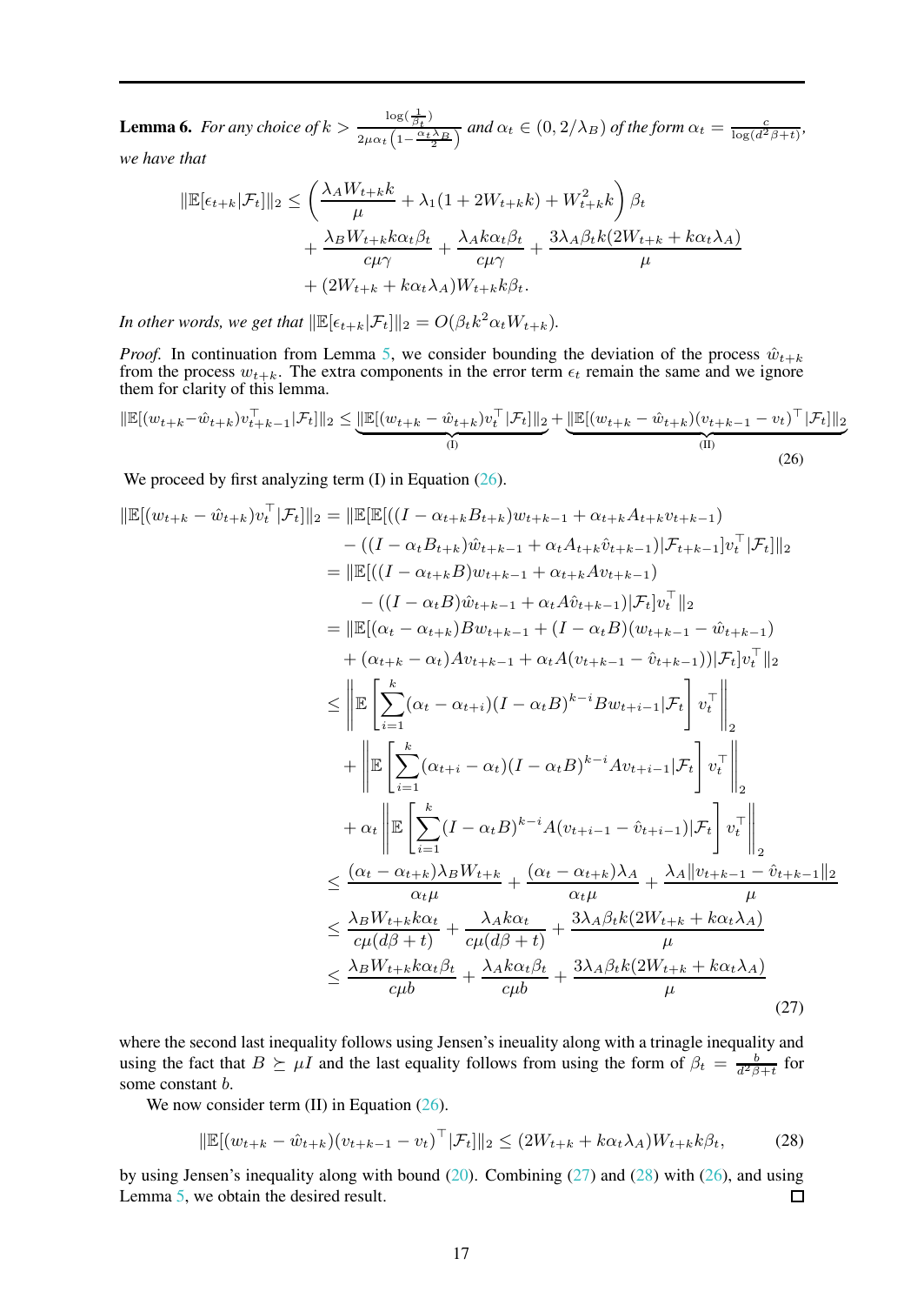**Lemma 6.** *For any choice of $k > \frac{\log(\frac{1}{\beta_t})}{2\mu\alpha_t\left(1-\frac{\alpha_t\lambda_B}{2}\right)}$ and $\alpha_t \in (0, 2/\lambda_B)$ of the form $\alpha_t = \frac{c}{\log(d^2\beta+t)}$, we have that*

$$
\begin{aligned}
\|\mathbb{E}[\epsilon_{t+k}|\mathcal{F}_t]\|_2 \leq & \left(\frac{\lambda_A W_{t+k} k}{\mu} + \lambda_1(1+2W_{t+k}k) + W_{t+k}^2 k\right)\beta_t \\
& + \frac{\lambda_B W_{t+k} k \alpha_t \beta_t}{c\mu\gamma} + \frac{\lambda_A k \alpha_t \beta_t}{c\mu\gamma} + \frac{3\lambda_A \beta_t k(2W_{t+k} + k\alpha_t\lambda_A)}{\mu} \\
& + (2W_{t+k} + k\alpha_t\lambda_A)W_{t+k}k\beta_t.
\end{aligned}
$$

*In other words, we get that $\|\mathbb{E}[\epsilon_{t+k}|\mathcal{F}_t]\|_2 = O(\beta_t k^2 \alpha_t W_{t+k})$.*

*Proof.* In continuation from Lemma 5, we consider bounding the deviation of the process $\hat{w}_{t+k}$ from the process $w_{t+k}$. The extra components in the error term $\epsilon_t$ remain the same and we ignore them for clarity of this lemma.

$$
\|\mathbb{E}[(w_{t+k}-\hat{w}_{t+k})v_{t+k-1}^\top|\mathcal{F}_t]\|_2 \leq \underbrace{\|\mathbb{E}[(w_{t+k}-\hat{w}_{t+k})v_t^\top|\mathcal{F}_t]\|_2}_{\text{(I)}} + \underbrace{\|\mathbb{E}[(w_{t+k}-\hat{w}_{t+k})(v_{t+k-1}-v_t)^\top|\mathcal{F}_t]\|_2}_{\text{(II)}} \tag{26}
$$

We proceed by first analyzing term (I) in Equation (26).

$$
\begin{aligned}
\|\mathbb{E}[(w_{t+k}-\hat{w}_{t+k})v_t^\top|\mathcal{F}_t]\|_2 &= \|\mathbb{E}[\mathbb{E}[((I-\alpha_{t+k}B_{t+k})w_{t+k-1} + \alpha_{t+k}A_{t+k}v_{t+k-1}) \\
&\quad - ((I-\alpha_t B_{t+k})\hat{w}_{t+k-1} + \alpha_t A_{t+k}\hat{v}_{t+k-1})|\mathcal{F}_{t+k-1}]v_t^\top|\mathcal{F}_t]\|_2 \\
&= \|\mathbb{E}[((I-\alpha_{t+k}B)w_{t+k-1} + \alpha_{t+k}Av_{t+k-1}) \\
&\quad - ((I-\alpha_t B)\hat{w}_{t+k-1} + \alpha_t A\hat{v}_{t+k-1})|\mathcal{F}_t]v_t^\top\|_2 \\
&= \|\mathbb{E}[(\alpha_t - \alpha_{t+k})Bw_{t+k-1} + (I-\alpha_t B)(w_{t+k-1}-\hat{w}_{t+k-1}) \\
&\quad + (\alpha_{t+k}-\alpha_t)Av_{t+k-1} + \alpha_t A(v_{t+k-1}-\hat{v}_{t+k-1}))|\mathcal{F}_t]v_t^\top\|_2 \\
&\leq \left\|\mathbb{E}\left[\sum_{i=1}^k (\alpha_t - \alpha_{t+i})(I-\alpha_t B)^{k-i}Bw_{t+i-1}|\mathcal{F}_t\right]v_t^\top\right\|_2 \\
&\quad + \left\|\mathbb{E}\left[\sum_{i=1}^k (\alpha_{t+i} - \alpha_t)(I-\alpha_t B)^{k-i}Av_{t+i-1}|\mathcal{F}_t\right]v_t^\top\right\|_2 \\
&\quad + \alpha_t\left\|\mathbb{E}\left[\sum_{i=1}^k (I-\alpha_t B)^{k-i}A(v_{t+i-1}-\hat{v}_{t+i-1})|\mathcal{F}_t\right]v_t^\top\right\|_2 \\
&\leq \frac{(\alpha_t - \alpha_{t+k})\lambda_B W_{t+k}}{\alpha_t\mu} + \frac{(\alpha_t-\alpha_{t+k})\lambda_A}{\alpha_t\mu} + \frac{\lambda_A\|v_{t+k-1}-\hat{v}_{t+k-1}\|_2}{\mu} \\
&\leq \frac{\lambda_B W_{t+k}k\alpha_t}{c\mu(d\beta+t)} + \frac{\lambda_A k\alpha_t}{c\mu(d\beta+t)} + \frac{3\lambda_A\beta_t k(2W_{t+k}+k\alpha_t\lambda_A)}{\mu} \\
&\leq \frac{\lambda_B W_{t+k}k\alpha_t\beta_t}{c\mu b} + \frac{\lambda_A k\alpha_t\beta_t}{c\mu b} + \frac{3\lambda_A\beta_t k(2W_{t+k}+k\alpha_t\lambda_A)}{\mu}
\end{aligned} \tag{27}
$$

where the second last inequality follows using Jensen's ineuality along with a tringale inequality and using the fact that $B \succeq \mu I$ and the last equality follows from using the form of $\beta_t = \frac{b}{d^2\beta+t}$ for some constant $b$.

We now consider term (II) in Equation (26).

$$
\|\mathbb{E}[(w_{t+k}-\hat{w}_{t+k})(v_{t+k-1}-v_t)^\top|\mathcal{F}_t]\|_2 \leq (2W_{t+k} + k\alpha_t\lambda_A)W_{t+k}k\beta_t, \tag{28}
$$

by using Jensen's inequality along with bound (20). Combining (27) and (28) with (26), and using Lemma 5, we obtain the desired result. $\square$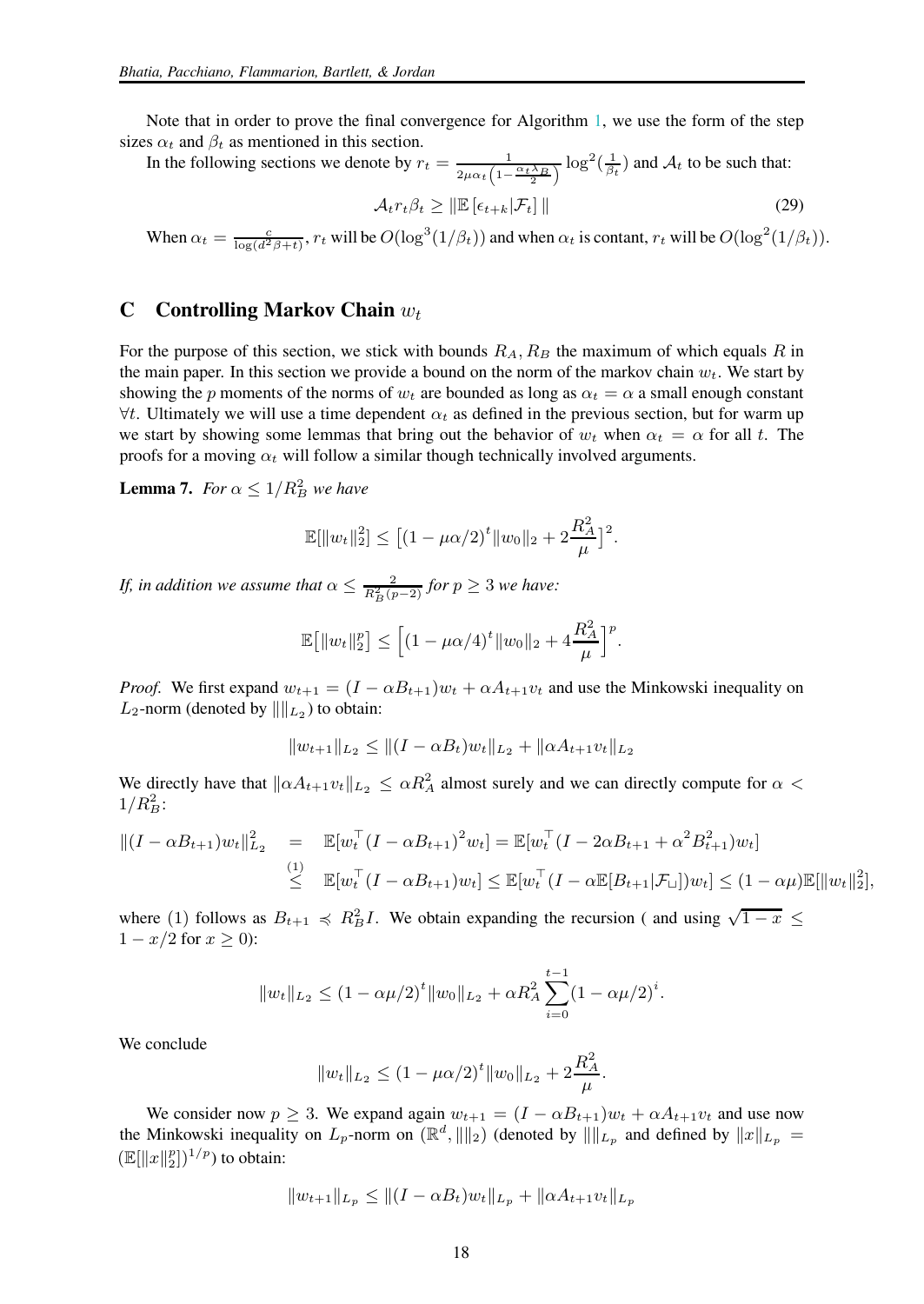Note that in order to prove the final convergence for Algorithm 1, we use the form of the step sizes $\alpha_t$ and $\beta_t$ as mentioned in this section.

In the following sections we denote by $r_t = \frac{1}{2\mu\alpha_t\left(1-\frac{\alpha_t\lambda_B}{2}\right)}\log^2(\frac{1}{\beta_t})$ and $\mathcal{A}_t$ to be such that:

$$\mathcal{A}_t r_t \beta_t \geq \|\mathbb{E}\left[\epsilon_{t+k}|\mathcal{F}_t\right]\| \tag{29}$$

When $\alpha_t = \frac{c}{\log(d^2\beta+t)}$, $r_t$ will be $O(\log^3(1/\beta_t))$ and when $\alpha_t$ is contant, $r_t$ will be $O(\log^2(1/\beta_t))$.

## C Controlling Markov Chain $w_t$

For the purpose of this section, we stick with bounds $R_A, R_B$ the maximum of which equals $R$ in the main paper. In this section we provide a bound on the norm of the markov chain $w_t$. We start by showing the $p$ moments of the norms of $w_t$ are bounded as long as $\alpha_t = \alpha$ a small enough constant $\forall t$. Ultimately we will use a time dependent $\alpha_t$ as defined in the previous section, but for warm up we start by showing some lemmas that bring out the behavior of $w_t$ when $\alpha_t = \alpha$ for all $t$. The proofs for a moving $\alpha_t$ will follow a similar though technically involved arguments.

**Lemma 7.** *For $\alpha \leq 1/R_B^2$ we have*

$$\mathbb{E}[\|w_t\|_2^2] \leq \left[(1-\mu\alpha/2)^t\|w_0\|_2 + 2\frac{R_A^2}{\mu}\right]^2.$$

*If, in addition we assume that $\alpha \leq \frac{2}{R_B^2(p-2)}$ for $p \geq 3$ we have:*

$$\mathbb{E}\left[\|w_t\|_2^p\right] \leq \left[(1-\mu\alpha/4)^t\|w_0\|_2 + 4\frac{R_A^2}{\mu}\right]^p.$$

*Proof.* We first expand $w_{t+1} = (I - \alpha B_{t+1})w_t + \alpha A_{t+1}v_t$ and use the Minkowski inequality on $L_2$-norm (denoted by $\|\|_{L_2}$) to obtain:

$$\|w_{t+1}\|_{L_2} \leq \|(I-\alpha B_t)w_t\|_{L_2} + \|\alpha A_{t+1}v_t\|_{L_2}$$

We directly have that $\|\alpha A_{t+1}v_t\|_{L_2} \leq \alpha R_A^2$ almost surely and we can directly compute for $\alpha < 1/R_B^2$:

$$\begin{aligned}
\|(I-\alpha B_{t+1})w_t\|_{L_2}^2 &= \mathbb{E}[w_t^\top(I-\alpha B_{t+1})^2 w_t] = \mathbb{E}[w_t^\top(I-2\alpha B_{t+1}+\alpha^2 B_{t+1}^2)w_t] \\
&\overset{(1)}{\leq} \mathbb{E}[w_t^\top(I-\alpha B_{t+1})w_t] \leq \mathbb{E}[w_t^\top(I-\alpha\mathbb{E}[B_{t+1}|\mathcal{F}_\sqcup])w_t] \leq (1-\alpha\mu)\mathbb{E}[\|w_t\|_2^2],
\end{aligned}$$

where (1) follows as $B_{t+1} \preccurlyeq R_B^2 I$. We obtain expanding the recursion ( and using $\sqrt{1-x} \leq 1 - x/2$ for $x \geq 0$):

$$\|w_t\|_{L_2} \leq (1-\alpha\mu/2)^t\|w_0\|_{L_2} + \alpha R_A^2\sum_{i=0}^{t-1}(1-\alpha\mu/2)^i.$$

We conclude

$$\|w_t\|_{L_2} \leq (1-\mu\alpha/2)^t\|w_0\|_{L_2} + 2\frac{R_A^2}{\mu}.$$

We consider now $p \geq 3$. We expand again $w_{t+1} = (I-\alpha B_{t+1})w_t + \alpha A_{t+1}v_t$ and use now the Minkowski inequality on $L_p$-norm on $(\mathbb{R}^d, \|\|_2)$ (denoted by $\|\|_{L_p}$ and defined by $\|x\|_{L_p} = (\mathbb{E}[\|x\|_2^p])^{1/p}$) to obtain:

$$\|w_{t+1}\|_{L_p} \leq \|(I-\alpha B_t)w_t\|_{L_p} + \|\alpha A_{t+1}v_t\|_{L_p}$$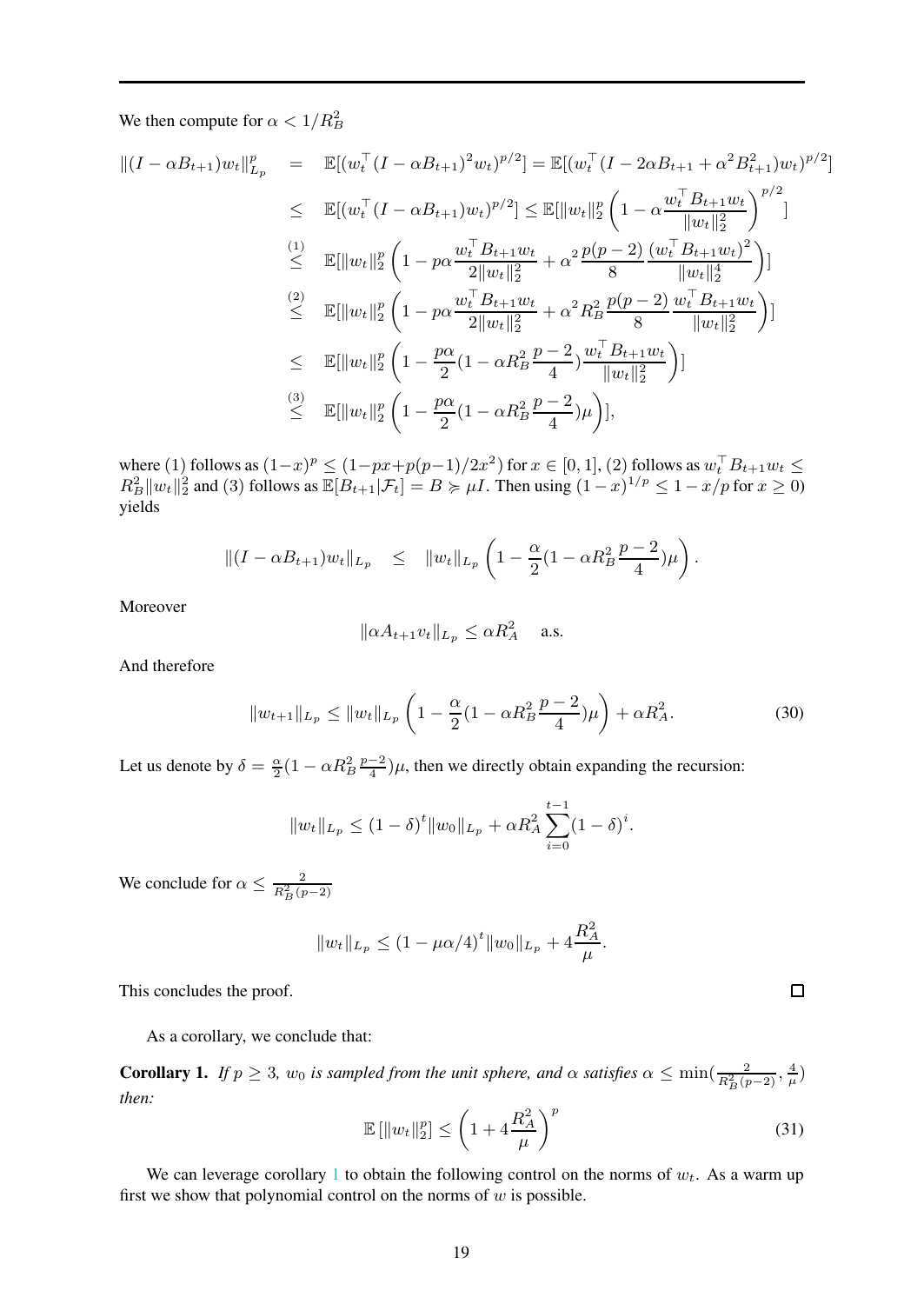We then compute for $\alpha < 1/R_B^2$

$$
\begin{aligned}
\|(I-\alpha B_{t+1})w_t\|_{L_p}^p &= \mathbb{E}[(w_t^\top (I-\alpha B_{t+1})^2 w_t)^{p/2}] = \mathbb{E}[(w_t^\top (I - 2\alpha B_{t+1} + \alpha^2 B_{t+1}^2) w_t)^{p/2}] \\
&\leq \mathbb{E}[(w_t^\top (I-\alpha B_{t+1})w_t)^{p/2}] \leq \mathbb{E}[\|w_t\|_2^p \left(1 - \alpha \frac{w_t^\top B_{t+1} w_t}{\|w_t\|_2^2}\right)^{p/2}] \\
&\overset{(1)}{\leq} \mathbb{E}[\|w_t\|_2^p \left(1 - p\alpha \frac{w_t^\top B_{t+1} w_t}{2\|w_t\|_2^2} + \alpha^2 \frac{p(p-2)}{8} \frac{(w_t^\top B_{t+1} w_t)^2}{\|w_t\|_2^4}\right)] \\
&\overset{(2)}{\leq} \mathbb{E}[\|w_t\|_2^p \left(1 - p\alpha \frac{w_t^\top B_{t+1} w_t}{2\|w_t\|_2^2} + \alpha^2 R_B^2 \frac{p(p-2)}{8} \frac{w_t^\top B_{t+1} w_t}{\|w_t\|_2^2}\right)] \\
&\leq \mathbb{E}[\|w_t\|_2^p \left(1 - \frac{p\alpha}{2}(1 - \alpha R_B^2 \frac{p-2}{4}) \frac{w_t^\top B_{t+1} w_t}{\|w_t\|_2^2}\right)] \\
&\overset{(3)}{\leq} \mathbb{E}[\|w_t\|_2^p \left(1 - \frac{p\alpha}{2}(1 - \alpha R_B^2 \frac{p-2}{4})\mu\right)],
\end{aligned}
$$

where (1) follows as $(1-x)^p \leq (1 - px + p(p-1)/2x^2)$ for $x \in [0,1]$, (2) follows as $w_t^\top B_{t+1} w_t \leq R_B^2 \|w_t\|_2^2$ and (3) follows as $\mathbb{E}[B_{t+1}|\mathcal{F}_t] = B \succcurlyeq \mu I$. Then using $(1-x)^{1/p} \leq 1 - x/p$ for $x \geq 0$) yields

$$
\|(I-\alpha B_{t+1})w_t\|_{L_p} \quad \leq \quad \|w_t\|_{L_p} \left(1 - \frac{\alpha}{2}(1 - \alpha R_B^2 \frac{p-2}{4})\mu\right).
$$

Moreover

$$
\|\alpha A_{t+1} v_t\|_{L_p} \leq \alpha R_A^2 \quad \text{a.s.}
$$

And therefore

$$
\|w_{t+1}\|_{L_p} \leq \|w_t\|_{L_p} \left(1 - \frac{\alpha}{2}(1 - \alpha R_B^2 \frac{p-2}{4})\mu\right) + \alpha R_A^2. \tag{30}
$$

Let us denote by $\delta = \frac{\alpha}{2}(1 - \alpha R_B^2 \frac{p-2}{4})\mu$, then we directly obtain expanding the recursion:

$$
\|w_t\|_{L_p} \leq (1-\delta)^t \|w_0\|_{L_p} + \alpha R_A^2 \sum_{i=0}^{t-1} (1-\delta)^i.
$$

We conclude for $\alpha \leq \frac{2}{R_B^2(p-2)}$

$$
\|w_t\|_{L_p} \leq (1 - \mu\alpha/4)^t \|w_0\|_{L_p} + 4\frac{R_A^2}{\mu}.
$$

This concludes the proof. □

As a corollary, we conclude that:

**Corollary 1.** *If $p \geq 3$, $w_0$ is sampled from the unit sphere, and $\alpha$ satisfies $\alpha \leq \min(\frac{2}{R_B^2(p-2)}, \frac{4}{\mu})$ then:*

$$
\mathbb{E}\left[\|w_t\|_2^p\right] \leq \left(1 + 4\frac{R_A^2}{\mu}\right)^p \tag{31}
$$

We can leverage corollary 1 to obtain the following control on the norms of $w_t$. As a warm up first we show that polynomial control on the norms of $w$ is possible.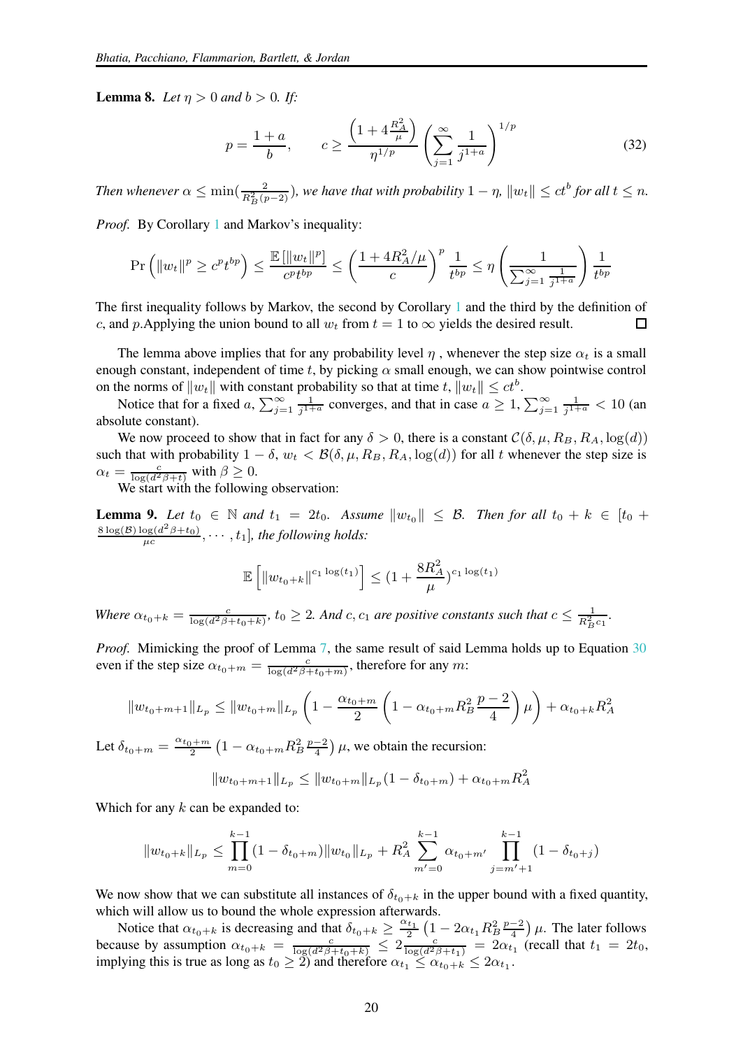**Lemma 8.** *Let $\eta > 0$ and $b > 0$. If:*

$$p = \frac{1+a}{b}, \qquad c \geq \frac{\left(1 + 4\frac{R_A^2}{\mu}\right)}{\eta^{1/p}} \left( \sum_{j=1}^{\infty} \frac{1}{j^{1+a}} \right)^{1/p} \tag{32}$$

*Then whenever $\alpha \leq \min(\frac{2}{R_B^2(p-2)})$, we have that with probability $1-\eta$, $\|w_t\| \leq ct^b$ for all $t \leq n$.*

*Proof.* By Corollary 1 and Markov's inequality:

$$\Pr\left( \|w_t\|^p \geq c^p t^{bp} \right) \leq \frac{\mathbb{E}\left[\|w_t\|^p\right]}{c^p t^{bp}} \leq \left( \frac{1 + 4R_A^2/\mu}{c} \right)^p \frac{1}{t^{bp}} \leq \eta \left( \frac{1}{\sum_{j=1}^{\infty} \frac{1}{j^{1+a}}} \right) \frac{1}{t^{bp}}$$

The first inequality follows by Markov, the second by Corollary 1 and the third by the definition of $c$, and $p$.Applying the union bound to all $w_t$ from $t = 1$ to $\infty$ yields the desired result. □

The lemma above implies that for any probability level $\eta$ , whenever the step size $\alpha_t$ is a small enough constant, independent of time $t$, by picking $\alpha$ small enough, we can show pointwise control on the norms of $\|w_t\|$ with constant probability so that at time $t$, $\|w_t\| \leq ct^b$.

Notice that for a fixed $a$, $\sum_{j=1}^{\infty} \frac{1}{j^{1+a}}$ converges, and that in case $a \geq 1$, $\sum_{j=1}^{\infty} \frac{1}{j^{1+a}} < 10$ (an absolute constant).

We now proceed to show that in fact for any $\delta > 0$, there is a constant $\mathcal{C}(\delta, \mu, R_B, R_A, \log(d))$ such that with probability $1-\delta$, $w_t < \mathcal{B}(\delta, \mu, R_B, R_A, \log(d))$ for all $t$ whenever the step size is $\alpha_t = \frac{c}{\log(d^2\beta + t)}$ with $\beta \geq 0$.

We start with the following observation:

**Lemma 9.** *Let $t_0 \in \mathbb{N}$ and $t_1 = 2t_0$. Assume $\|w_{t_0}\| \leq \mathcal{B}$. Then for all $t_0 + k \in [t_0 + \frac{8\log(\mathcal{B})\log(d^2\beta + t_0)}{\mu c}, \cdots, t_1]$, the following holds:*

$$\mathbb{E}\left[ \|w_{t_0+k}\|^{c_1 \log(t_1)} \right] \leq \left(1 + \frac{8R_A^2}{\mu}\right)^{c_1 \log(t_1)}$$

*Where $\alpha_{t_0+k} = \frac{c}{\log(d^2\beta + t_0 + k)}$, $t_0 \geq 2$. And $c, c_1$ are positive constants such that $c \leq \frac{1}{R_B^2 c_1}$.*

*Proof.* Mimicking the proof of Lemma 7, the same result of said Lemma holds up to Equation 30 even if the step size $\alpha_{t_0+m} = \frac{c}{\log(d^2\beta + t_0 + m)}$, therefore for any $m$:

$$\|w_{t_0+m+1}\|_{L_p} \leq \|w_{t_0+m}\|_{L_p} \left( 1 - \frac{\alpha_{t_0+m}}{2} \left( 1 - \alpha_{t_0+m} R_B^2 \frac{p-2}{4} \right) \mu \right) + \alpha_{t_0+k} R_A^2$$

Let $\delta_{t_0+m} = \frac{\alpha_{t_0+m}}{2}\left(1 - \alpha_{t_0+m} R_B^2 \frac{p-2}{4}\right)\mu$, we obtain the recursion:

$$\|w_{t_0+m+1}\|_{L_p} \leq \|w_{t_0+m}\|_{L_p}(1 - \delta_{t_0+m}) + \alpha_{t_0+m} R_A^2$$

Which for any $k$ can be expanded to:

$$\|w_{t_0+k}\|_{L_p} \leq \prod_{m=0}^{k-1}(1 - \delta_{t_0+m})\|w_{t_0}\|_{L_p} + R_A^2 \sum_{m'=0}^{k-1} \alpha_{t_0+m'} \prod_{j=m'+1}^{k-1} (1 - \delta_{t_0+j})$$

We now show that we can substitute all instances of $\delta_{t_0+k}$ in the upper bound with a fixed quantity, which will allow us to bound the whole expression afterwards.

Notice that $\alpha_{t_0+k}$ is decreasing and that $\delta_{t_0+k} \geq \frac{\alpha_{t_1}}{2}\left(1 - 2\alpha_{t_1} R_B^2 \frac{p-2}{4}\right)\mu$. The later follows because by assumption $\alpha_{t_0+k} = \frac{c}{\log(d^2\beta + t_0 + k)} \leq 2\frac{c}{\log(d^2\beta + t_1)} = 2\alpha_{t_1}$ (recall that $t_1 = 2t_0$, implying this is true as long as $t_0 \geq 2$) and therefore $\alpha_{t_1} \leq \alpha_{t_0+k} \leq 2\alpha_{t_1}$.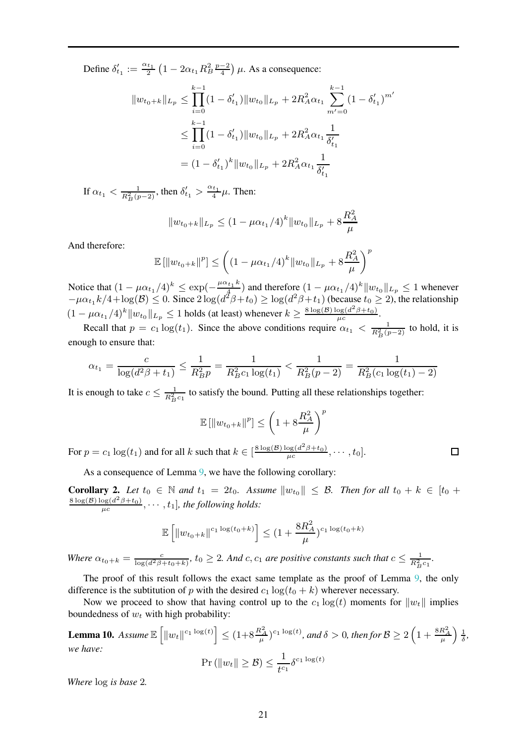Define $\delta'_{t_1} := \frac{\alpha_{t_1}}{2}\left(1 - 2\alpha_{t_1} R_B^2 \frac{p-2}{4}\right)\mu$. As a consequence:

$$
\begin{aligned}
\|w_{t_0+k}\|_{L_p} &\leq \prod_{i=0}^{k-1}(1-\delta'_{t_1})\|w_{t_0}\|_{L_p} + 2R_A^2\alpha_{t_1}\sum_{m'=0}^{k-1}(1-\delta'_{t_1})^{m'} \\
&\leq \prod_{i=0}^{k-1}(1-\delta'_{t_1})\|w_{t_0}\|_{L_p} + 2R_A^2\alpha_{t_1}\frac{1}{\delta'_{t_1}} \\
&= (1-\delta'_{t_1})^k\|w_{t_0}\|_{L_p} + 2R_A^2\alpha_{t_1}\frac{1}{\delta'_{t_1}}
\end{aligned}
$$

If $\alpha_{t_1} < \frac{1}{R_B^2(p-2)}$, then $\delta'_{t_1} > \frac{\alpha_{t_1}}{4}\mu$. Then:

$$
\|w_{t_0+k}\|_{L_p} \leq (1-\mu\alpha_{t_1}/4)^k\|w_{t_0}\|_{L_p} + 8\frac{R_A^2}{\mu}
$$

And therefore:

$$
\mathbb{E}\left[\|w_{t_0+k}\|^p\right] \leq \left((1-\mu\alpha_{t_1}/4)^k\|w_{t_0}\|_{L_p} + 8\frac{R_A^2}{\mu}\right)^p
$$

Notice that $(1-\mu\alpha_{t_1}/4)^k \leq \exp(-\frac{\mu\alpha_{t_1}k}{4})$ and therefore $(1-\mu\alpha_{t_1}/4)^k\|w_{t_0}\|_{L_p} \leq 1$ whenever $-\mu\alpha_{t_1}k/4 + \log(\mathcal{B}) \leq 0$. Since $2\log(d^2\beta + t_0) \geq \log(d^2\beta + t_1)$ (because $t_0 \geq 2$), the relationship $(1-\mu\alpha_{t_1}/4)^k\|w_{t_0}\|_{L_p} \leq 1$ holds (at least) whenever $k \geq \frac{8\log(\mathcal{B})\log(d^2\beta+t_0)}{\mu c}$.

Recall that $p = c_1\log(t_1)$. Since the above conditions require $\alpha_{t_1} < \frac{1}{R_B^2(p-2)}$ to hold, it is enough to ensure that:

$$
\alpha_{t_1} = \frac{c}{\log(d^2\beta + t_1)} \leq \frac{1}{R_B^2 p} = \frac{1}{R_B^2 c_1\log(t_1)} < \frac{1}{R_B^2(p-2)} = \frac{1}{R_B^2(c_1\log(t_1)-2)}
$$

It is enough to take $c \leq \frac{1}{R_B^2 c_1}$ to satisfy the bound. Putting all these relationships together:

$$
\mathbb{E}\left[\|w_{t_0+k}\|^p\right] \leq \left(1 + 8\frac{R_A^2}{\mu}\right)^p
$$

For $p = c_1\log(t_1)$ and for all $k$ such that $k \in [\frac{8\log(\mathcal{B})\log(d^2\beta+t_0)}{\mu c}, \cdots, t_0]$. □

As a consequence of Lemma 9, we have the following corollary:

**Corollary 2.** *Let $t_0 \in \mathbb{N}$ and $t_1 = 2t_0$. Assume $\|w_{t_0}\| \leq \mathcal{B}$. Then for all $t_0 + k \in [t_0 + \frac{8\log(\mathcal{B})\log(d^2\beta+t_0)}{\mu c}, \cdots, t_1]$, the following holds:*

$$
\mathbb{E}\left[\|w_{t_0+k}\|^{c_1\log(t_0+k)}\right] \leq \left(1 + \frac{8R_A^2}{\mu}\right)^{c_1\log(t_0+k)}
$$

*Where $\alpha_{t_0+k} = \frac{c}{\log(d^2\beta+t_0+k)}$, $t_0 \geq 2$. And $c, c_1$ are positive constants such that $c \leq \frac{1}{R_B^2 c_1}$.*

The proof of this result follows the exact same template as the proof of Lemma 9, the only difference is the subtitution of $p$ with the desired $c_1\log(t_0+k)$ wherever necessary.

Now we proceed to show that having control up to the $c_1\log(t)$ moments for $\|w_t\|$ implies boundedness of $w_t$ with high probability:

**Lemma 10.** *Assume $\mathbb{E}\left[\|w_t\|^{c_1\log(t)}\right] \leq (1+8\frac{R_A^2}{\mu})^{c_1\log(t)}$, and $\delta > 0$, then for $\mathcal{B} \geq 2\left(1+\frac{8R_A^2}{\mu}\right)\frac{1}{\delta}$, we have:*

$$
\Pr\left(\|w_t\| \geq \mathcal{B}\right) \leq \frac{1}{t^{c_1}}\delta^{c_1\log(t)}
$$

*Where $\log$ is base 2.*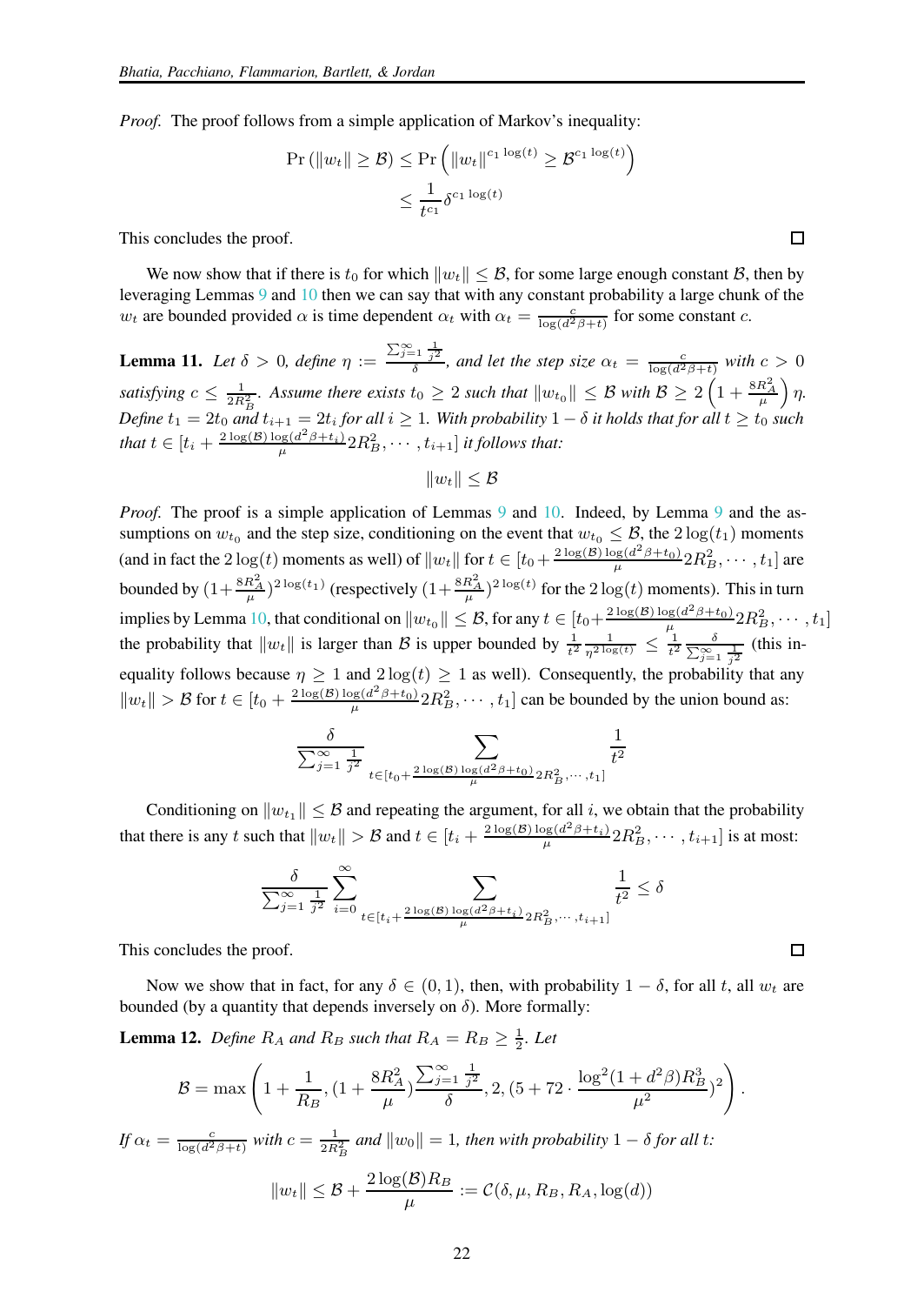*Proof.* The proof follows from a simple application of Markov's inequality:

$$\Pr\left(\|w_t\| \geq \mathcal{B}\right) \leq \Pr\left(\|w_t\|^{c_1 \log(t)} \geq \mathcal{B}^{c_1 \log(t)}\right)$$
$$\leq \frac{1}{t^{c_1}} \delta^{c_1 \log(t)}$$

This concludes the proof. □

We now show that if there is $t_0$ for which $\|w_t\| \leq \mathcal{B}$, for some large enough constant $\mathcal{B}$, then by leveraging Lemmas 9 and 10 then we can say that with any constant probability a large chunk of the $w_t$ are bounded provided $\alpha$ is time dependent $\alpha_t$ with $\alpha_t = \frac{c}{\log(d^2\beta + t)}$ for some constant $c$.

**Lemma 11.** *Let $\delta > 0$, define $\eta := \frac{\sum_{j=1}^{\infty} \frac{1}{j^2}}{\delta}$, and let the step size $\alpha_t = \frac{c}{\log(d^2\beta+t)}$ with $c > 0$ satisfying $c \leq \frac{1}{2R_B^2}$. Assume there exists $t_0 \geq 2$ such that $\|w_{t_0}\| \leq \mathcal{B}$ with $\mathcal{B} \geq 2\left(1 + \frac{8R_A^2}{\mu}\right)\eta$. Define $t_1 = 2t_0$ and $t_{i+1} = 2t_i$ for all $i \geq 1$. With probability $1 - \delta$ it holds that for all $t \geq t_0$ such that $t \in [t_i + \frac{2\log(\mathcal{B})\log(d^2\beta+t_i)}{\mu}2R_B^2, \cdots, t_{i+1}]$ it follows that:*

$$\|w_t\| \leq \mathcal{B}$$

*Proof.* The proof is a simple application of Lemmas 9 and 10. Indeed, by Lemma 9 and the assumptions on $w_{t_0}$ and the step size, conditioning on the event that $w_{t_0} \leq \mathcal{B}$, the $2\log(t_1)$ moments (and in fact the $2\log(t)$ moments as well) of $\|w_t\|$ for $t \in [t_0 + \frac{2\log(\mathcal{B})\log(d^2\beta+t_0)}{\mu}2R_B^2, \cdots, t_1]$ are bounded by $(1 + \frac{8R_A^2}{\mu})^{2\log(t_1)}$ (respectively $(1 + \frac{8R_A^2}{\mu})^{2\log(t)}$ for the $2\log(t)$ moments). This in turn implies by Lemma 10, that conditional on $\|w_{t_0}\| \leq \mathcal{B}$, for any $t \in [t_0 + \frac{2\log(\mathcal{B})\log(d^2\beta+t_0)}{\mu}2R_B^2, \cdots, t_1]$ the probability that $\|w_t\|$ is larger than $\mathcal{B}$ is upper bounded by $\frac{1}{t^2}\frac{1}{\eta^{2\log(t)}} \leq \frac{1}{t^2}\frac{\delta}{\sum_{j=1}^{\infty}\frac{1}{j^2}}$ (this inequality follows because $\eta \geq 1$ and $2\log(t) \geq 1$ as well). Consequently, the probability that any $\|w_t\| > \mathcal{B}$ for $t \in [t_0 + \frac{2\log(\mathcal{B})\log(d^2\beta+t_0)}{\mu}2R_B^2, \cdots, t_1]$ can be bounded by the union bound as:

$$\frac{\delta}{\sum_{j=1}^{\infty}\frac{1}{j^2}} \sum_{t \in [t_0 + \frac{2\log(\mathcal{B})\log(d^2\beta+t_0)}{\mu}2R_B^2, \cdots, t_1]} \frac{1}{t^2}$$

Conditioning on $\|w_{t_1}\| \leq \mathcal{B}$ and repeating the argument, for all $i$, we obtain that the probability that there is any $t$ such that $\|w_t\| > \mathcal{B}$ and $t \in [t_i + \frac{2\log(\mathcal{B})\log(d^2\beta+t_i)}{\mu}2R_B^2, \cdots, t_{i+1}]$ is at most:

$$\frac{\delta}{\sum_{j=1}^{\infty}\frac{1}{j^2}} \sum_{i=0}^{\infty} \sum_{t \in [t_i + \frac{2\log(\mathcal{B})\log(d^2\beta+t_i)}{\mu}2R_B^2, \cdots, t_{i+1}]} \frac{1}{t^2} \leq \delta$$

This concludes the proof. □

Now we show that in fact, for any $\delta \in (0,1)$, then, with probability $1 - \delta$, for all $t$, all $w_t$ are bounded (by a quantity that depends inversely on $\delta$). More formally:

**Lemma 12.** *Define $R_A$ and $R_B$ such that $R_A = R_B \geq \frac{1}{2}$. Let*

$$\mathcal{B} = \max\left(1 + \frac{1}{R_B}, (1 + \frac{8R_A^2}{\mu})\frac{\sum_{j=1}^{\infty}\frac{1}{j^2}}{\delta}, 2, (5 + 72 \cdot \frac{\log^2(1+d^2\beta)R_B^3}{\mu^2})^2\right).$$

*If $\alpha_t = \frac{c}{\log(d^2\beta+t)}$ with $c = \frac{1}{2R_B^2}$ and $\|w_0\| = 1$, then with probability $1 - \delta$ for all $t$:*

$$\|w_t\| \leq \mathcal{B} + \frac{2\log(\mathcal{B})R_B}{\mu} := \mathcal{C}(\delta, \mu, R_B, R_A, \log(d))$$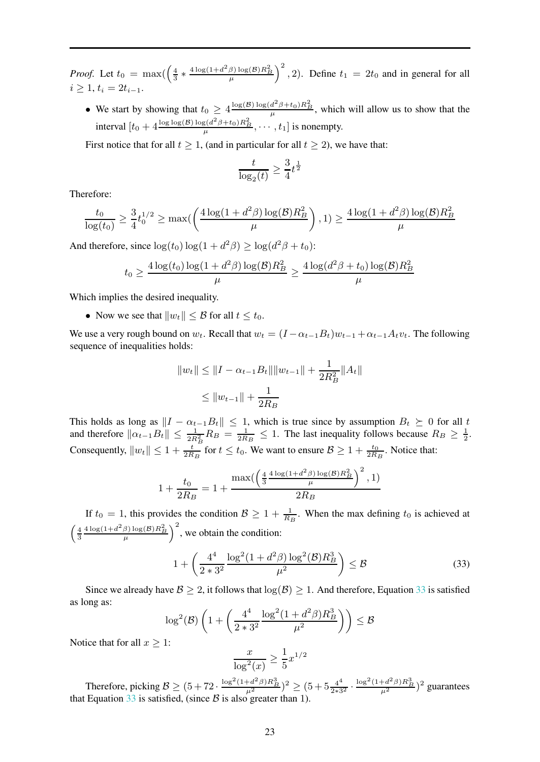*Proof.* Let $t_0 = \max(\left(\frac{4}{3} * \frac{4\log(1+d^2\beta)\log(\mathcal{B})R_B^2}{\mu}\right)^2, 2)$. Define $t_1 = 2t_0$ and in general for all $i \geq 1$, $t_i = 2t_{i-1}$.

- We start by showing that $t_0 \geq 4\frac{\log(\mathcal{B})\log(d^2\beta+t_0)R_B^2}{\mu}$, which will allow us to show that the interval $[t_0 + 4\frac{\log\log(\mathcal{B})\log(d^2\beta+t_0)R_B^2}{\mu}, \cdots, t_1]$ is nonempty.

  First notice that for all $t \geq 1$, (and in particular for all $t \geq 2$), we have that:

$$\frac{t}{\log_2(t)} \geq \frac{3}{4}t^{\frac{1}{2}}$$

Therefore:

$$\frac{t_0}{\log(t_0)} \geq \frac{3}{4}t_0^{1/2} \geq \max(\left(\frac{4\log(1+d^2\beta)\log(\mathcal{B})R_B^2}{\mu}\right), 1) \geq \frac{4\log(1+d^2\beta)\log(\mathcal{B})R_B^2}{\mu}$$

And therefore, since $\log(t_0)\log(1+d^2\beta) \geq \log(d^2\beta + t_0)$:

$$t_0 \geq \frac{4\log(t_0)\log(1+d^2\beta)\log(\mathcal{B})R_B^2}{\mu} \geq \frac{4\log(d^2\beta+t_0)\log(\mathcal{B})R_B^2}{\mu}$$

Which implies the desired inequality.

- Now we see that $\|w_t\| \leq \mathcal{B}$ for all $t \leq t_0$.

We use a very rough bound on $w_t$. Recall that $w_t = (I - \alpha_{t-1}B_t)w_{t-1} + \alpha_{t-1}A_t v_t$. The following sequence of inequalities holds:

$$\begin{aligned}
\|w_t\| &\leq \|I - \alpha_{t-1}B_t\|\|w_{t-1}\| + \frac{1}{2R_B^2}\|A_t\| \\
&\leq \|w_{t-1}\| + \frac{1}{2R_B}
\end{aligned}$$

This holds as long as $\|I - \alpha_{t-1}B_t\| \leq 1$, which is true since by assumption $B_t \succeq 0$ for all $t$ and therefore $\|\alpha_{t-1}B_t\| \leq \frac{1}{2R_B^2}R_B = \frac{1}{2R_B} \leq 1$. The last inequality follows because $R_B \geq \frac{1}{2}$. Consequently, $\|w_t\| \leq 1 + \frac{t}{2R_B}$ for $t \leq t_0$. We want to ensure $\mathcal{B} \geq 1 + \frac{t_0}{2R_B}$. Notice that:

$$1 + \frac{t_0}{2R_B} = 1 + \frac{\max(\left(\frac{4}{3}\frac{4\log(1+d^2\beta)\log(\mathcal{B})R_B^2}{\mu}\right)^2, 1)}{2R_B}$$

If $t_0 = 1$, this provides the condition $\mathcal{B} \geq 1 + \frac{1}{R_B}$. When the max defining $t_0$ is achieved at $\left(\frac{4}{3}\frac{4\log(1+d^2\beta)\log(\mathcal{B})R_B^2}{\mu}\right)^2$, we obtain the condition:

$$1 + \left(\frac{4^4}{2 * 3^2}\frac{\log^2(1+d^2\beta)\log^2(\mathcal{B})R_B^3}{\mu^2}\right) \leq \mathcal{B} \tag{33}$$

Since we already have $\mathcal{B} \geq 2$, it follows that $\log(\mathcal{B}) \geq 1$. And therefore, Equation 33 is satisfied as long as:

$$\log^2(\mathcal{B})\left(1 + \left(\frac{4^4}{2 * 3^2}\frac{\log^2(1+d^2\beta)R_B^3}{\mu^2}\right)\right) \leq \mathcal{B}$$

Notice that for all $x \geq 1$:

$$\frac{x}{\log^2(x)} \geq \frac{1}{5}x^{1/2}$$

Therefore, picking $\mathcal{B} \geq (5 + 72 \cdot \frac{\log^2(1+d^2\beta)R_B^3}{\mu^2})^2 \geq (5 + 5\frac{4^4}{2*3^2} \cdot \frac{\log^2(1+d^2\beta)R_B^3}{\mu^2})^2$ guarantees that Equation 33 is satisfied, (since $\mathcal{B}$ is also greater than 1).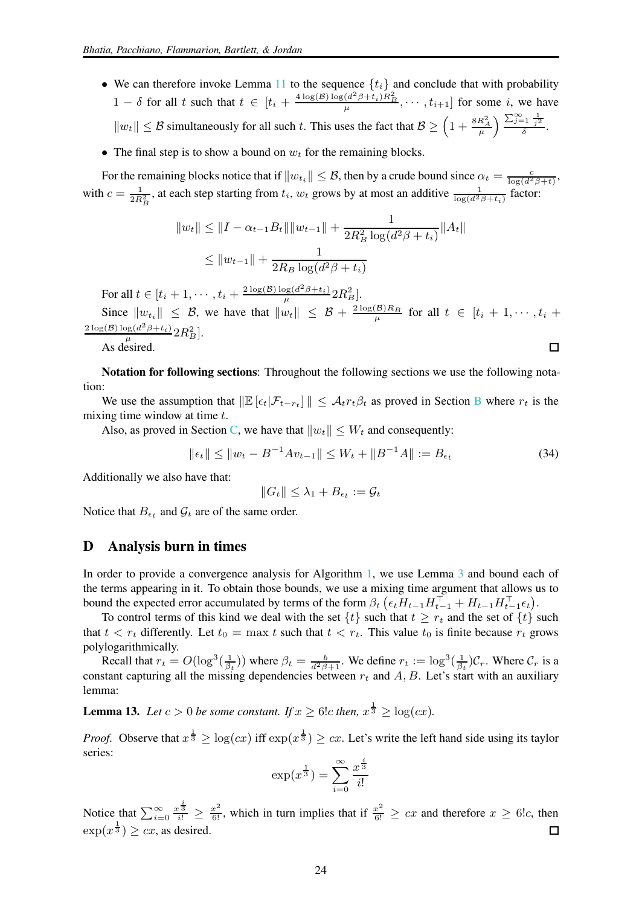- We can therefore invoke Lemma 11 to the sequence $\{t_i\}$ and conclude that with probability $1-\delta$ for all $t$ such that $t \in [t_i + \frac{4\log(\mathcal{B})\log(d^2\beta+t_i)R_B^2}{\mu}, \cdots, t_{i+1}]$ for some $i$, we have $\|w_t\| \leq \mathcal{B}$ simultaneously for all such $t$. This uses the fact that $\mathcal{B} \geq \left(1+\frac{8R_A^2}{\mu}\right)\frac{\sum_{j=1}^{\infty}\frac{1}{j^2}}{\delta}$.
- The final step is to show a bound on $w_t$ for the remaining blocks.

For the remaining blocks notice that if $\|w_{t_i}\| \leq \mathcal{B}$, then by a crude bound since $\alpha_t = \frac{c}{\log(d^2\beta+t)}$, with $c = \frac{1}{2R_B^2}$, at each step starting from $t_i$, $w_t$ grows by at most an additive $\frac{1}{\log(d^2\beta+t_i)}$ factor:

$$
\begin{aligned}
\|w_t\| &\leq \|I - \alpha_{t-1}B_t\|\|w_{t-1}\| + \frac{1}{2R_B^2\log(d^2\beta+t_i)}\|A_t\| \\
&\leq \|w_{t-1}\| + \frac{1}{2R_B\log(d^2\beta+t_i)}
\end{aligned}
$$

For all $t \in [t_i+1, \cdots, t_i + \frac{2\log(\mathcal{B})\log(d^2\beta+t_i)}{\mu}2R_B^2]$.

Since $\|w_{t_i}\| \leq \mathcal{B}$, we have that $\|w_t\| \leq \mathcal{B} + \frac{2\log(\mathcal{B})R_B}{\mu}$ for all $t \in [t_i+1, \cdots, t_i + \frac{2\log(\mathcal{B})\log(d^2\beta+t_i)}{\mu}2R_B^2]$.

As desired. ∎

**Notation for following sections**: Throughout the following sections we use the following notation:

We use the assumption that $\|\mathbb{E}[\epsilon_t|\mathcal{F}_{t-r_t}]\| \leq \mathcal{A}_t r_t \beta_t$ as proved in Section B where $r_t$ is the mixing time window at time $t$.

Also, as proved in Section C, we have that $\|w_t\| \leq W_t$ and consequently:

$$
\|\epsilon_t\| \leq \|w_t - B^{-1}Av_{t-1}\| \leq W_t + \|B^{-1}A\| := B_{\epsilon_t} \tag{34}
$$

Additionally we also have that:

$$
\|G_t\| \leq \lambda_1 + B_{\epsilon_t} := \mathcal{G}_t
$$

Notice that $B_{\epsilon_t}$ and $\mathcal{G}_t$ are of the same order.

## D Analysis burn in times

In order to provide a convergence analysis for Algorithm 1, we use Lemma 3 and bound each of the terms appearing in it. To obtain those bounds, we use a mixing time argument that allows us to bound the expected error accumulated by terms of the form $\beta_t\left(\epsilon_t H_{t-1}H_{t-1}^\top + H_{t-1}H_{t-1}^\top\epsilon_t\right)$.

To control terms of this kind we deal with the set $\{t\}$ such that $t \geq r_t$ and the set of $\{t\}$ such that $t < r_t$ differently. Let $t_0 = \max t$ such that $t < r_t$. This value $t_0$ is finite because $r_t$ grows polylogarithmically.

Recall that $r_t = O(\log^3(\frac{1}{\beta_t}))$ where $\beta_t = \frac{b}{d^2\beta+1}$. We define $r_t := \log^3(\frac{1}{\beta_t})\mathcal{C}_r$. Where $\mathcal{C}_r$ is a constant capturing all the missing dependencies between $r_t$ and $A, B$. Let's start with an auxiliary lemma:

**Lemma 13.** *Let $c > 0$ be some constant. If $x \geq 6!c$ then, $x^{\frac{1}{3}} \geq \log(cx)$.*

*Proof.* Observe that $x^{\frac{1}{3}} \geq \log(cx)$ iff $\exp(x^{\frac{1}{3}}) \geq cx$. Let's write the left hand side using its taylor series:

$$
\exp(x^{\frac{1}{3}}) = \sum_{i=0}^{\infty}\frac{x^{\frac{i}{3}}}{i!}
$$

Notice that $\sum_{i=0}^{\infty}\frac{x^{\frac{i}{3}}}{i!} \geq \frac{x^2}{6!}$, which in turn implies that if $\frac{x^2}{6!} \geq cx$ and therefore $x \geq 6!c$, then $\exp(x^{\frac{1}{3}}) \geq cx$, as desired. ∎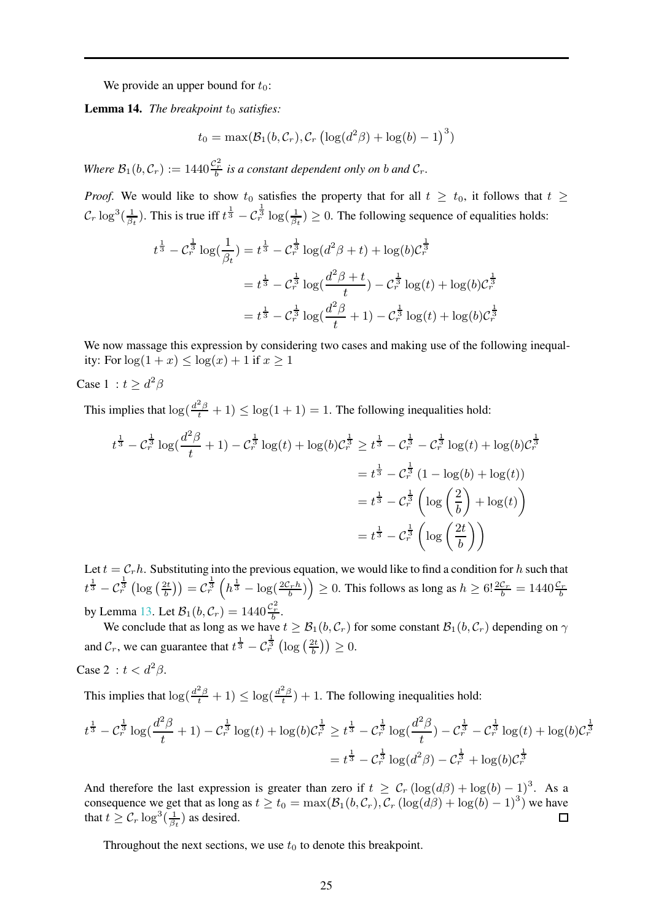We provide an upper bound for $t_0$:

**Lemma 14.** *The breakpoint $t_0$ satisfies:*

$$t_0 = \max(\mathcal{B}_1(b, \mathcal{C}_r), \mathcal{C}_r \left(\log(d^2\beta) + \log(b) - 1\right)^3)$$

*Where $\mathcal{B}_1(b, \mathcal{C}_r) := 1440\frac{\mathcal{C}_r^2}{b}$ is a constant dependent only on $b$ and $\mathcal{C}_r$.*

*Proof.* We would like to show $t_0$ satisfies the property that for all $t \geq t_0$, it follows that $t \geq \mathcal{C}_r \log^3(\frac{1}{\beta_t})$. This is true iff $t^{\frac{1}{3}} - \mathcal{C}_r^{\frac{1}{3}} \log(\frac{1}{\beta_t}) \geq 0$. The following sequence of equalities holds:

$$\begin{aligned}
t^{\frac{1}{3}} - \mathcal{C}_r^{\frac{1}{3}} \log(\frac{1}{\beta_t}) &= t^{\frac{1}{3}} - \mathcal{C}_r^{\frac{1}{3}} \log(d^2\beta + t) + \log(b)\mathcal{C}_r^{\frac{1}{3}} \\
&= t^{\frac{1}{3}} - \mathcal{C}_r^{\frac{1}{3}} \log(\frac{d^2\beta + t}{t}) - \mathcal{C}_r^{\frac{1}{3}} \log(t) + \log(b)\mathcal{C}_r^{\frac{1}{3}} \\
&= t^{\frac{1}{3}} - \mathcal{C}_r^{\frac{1}{3}} \log(\frac{d^2\beta}{t} + 1) - \mathcal{C}_r^{\frac{1}{3}} \log(t) + \log(b)\mathcal{C}_r^{\frac{1}{3}}
\end{aligned}$$

We now massage this expression by considering two cases and making use of the following inequality: For $\log(1 + x) \leq \log(x) + 1$ if $x \geq 1$

Case 1 : $t \geq d^2\beta$

This implies that $\log(\frac{d^2\beta}{t} + 1) \leq \log(1 + 1) = 1$. The following inequalities hold:

$$\begin{aligned}
t^{\frac{1}{3}} - \mathcal{C}_r^{\frac{1}{3}} \log(\frac{d^2\beta}{t} + 1) - \mathcal{C}_r^{\frac{1}{3}} \log(t) + \log(b)\mathcal{C}_r^{\frac{1}{3}} &\geq t^{\frac{1}{3}} - \mathcal{C}_r^{\frac{1}{3}} - \mathcal{C}_r^{\frac{1}{3}} \log(t) + \log(b)\mathcal{C}_r^{\frac{1}{3}} \\
&= t^{\frac{1}{3}} - \mathcal{C}_r^{\frac{1}{3}} \left(1 - \log(b) + \log(t)\right) \\
&= t^{\frac{1}{3}} - \mathcal{C}_r^{\frac{1}{3}} \left(\log\left(\frac{2}{b}\right) + \log(t)\right) \\
&= t^{\frac{1}{3}} - \mathcal{C}_r^{\frac{1}{3}} \left(\log\left(\frac{2t}{b}\right)\right)
\end{aligned}$$

Let $t = \mathcal{C}_r h$. Substituting into the previous equation, we would like to find a condition for $h$ such that $t^{\frac{1}{3}} - \mathcal{C}_r^{\frac{1}{3}} \left(\log\left(\frac{2t}{b}\right)\right) = \mathcal{C}_r^{\frac{1}{3}} \left(h^{\frac{1}{3}} - \log(\frac{2\mathcal{C}_r h}{b})\right) \geq 0$. This follows as long as $h \geq 6!\frac{2\mathcal{C}_r}{b} = 1440\frac{\mathcal{C}_r}{b}$ by Lemma 13. Let $\mathcal{B}_1(b, \mathcal{C}_r) = 1440\frac{\mathcal{C}_r^2}{b}$.

We conclude that as long as we have $t \geq \mathcal{B}_1(b, \mathcal{C}_r)$ for some constant $\mathcal{B}_1(b, \mathcal{C}_r)$ depending on $\gamma$ and $\mathcal{C}_r$, we can guarantee that $t^{\frac{1}{3}} - \mathcal{C}_r^{\frac{1}{3}} \left(\log\left(\frac{2t}{b}\right)\right) \geq 0$.

Case 2 : $t < d^2\beta$.

This implies that $\log(\frac{d^2\beta}{t} + 1) \leq \log(\frac{d^2\beta}{t}) + 1$. The following inequalities hold:

$$\begin{aligned}
t^{\frac{1}{3}} - \mathcal{C}_r^{\frac{1}{3}} \log(\frac{d^2\beta}{t} + 1) - \mathcal{C}_r^{\frac{1}{3}} \log(t) + \log(b)\mathcal{C}_r^{\frac{1}{3}} &\geq t^{\frac{1}{3}} - \mathcal{C}_r^{\frac{1}{3}} \log(\frac{d^2\beta}{t}) - \mathcal{C}_r^{\frac{1}{3}} - \mathcal{C}_r^{\frac{1}{3}} \log(t) + \log(b)\mathcal{C}_r^{\frac{1}{3}} \\
&= t^{\frac{1}{3}} - \mathcal{C}_r^{\frac{1}{3}} \log(d^2\beta) - \mathcal{C}_r^{\frac{1}{3}} + \log(b)\mathcal{C}_r^{\frac{1}{3}}
\end{aligned}$$

And therefore the last expression is greater than zero if $t \geq \mathcal{C}_r \left(\log(d\beta) + \log(b) - 1\right)^3$. As a consequence we get that as long as $t \geq t_0 = \max(\mathcal{B}_1(b, \mathcal{C}_r), \mathcal{C}_r \left(\log(d\beta) + \log(b) - 1\right)^3)$ we have that $t \geq \mathcal{C}_r \log^3(\frac{1}{\beta_t})$ as desired. ☐

Throughout the next sections, we use $t_0$ to denote this breakpoint.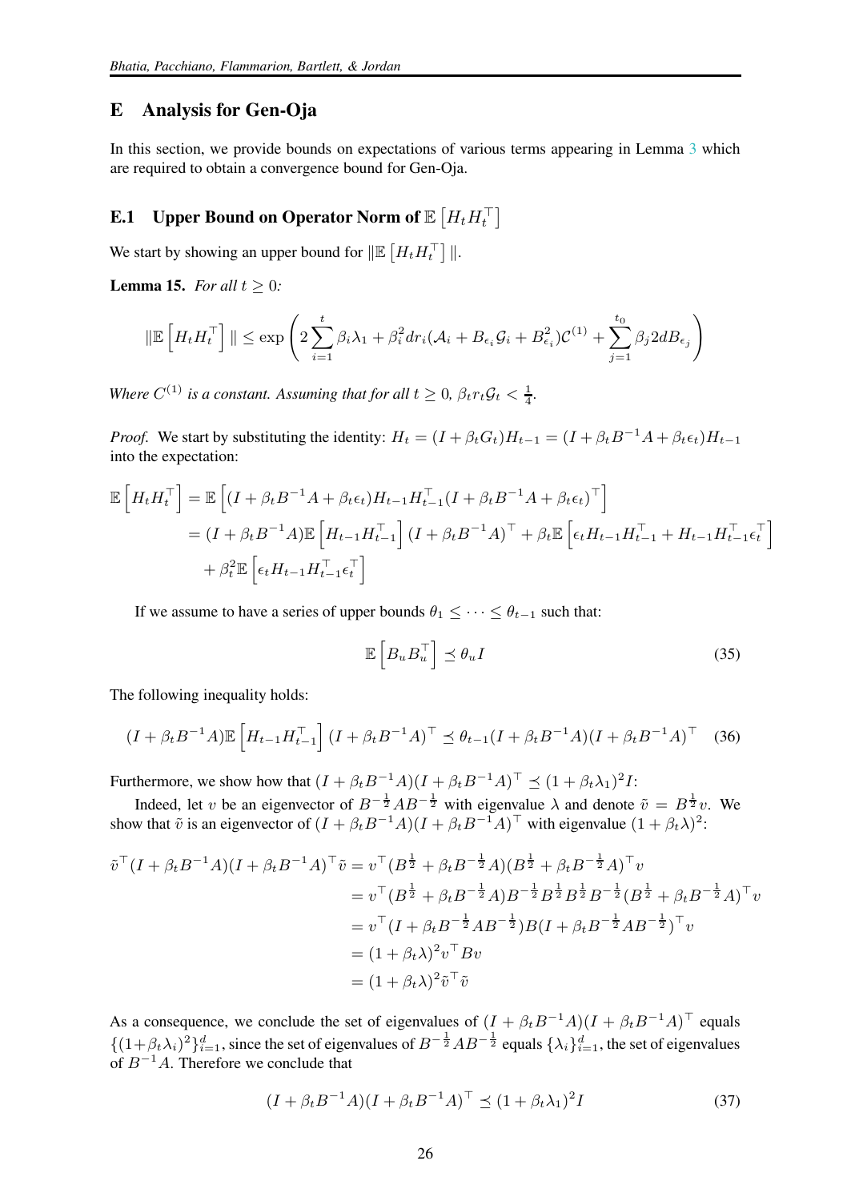## E Analysis for Gen-Oja

In this section, we provide bounds on expectations of various terms appearing in Lemma 3 which are required to obtain a convergence bound for Gen-Oja.

### E.1 Upper Bound on Operator Norm of $\mathbb{E}\left[H_t H_t^\top\right]$

We start by showing an upper bound for $\|\mathbb{E}\left[H_t H_t^\top\right]\|$.

**Lemma 15.** *For all $t \geq 0$:*

$$\|\mathbb{E}\left[H_t H_t^\top\right]\| \leq \exp\left(2\sum_{i=1}^{t} \beta_i \lambda_1 + \beta_i^2 d r_i (\mathcal{A}_i + B_{\epsilon_i}\mathcal{G}_i + B_{\epsilon_i}^2)\mathcal{C}^{(1)} + \sum_{j=1}^{t_0} \beta_j 2 d B_{\epsilon_j}\right)$$

*Where $C^{(1)}$ is a constant. Assuming that for all $t \geq 0$, $\beta_t r_t \mathcal{G}_t < \frac{1}{4}$.*

*Proof.* We start by substituting the identity: $H_t = (I + \beta_t G_t)H_{t-1} = (I + \beta_t B^{-1}A + \beta_t \epsilon_t)H_{t-1}$ into the expectation:

$$\begin{aligned}
\mathbb{E}\left[H_t H_t^\top\right] &= \mathbb{E}\left[(I + \beta_t B^{-1}A + \beta_t \epsilon_t)H_{t-1}H_{t-1}^\top (I + \beta_t B^{-1}A + \beta_t \epsilon_t)^\top\right] \\
&= (I + \beta_t B^{-1}A)\mathbb{E}\left[H_{t-1}H_{t-1}^\top\right](I + \beta_t B^{-1}A)^\top + \beta_t \mathbb{E}\left[\epsilon_t H_{t-1}H_{t-1}^\top + H_{t-1}H_{t-1}^\top \epsilon_t^\top\right] \\
&\quad + \beta_t^2 \mathbb{E}\left[\epsilon_t H_{t-1}H_{t-1}^\top \epsilon_t^\top\right]
\end{aligned}$$

If we assume to have a series of upper bounds $\theta_1 \leq \cdots \leq \theta_{t-1}$ such that:

$$\mathbb{E}\left[B_u B_u^\top\right] \preceq \theta_u I \tag{35}$$

The following inequality holds:

$$(I + \beta_t B^{-1}A)\mathbb{E}\left[H_{t-1}H_{t-1}^\top\right](I + \beta_t B^{-1}A)^\top \preceq \theta_{t-1}(I + \beta_t B^{-1}A)(I + \beta_t B^{-1}A)^\top \tag{36}$$

Furthermore, we show how that $(I + \beta_t B^{-1}A)(I + \beta_t B^{-1}A)^\top \preceq (1 + \beta_t \lambda_1)^2 I$:

Indeed, let $v$ be an eigenvector of $B^{-\frac{1}{2}}AB^{-\frac{1}{2}}$ with eigenvalue $\lambda$ and denote $\tilde{v} = B^{\frac{1}{2}}v$. We show that $\tilde{v}$ is an eigenvector of $(I + \beta_t B^{-1}A)(I + \beta_t B^{-1}A)^\top$ with eigenvalue $(1 + \beta_t \lambda)^2$:

$$\begin{aligned}
\tilde{v}^\top (I + \beta_t B^{-1}A)(I + \beta_t B^{-1}A)^\top \tilde{v} &= v^\top (B^{\frac{1}{2}} + \beta_t B^{-\frac{1}{2}}A)(B^{\frac{1}{2}} + \beta_t B^{-\frac{1}{2}}A)^\top v \\
&= v^\top (B^{\frac{1}{2}} + \beta_t B^{-\frac{1}{2}}A)B^{-\frac{1}{2}}B^{\frac{1}{2}}B^{\frac{1}{2}}B^{-\frac{1}{2}}(B^{\frac{1}{2}} + \beta_t B^{-\frac{1}{2}}A)^\top v \\
&= v^\top (I + \beta_t B^{-\frac{1}{2}}AB^{-\frac{1}{2}})B(I + \beta_t B^{-\frac{1}{2}}AB^{-\frac{1}{2}})^\top v \\
&= (1 + \beta_t \lambda)^2 v^\top B v \\
&= (1 + \beta_t \lambda)^2 \tilde{v}^\top \tilde{v}
\end{aligned}$$

As a consequence, we conclude the set of eigenvalues of $(I + \beta_t B^{-1}A)(I + \beta_t B^{-1}A)^\top$ equals $\{(1+\beta_t \lambda_i)^2\}_{i=1}^d$, since the set of eigenvalues of $B^{-\frac{1}{2}}AB^{-\frac{1}{2}}$ equals $\{\lambda_i\}_{i=1}^d$, the set of eigenvalues of $B^{-1}A$. Therefore we conclude that

$$(I + \beta_t B^{-1}A)(I + \beta_t B^{-1}A)^\top \preceq (1 + \beta_t \lambda_1)^2 I \tag{37}$$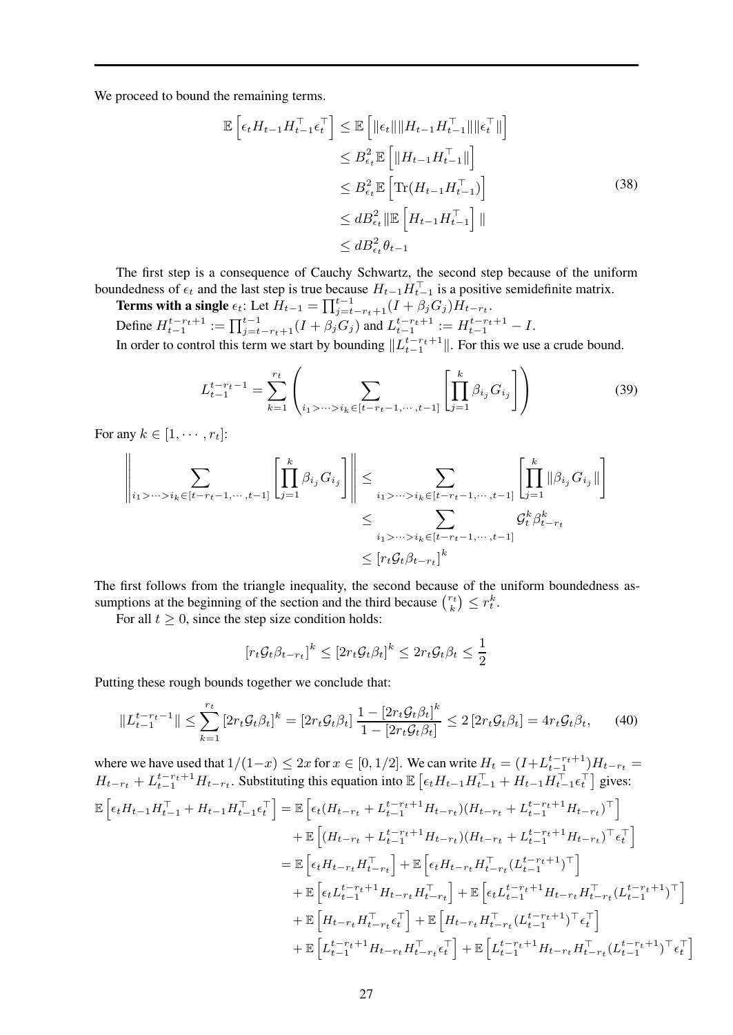We proceed to bound the remaining terms.

$$
\begin{aligned}
\mathbb{E}\left[\epsilon_t H_{t-1} H_{t-1}^\top \epsilon_t^\top\right] &\leq \mathbb{E}\left[\|\epsilon_t\| \|H_{t-1} H_{t-1}^\top\| \|\epsilon_t^\top\|\right] \\
&\leq B_{\epsilon_t}^2 \mathbb{E}\left[\|H_{t-1} H_{t-1}^\top\|\right] \\
&\leq B_{\epsilon_t}^2 \mathbb{E}\left[\mathrm{Tr}(H_{t-1} H_{t-1}^\top)\right] \\
&\leq d B_{\epsilon_t}^2 \|\mathbb{E}\left[H_{t-1} H_{t-1}^\top\right]\| \\
&\leq d B_{\epsilon_t}^2 \theta_{t-1}
\end{aligned} \tag{38}
$$

The first step is a consequence of Cauchy Schwartz, the second step because of the uniform boundedness of $\epsilon_t$ and the last step is true because $H_{t-1} H_{t-1}^\top$ is a positive semidefinite matrix.

**Terms with a single** $\epsilon_t$: Let $H_{t-1} = \prod_{j=t-r_t+1}^{t-1} (I + \beta_j G_j) H_{t-r_t}$.

Define $H_{t-1}^{t-r_t+1} := \prod_{j=t-r_t+1}^{t-1} (I + \beta_j G_j)$ and $L_{t-1}^{t-r_t+1} := H_{t-1}^{t-r_t+1} - I$.

In order to control this term we start by bounding $\|L_{t-1}^{t-r_t+1}\|$. For this we use a crude bound.

$$
L_{t-1}^{t-r_t-1} = \sum_{k=1}^{r_t} \left( \sum_{i_1 > \cdots > i_k \in [t-r_t-1, \cdots, t-1]} \left[ \prod_{j=1}^k \beta_{i_j} G_{i_j} \right] \right) \tag{39}
$$

For any $k \in [1, \cdots, r_t]$:

$$
\begin{aligned}
\left\| \sum_{i_1 > \cdots > i_k \in [t-r_t-1, \cdots, t-1]} \left[ \prod_{j=1}^k \beta_{i_j} G_{i_j} \right] \right\| &\leq \sum_{i_1 > \cdots > i_k \in [t-r_t-1, \cdots, t-1]} \left[ \prod_{j=1}^k \|\beta_{i_j} G_{i_j}\| \right] \\
&\leq \sum_{i_1 > \cdots > i_k \in [t-r_t-1, \cdots, t-1]} \mathcal{G}_t^k \beta_{t-r_t}^k \\
&\leq \left[ r_t \mathcal{G}_t \beta_{t-r_t} \right]^k
\end{aligned}
$$

The first follows from the triangle inequality, the second because of the uniform boundedness assumptions at the beginning of the section and the third because $\binom{r_t}{k} \leq r_t^k$.

For all $t \geq 0$, since the step size condition holds:

$$
\left[ r_t \mathcal{G}_t \beta_{t-r_t} \right]^k \leq \left[ 2 r_t \mathcal{G}_t \beta_t \right]^k \leq 2 r_t \mathcal{G}_t \beta_t \leq \frac{1}{2}
$$

Putting these rough bounds together we conclude that:

$$
\|L_{t-1}^{t-r_t-1}\| \leq \sum_{k=1}^{r_t} \left[ 2 r_t \mathcal{G}_t \beta_t \right]^k = \left[ 2 r_t \mathcal{G}_t \beta_t \right] \frac{1 - \left[ 2 r_t \mathcal{G}_t \beta_t \right]^k}{1 - \left[ 2 r_t \mathcal{G}_t \beta_t \right]} \leq 2 \left[ 2 r_t \mathcal{G}_t \beta_t \right] = 4 r_t \mathcal{G}_t \beta_t, \tag{40}
$$

where we have used that $1/(1-x) \leq 2x$ for $x \in [0, 1/2]$. We can write $H_t = (I + L_{t-1}^{t-r_t+1}) H_{t-r_t} = H_{t-r_t} + L_{t-1}^{t-r_t+1} H_{t-r_t}$. Substituting this equation into $\mathbb{E}\left[\epsilon_t H_{t-1} H_{t-1}^\top + H_{t-1} H_{t-1}^\top \epsilon_t^\top\right]$ gives:

$$
\begin{aligned}
\mathbb{E}\left[\epsilon_t H_{t-1} H_{t-1}^\top + H_{t-1} H_{t-1}^\top \epsilon_t^\top\right] &= \mathbb{E}\left[\epsilon_t (H_{t-r_t} + L_{t-1}^{t-r_t+1} H_{t-r_t})(H_{t-r_t} + L_{t-1}^{t-r_t+1} H_{t-r_t})^\top\right] \\
&\quad + \mathbb{E}\left[(H_{t-r_t} + L_{t-1}^{t-r_t+1} H_{t-r_t})(H_{t-r_t} + L_{t-1}^{t-r_t+1} H_{t-r_t})^\top \epsilon_t^\top\right] \\
&= \mathbb{E}\left[\epsilon_t H_{t-r_t} H_{t-r_t}^\top\right] + \mathbb{E}\left[\epsilon_t H_{t-r_t} H_{t-r_t}^\top (L_{t-1}^{t-r_t+1})^\top\right] \\
&\quad + \mathbb{E}\left[\epsilon_t L_{t-1}^{t-r_t+1} H_{t-r_t} H_{t-r_t}^\top\right] + \mathbb{E}\left[\epsilon_t L_{t-1}^{t-r_t+1} H_{t-r_t} H_{t-r_t}^\top (L_{t-1}^{t-r_t+1})^\top\right] \\
&\quad + \mathbb{E}\left[H_{t-r_t} H_{t-r_t}^\top \epsilon_t^\top\right] + \mathbb{E}\left[H_{t-r_t} H_{t-r_t}^\top (L_{t-1}^{t-r_t+1})^\top \epsilon_t^\top\right] \\
&\quad + \mathbb{E}\left[L_{t-1}^{t-r_t+1} H_{t-r_t} H_{t-r_t}^\top \epsilon_t^\top\right] + \mathbb{E}\left[L_{t-1}^{t-r_t+1} H_{t-r_t} H_{t-r_t}^\top (L_{t-1}^{t-r_t+1})^\top \epsilon_t^\top\right]
\end{aligned}
$$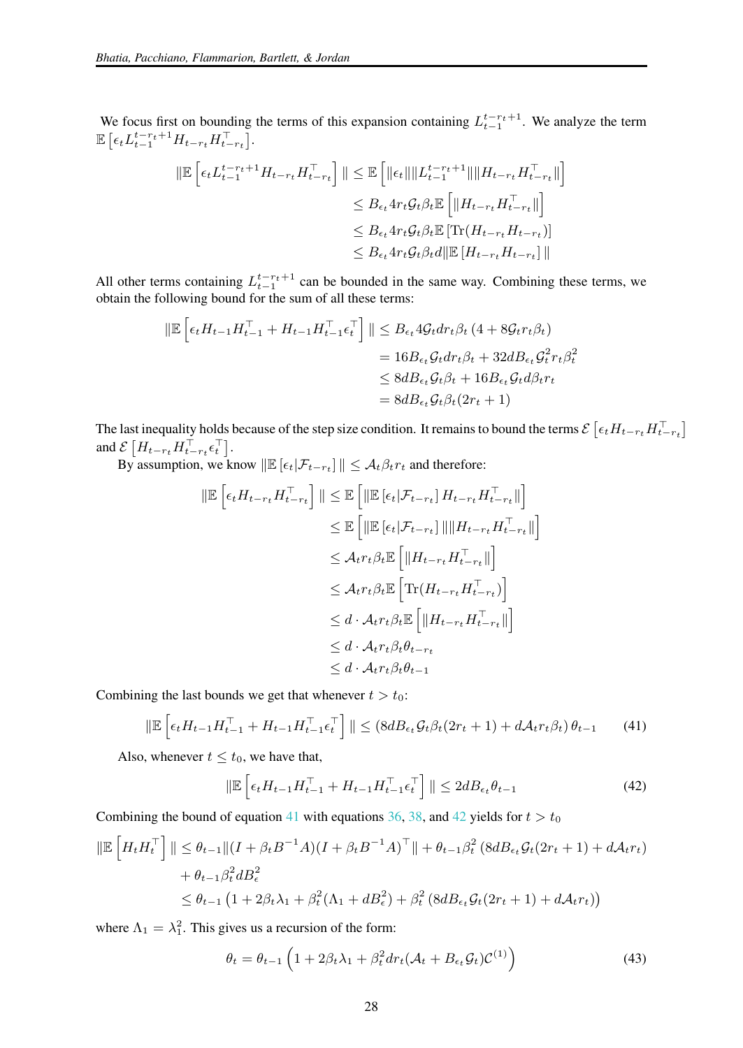We focus first on bounding the terms of this expansion containing $L_{t-1}^{t-r_t+1}$. We analyze the term $\mathbb{E}\left[\epsilon_t L_{t-1}^{t-r_t+1} H_{t-r_t} H_{t-r_t}^\top\right]$.

$$
\begin{aligned}
\|\mathbb{E}\left[\epsilon_t L_{t-1}^{t-r_t+1} H_{t-r_t} H_{t-r_t}^\top\right]\| &\le \mathbb{E}\left[\|\epsilon_t\| \|L_{t-1}^{t-r_t+1}\| \|H_{t-r_t} H_{t-r_t}^\top\|\right] \\
&\le B_{\epsilon_t} 4 r_t \mathcal{G}_t \beta_t \mathbb{E}\left[\|H_{t-r_t} H_{t-r_t}^\top\|\right] \\
&\le B_{\epsilon_t} 4 r_t \mathcal{G}_t \beta_t \mathbb{E}\left[\mathrm{Tr}(H_{t-r_t} H_{t-r_t})\right] \\
&\le B_{\epsilon_t} 4 r_t \mathcal{G}_t \beta_t d \|\mathbb{E}\left[H_{t-r_t} H_{t-r_t}\right]\|
\end{aligned}
$$

All other terms containing $L_{t-1}^{t-r_t+1}$ can be bounded in the same way. Combining these terms, we obtain the following bound for the sum of all these terms:

$$
\begin{aligned}
\|\mathbb{E}\left[\epsilon_t H_{t-1} H_{t-1}^\top + H_{t-1} H_{t-1}^\top \epsilon_t^\top\right]\| &\le B_{\epsilon_t} 4 \mathcal{G}_t d r_t \beta_t \left(4 + 8\mathcal{G}_t r_t \beta_t\right) \\
&= 16 B_{\epsilon_t} \mathcal{G}_t d r_t \beta_t + 32 d B_{\epsilon_t} \mathcal{G}_t^2 r_t \beta_t^2 \\
&\le 8 d B_{\epsilon_t} \mathcal{G}_t \beta_t + 16 B_{\epsilon_t} \mathcal{G}_t d \beta_t r_t \\
&= 8 d B_{\epsilon_t} \mathcal{G}_t \beta_t (2 r_t + 1)
\end{aligned}
$$

The last inequality holds because of the step size condition. It remains to bound the terms $\mathcal{E}\left[\epsilon_t H_{t-r_t} H_{t-r_t}^\top\right]$ and $\mathcal{E}\left[H_{t-r_t} H_{t-r_t}^\top \epsilon_t^\top\right]$.

By assumption, we know $\|\mathbb{E}\left[\epsilon_t | \mathcal{F}_{t-r_t}\right]\| \le \mathcal{A}_t \beta_t r_t$ and therefore:

$$
\begin{aligned}
\|\mathbb{E}\left[\epsilon_t H_{t-r_t} H_{t-r_t}^\top\right]\| &\le \mathbb{E}\left[\|\mathbb{E}\left[\epsilon_t | \mathcal{F}_{t-r_t}\right] H_{t-r_t} H_{t-r_t}^\top\|\right] \\
&\le \mathbb{E}\left[\|\mathbb{E}\left[\epsilon_t | \mathcal{F}_{t-r_t}\right]\| \|H_{t-r_t} H_{t-r_t}^\top\|\right] \\
&\le \mathcal{A}_t r_t \beta_t \mathbb{E}\left[\|H_{t-r_t} H_{t-r_t}^\top\|\right] \\
&\le \mathcal{A}_t r_t \beta_t \mathbb{E}\left[\mathrm{Tr}(H_{t-r_t} H_{t-r_t}^\top)\right] \\
&\le d \cdot \mathcal{A}_t r_t \beta_t \mathbb{E}\left[\|H_{t-r_t} H_{t-r_t}^\top\|\right] \\
&\le d \cdot \mathcal{A}_t r_t \beta_t \theta_{t-r_t} \\
&\le d \cdot \mathcal{A}_t r_t \beta_t \theta_{t-1}
\end{aligned}
$$

Combining the last bounds we get that whenever $t > t_0$:

$$
\|\mathbb{E}\left[\epsilon_t H_{t-1} H_{t-1}^\top + H_{t-1} H_{t-1}^\top \epsilon_t^\top\right]\| \le \left(8 d B_{\epsilon_t} \mathcal{G}_t \beta_t (2 r_t + 1) + d \mathcal{A}_t r_t \beta_t\right) \theta_{t-1} \tag{41}
$$

Also, whenever $t \le t_0$, we have that,

$$
\|\mathbb{E}\left[\epsilon_t H_{t-1} H_{t-1}^\top + H_{t-1} H_{t-1}^\top \epsilon_t^\top\right]\| \le 2 d B_{\epsilon_t} \theta_{t-1} \tag{42}
$$

Combining the bound of equation 41 with equations 36, 38, and 42 yields for $t > t_0$

$$
\begin{aligned}
\|\mathbb{E}\left[H_t H_t^\top\right]\| &\le \theta_{t-1} \|(I + \beta_t B^{-1} A)(I + \beta_t B^{-1} A)^\top\| + \theta_{t-1} \beta_t^2 \left(8 d B_{\epsilon_t} \mathcal{G}_t (2 r_t + 1) + d \mathcal{A}_t r_t\right) \\
&\quad + \theta_{t-1} \beta_t^2 d B_\epsilon^2 \\
&\le \theta_{t-1} \left(1 + 2\beta_t \lambda_1 + \beta_t^2 (\Lambda_1 + d B_\epsilon^2) + \beta_t^2 \left(8 d B_{\epsilon_t} \mathcal{G}_t (2 r_t + 1) + d \mathcal{A}_t r_t\right)\right)
\end{aligned}
$$

where $\Lambda_1 = \lambda_1^2$. This gives us a recursion of the form:

$$
\theta_t = \theta_{t-1} \left(1 + 2\beta_t \lambda_1 + \beta_t^2 d r_t (\mathcal{A}_t + B_{\epsilon_t} \mathcal{G}_t) \mathcal{C}^{(1)}\right) \tag{43}
$$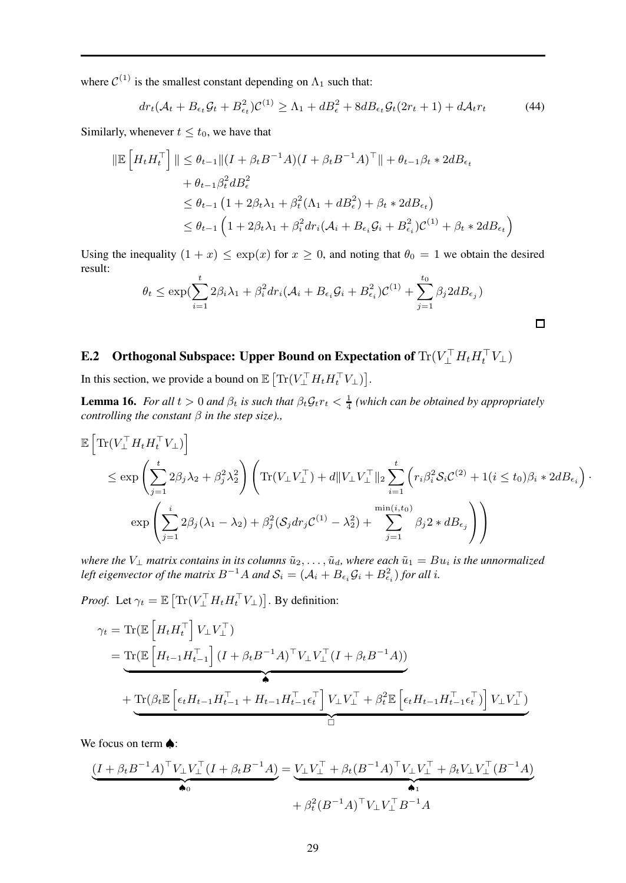where $\mathcal{C}^{(1)}$ is the smallest constant depending on $\Lambda_1$ such that:

$$dr_t(\mathcal{A}_t + B_{\epsilon_t}\mathcal{G}_t + B_{\epsilon_t}^2)\mathcal{C}^{(1)} \geq \Lambda_1 + dB_{\epsilon}^2 + 8dB_{\epsilon_t}\mathcal{G}_t(2r_t + 1) + d\mathcal{A}_t r_t \tag{44}$$

Similarly, whenever $t \leq t_0$, we have that

$$\begin{aligned}
\|\mathbb{E}\left[H_t H_t^\top\right]\| &\leq \theta_{t-1}\|(I + \beta_t B^{-1}A)(I + \beta_t B^{-1}A)^\top\| + \theta_{t-1}\beta_t * 2dB_{\epsilon_t} \\
&\quad + \theta_{t-1}\beta_t^2 dB_{\epsilon}^2 \\
&\leq \theta_{t-1}\left(1 + 2\beta_t\lambda_1 + \beta_t^2(\Lambda_1 + dB_{\epsilon}^2) + \beta_t * 2dB_{\epsilon_t}\right) \\
&\leq \theta_{t-1}\left(1 + 2\beta_t\lambda_1 + \beta_i^2 dr_i(\mathcal{A}_i + B_{\epsilon_i}\mathcal{G}_i + B_{\epsilon_i}^2)\mathcal{C}^{(1)} + \beta_t * 2dB_{\epsilon_t}\right)
\end{aligned}$$

Using the inequality $(1 + x) \leq \exp(x)$ for $x \geq 0$, and noting that $\theta_0 = 1$ we obtain the desired result:

$$\theta_t \leq \exp\left(\sum_{i=1}^{t} 2\beta_i\lambda_1 + \beta_i^2 dr_i(\mathcal{A}_i + B_{\epsilon_i}\mathcal{G}_i + B_{\epsilon_i}^2)\mathcal{C}^{(1)} + \sum_{j=1}^{t_0}\beta_j 2dB_{\epsilon_j}\right)$$

□

## E.2 Orthogonal Subspace: Upper Bound on Expectation of $\mathrm{Tr}(V_\perp^\top H_t H_t^\top V_\perp)$

In this section, we provide a bound on $\mathbb{E}\left[\mathrm{Tr}(V_\perp^\top H_t H_t^\top V_\perp)\right]$.

**Lemma 16.** *For all $t > 0$ and $\beta_t$ is such that $\beta_t\mathcal{G}_t r_t < \frac{1}{4}$ (which can be obtained by appropriately controlling the constant $\beta$ in the step size).,*

$$\begin{aligned}
&\mathbb{E}\left[\mathrm{Tr}(V_\perp^\top H_t H_t^\top V_\perp)\right] \\
&\quad\leq \exp\left(\sum_{j=1}^{t} 2\beta_j\lambda_2 + \beta_j^2\lambda_2^2\right)\left(\mathrm{Tr}(V_\perp V_\perp^\top) + d\|V_\perp V_\perp^\top\|_2\sum_{i=1}^{t}\left(r_i\beta_i^2\mathcal{S}_i\mathcal{C}^{(2)} + 1(i \leq t_0)\beta_i * 2dB_{\epsilon_i}\right)\cdot\right. \\
&\qquad\left.\exp\left(\sum_{j=1}^{i} 2\beta_j(\lambda_1 - \lambda_2) + \beta_j^2(\mathcal{S}_j dr_j\mathcal{C}^{(1)} - \lambda_2^2) + \sum_{j=1}^{\min(i,t_0)}\beta_j 2 * dB_{\epsilon_j}\right)\right)
\end{aligned}$$

*where the $V_\perp$ matrix contains in its columns $\tilde{u}_2, \ldots, \tilde{u}_d$, where each $\tilde{u}_1 = Bu_i$ is the unnormalized left eigenvector of the matrix $B^{-1}A$ and $\mathcal{S}_i = (\mathcal{A}_i + B_{\epsilon_i}\mathcal{G}_i + B_{\epsilon_i}^2)$ for all $i$.*

*Proof.* Let $\gamma_t = \mathbb{E}\left[\mathrm{Tr}(V_\perp^\top H_t H_t^\top V_\perp)\right]$. By definition:

$$\begin{aligned}
\gamma_t &= \mathrm{Tr}(\mathbb{E}\left[H_t H_t^\top\right] V_\perp V_\perp^\top) \\
&= \underbrace{\mathrm{Tr}(\mathbb{E}\left[H_{t-1}H_{t-1}^\top\right](I + \beta_t B^{-1}A)^\top V_\perp V_\perp^\top (I + \beta_t B^{-1}A))}_{\spadesuit} \\
&\quad + \underbrace{\mathrm{Tr}(\beta_t\mathbb{E}\left[\epsilon_t H_{t-1}H_{t-1}^\top + H_{t-1}H_{t-1}^\top\epsilon_t^\top\right] V_\perp V_\perp^\top + \beta_t^2\mathbb{E}\left[\epsilon_t H_{t-1}H_{t-1}^\top\epsilon_t^\top)\right] V_\perp V_\perp^\top)}_{\square}
\end{aligned}$$

We focus on term $\spadesuit$:

$$\begin{aligned}
\underbrace{(I + \beta_t B^{-1}A)^\top V_\perp V_\perp^\top (I + \beta_t B^{-1}A)}_{\spadesuit_0} &= \underbrace{V_\perp V_\perp^\top + \beta_t(B^{-1}A)^\top V_\perp V_\perp^\top + \beta_t V_\perp V_\perp^\top(B^{-1}A)}_{\spadesuit_1} \\
&\quad + \beta_t^2(B^{-1}A)^\top V_\perp V_\perp^\top B^{-1}A
\end{aligned}$$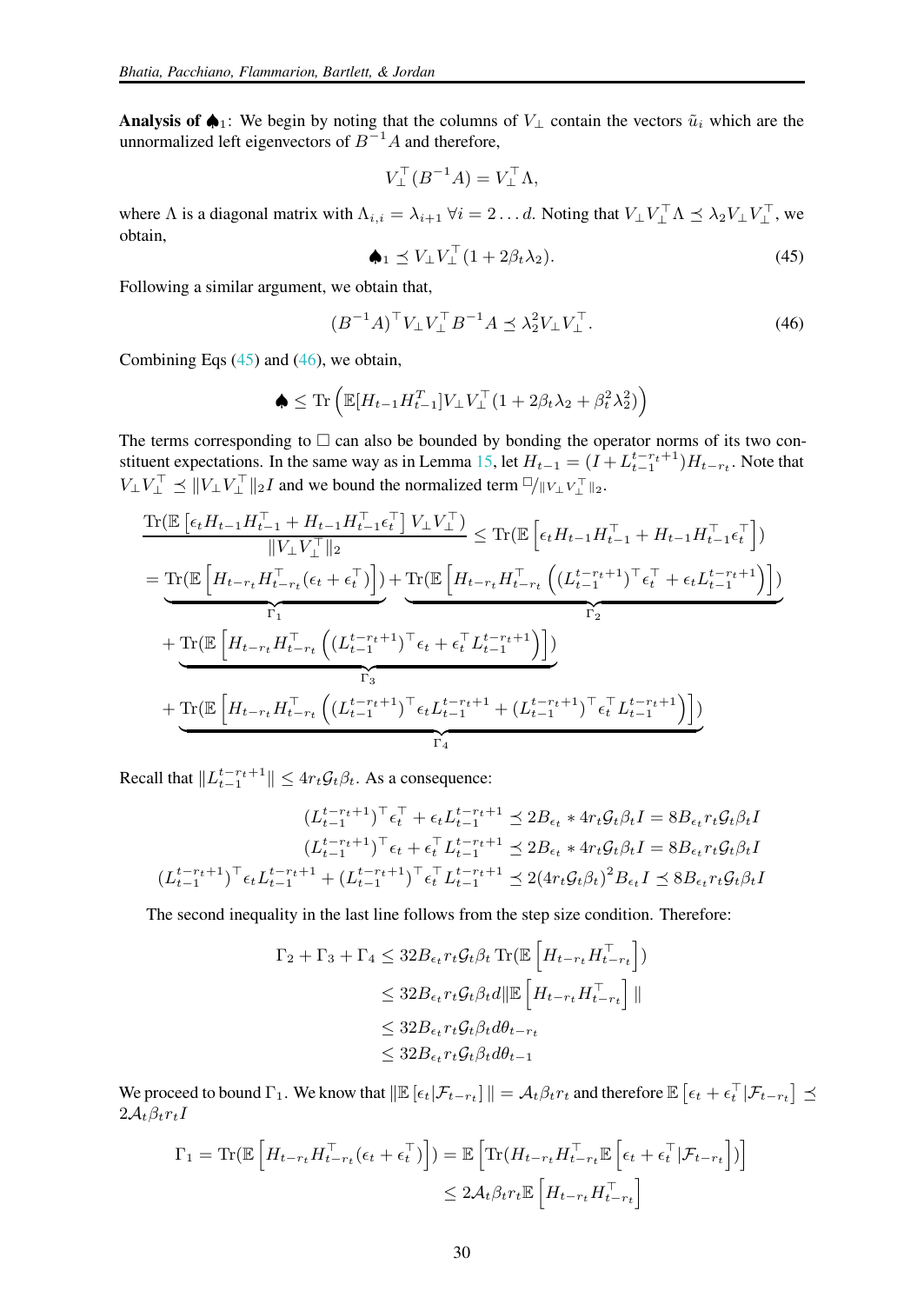**Analysis of $\spadesuit_1$:** We begin by noting that the columns of $V_\perp$ contain the vectors $\tilde{u}_i$ which are the unnormalized left eigenvectors of $B^{-1}A$ and therefore,

$$V_\perp^\top (B^{-1}A) = V_\perp^\top \Lambda,$$

where $\Lambda$ is a diagonal matrix with $\Lambda_{i,i} = \lambda_{i+1} \; \forall i = 2 \dots d$. Noting that $V_\perp V_\perp^\top \Lambda \preceq \lambda_2 V_\perp V_\perp^\top$, we obtain,

$$\spadesuit_1 \preceq V_\perp V_\perp^\top (1 + 2\beta_t \lambda_2). \tag{45}$$

Following a similar argument, we obtain that,

$$(B^{-1}A)^\top V_\perp V_\perp^\top B^{-1}A \preceq \lambda_2^2 V_\perp V_\perp^\top. \tag{46}$$

Combining Eqs (45) and (46), we obtain,

$$\spadesuit \leq \operatorname{Tr}\left(\mathbb{E}[H_{t-1}H_{t-1}^T] V_\perp V_\perp^\top (1 + 2\beta_t\lambda_2 + \beta_t^2 \lambda_2^2)\right)$$

The terms corresponding to $\square$ can also be bounded by bonding the operator norms of its two constituent expectations. In the same way as in Lemma 15, let $H_{t-1} = (I + L_{t-1}^{t-r_t+1})H_{t-r_t}$. Note that $V_\perp V_\perp^\top \preceq \|V_\perp V_\perp^\top\|_2 I$ and we bound the normalized term $\square / \|V_\perp V_\perp^\top\|_2$.

$$\begin{aligned}
\frac{\operatorname{Tr}(\mathbb{E}\left[\epsilon_t H_{t-1}H_{t-1}^\top + H_{t-1}H_{t-1}^\top \epsilon_t^\top\right] V_\perp V_\perp^\top)}{\|V_\perp V_\perp^\top\|_2} &\leq \operatorname{Tr}(\mathbb{E}\left[\epsilon_t H_{t-1}H_{t-1}^\top + H_{t-1}H_{t-1}^\top \epsilon_t^\top\right]) \\
= \underbrace{\operatorname{Tr}(\mathbb{E}\left[H_{t-r_t}H_{t-r_t}^\top(\epsilon_t + \epsilon_t^\top)\right])}_{\Gamma_1} &+ \underbrace{\operatorname{Tr}(\mathbb{E}\left[H_{t-r_t}H_{t-r_t}^\top\left((L_{t-1}^{t-r_t+1})^\top \epsilon_t^\top + \epsilon_t L_{t-1}^{t-r_t+1}\right)\right])}_{\Gamma_2} \\
&+ \underbrace{\operatorname{Tr}(\mathbb{E}\left[H_{t-r_t}H_{t-r_t}^\top\left((L_{t-1}^{t-r_t+1})^\top \epsilon_t + \epsilon_t^\top L_{t-1}^{t-r_t+1}\right)\right])}_{\Gamma_3} \\
&+ \underbrace{\operatorname{Tr}(\mathbb{E}\left[H_{t-r_t}H_{t-r_t}^\top\left((L_{t-1}^{t-r_t+1})^\top \epsilon_t L_{t-1}^{t-r_t+1} + (L_{t-1}^{t-r_t+1})^\top \epsilon_t^\top L_{t-1}^{t-r_t+1}\right)\right])}_{\Gamma_4}
\end{aligned}$$

Recall that $\|L_{t-1}^{t-r_t+1}\| \leq 4r_t \mathcal{G}_t \beta_t$. As a consequence:

$$\begin{aligned}
(L_{t-1}^{t-r_t+1})^\top \epsilon_t^\top + \epsilon_t L_{t-1}^{t-r_t+1} &\preceq 2B_{\epsilon_t} * 4r_t\mathcal{G}_t\beta_t I = 8B_{\epsilon_t} r_t \mathcal{G}_t \beta_t I \\
(L_{t-1}^{t-r_t+1})^\top \epsilon_t + \epsilon_t^\top L_{t-1}^{t-r_t+1} &\preceq 2B_{\epsilon_t} * 4r_t\mathcal{G}_t\beta_t I = 8B_{\epsilon_t} r_t \mathcal{G}_t \beta_t I \\
(L_{t-1}^{t-r_t+1})^\top \epsilon_t L_{t-1}^{t-r_t+1} + (L_{t-1}^{t-r_t+1})^\top \epsilon_t^\top L_{t-1}^{t-r_t+1} &\preceq 2(4r_t\mathcal{G}_t\beta_t)^2 B_{\epsilon_t} I \preceq 8B_{\epsilon_t} r_t \mathcal{G}_t \beta_t I
\end{aligned}$$

The second inequality in the last line follows from the step size condition. Therefore:

$$\begin{aligned}
\Gamma_2 + \Gamma_3 + \Gamma_4 &\leq 32B_{\epsilon_t} r_t \mathcal{G}_t \beta_t \operatorname{Tr}(\mathbb{E}\left[H_{t-r_t}H_{t-r_t}^\top\right]) \\
&\leq 32B_{\epsilon_t} r_t \mathcal{G}_t \beta_t d \|\mathbb{E}\left[H_{t-r_t}H_{t-r_t}^\top\right]\| \\
&\leq 32B_{\epsilon_t} r_t \mathcal{G}_t \beta_t d \theta_{t-r_t} \\
&\leq 32B_{\epsilon_t} r_t \mathcal{G}_t \beta_t d \theta_{t-1}
\end{aligned}$$

We proceed to bound $\Gamma_1$. We know that $\|\mathbb{E}\left[\epsilon_t | \mathcal{F}_{t-r_t}\right]\| = \mathcal{A}_t \beta_t r_t$ and therefore $\mathbb{E}\left[\epsilon_t + \epsilon_t^\top | \mathcal{F}_{t-r_t}\right] \preceq 2\mathcal{A}_t \beta_t r_t I$

$$\begin{aligned}
\Gamma_1 = \operatorname{Tr}(\mathbb{E}\left[H_{t-r_t}H_{t-r_t}^\top(\epsilon_t + \epsilon_t^\top)\right]) &= \mathbb{E}\left[\operatorname{Tr}(H_{t-r_t}H_{t-r_t}^\top \mathbb{E}\left[\epsilon_t + \epsilon_t^\top | \mathcal{F}_{t-r_t}\right])\right] \\
&\leq 2\mathcal{A}_t \beta_t r_t \mathbb{E}\left[H_{t-r_t}H_{t-r_t}^\top\right]
\end{aligned}$$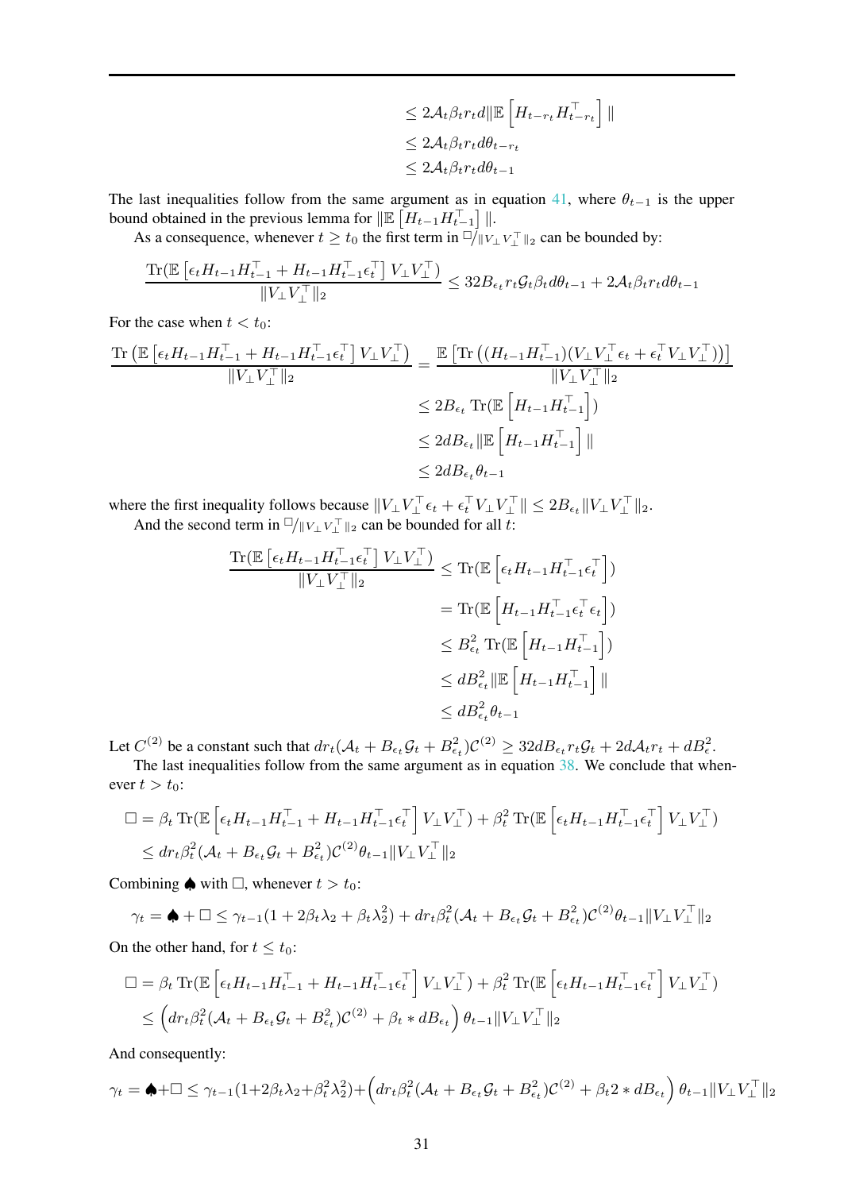$$
\begin{aligned}
&\leq 2\mathcal{A}_t \beta_t r_t d \|\mathbb{E}\left[H_{t-r_t} H_{t-r_t}^\top\right]\| \\
&\leq 2\mathcal{A}_t \beta_t r_t d \theta_{t-r_t} \\
&\leq 2\mathcal{A}_t \beta_t r_t d \theta_{t-1}
\end{aligned}
$$

The last inequalities follow from the same argument as in equation 41, where $\theta_{t-1}$ is the upper bound obtained in the previous lemma for $\|\mathbb{E}\left[H_{t-1}H_{t-1}^\top\right]\|$.

As a consequence, whenever $t \geq t_0$ the first term in $\square/_{\|V_\perp V_\perp^\top\|_2}$ can be bounded by:

$$
\frac{\text{Tr}(\mathbb{E}\left[\epsilon_t H_{t-1}H_{t-1}^\top + H_{t-1}H_{t-1}^\top \epsilon_t^\top\right] V_\perp V_\perp^\top)}{\|V_\perp V_\perp^\top\|_2} \leq 32 B_{\epsilon_t} r_t \mathcal{G}_t \beta_t d \theta_{t-1} + 2\mathcal{A}_t \beta_t r_t d \theta_{t-1}
$$

For the case when $t < t_0$:

$$
\begin{aligned}
\frac{\text{Tr}\left(\mathbb{E}\left[\epsilon_t H_{t-1}H_{t-1}^\top + H_{t-1}H_{t-1}^\top \epsilon_t^\top\right] V_\perp V_\perp^\top\right)}{\|V_\perp V_\perp^\top\|_2} &= \frac{\mathbb{E}\left[\text{Tr}\left((H_{t-1}H_{t-1}^\top)(V_\perp V_\perp^\top \epsilon_t + \epsilon_t^\top V_\perp V_\perp^\top)\right)\right]}{\|V_\perp V_\perp^\top\|_2} \\
&\leq 2B_{\epsilon_t} \,\text{Tr}(\mathbb{E}\left[H_{t-1}H_{t-1}^\top\right]) \\
&\leq 2dB_{\epsilon_t} \|\mathbb{E}\left[H_{t-1}H_{t-1}^\top\right]\| \\
&\leq 2dB_{\epsilon_t} \theta_{t-1}
\end{aligned}
$$

where the first inequality follows because $\|V_\perp V_\perp^\top \epsilon_t + \epsilon_t^\top V_\perp V_\perp^\top\| \leq 2B_{\epsilon_t} \|V_\perp V_\perp^\top\|_2$.

And the second term in $\square/_{\|V_\perp V_\perp^\top\|_2}$ can be bounded for all $t$:

$$
\begin{aligned}
\frac{\text{Tr}(\mathbb{E}\left[\epsilon_t H_{t-1}H_{t-1}^\top \epsilon_t^\top\right] V_\perp V_\perp^\top)}{\|V_\perp V_\perp^\top\|_2} &\leq \text{Tr}(\mathbb{E}\left[\epsilon_t H_{t-1}H_{t-1}^\top \epsilon_t^\top\right]) \\
&= \text{Tr}(\mathbb{E}\left[H_{t-1}H_{t-1}^\top \epsilon_t^\top \epsilon_t\right]) \\
&\leq B_{\epsilon_t}^2 \,\text{Tr}(\mathbb{E}\left[H_{t-1}H_{t-1}^\top\right]) \\
&\leq dB_{\epsilon_t}^2 \|\mathbb{E}\left[H_{t-1}H_{t-1}^\top\right]\| \\
&\leq dB_{\epsilon_t}^2 \theta_{t-1}
\end{aligned}
$$

Let $C^{(2)}$ be a constant such that $dr_t(\mathcal{A}_t + B_{\epsilon_t}\mathcal{G}_t + B_{\epsilon_t}^2)\mathcal{C}^{(2)} \geq 32dB_{\epsilon_t} r_t \mathcal{G}_t + 2d\mathcal{A}_t r_t + dB_\epsilon^2$.

The last inequalities follow from the same argument as in equation 38. We conclude that whenever $t > t_0$:

$$
\begin{aligned}
\square &= \beta_t \,\text{Tr}(\mathbb{E}\left[\epsilon_t H_{t-1}H_{t-1}^\top + H_{t-1}H_{t-1}^\top \epsilon_t^\top\right] V_\perp V_\perp^\top) + \beta_t^2 \,\text{Tr}(\mathbb{E}\left[\epsilon_t H_{t-1}H_{t-1}^\top \epsilon_t^\top\right] V_\perp V_\perp^\top) \\
&\leq dr_t \beta_t^2 (\mathcal{A}_t + B_{\epsilon_t}\mathcal{G}_t + B_{\epsilon_t}^2)\mathcal{C}^{(2)} \theta_{t-1} \|V_\perp V_\perp^\top\|_2
\end{aligned}
$$

Combining $\spadesuit$ with $\square$, whenever $t > t_0$:

$$
\gamma_t = \spadesuit + \square \leq \gamma_{t-1}(1 + 2\beta_t \lambda_2 + \beta_t \lambda_2^2) + dr_t \beta_t^2 (\mathcal{A}_t + B_{\epsilon_t}\mathcal{G}_t + B_{\epsilon_t}^2)\mathcal{C}^{(2)} \theta_{t-1} \|V_\perp V_\perp^\top\|_2
$$

On the other hand, for $t \leq t_0$:

$$
\begin{aligned}
\square &= \beta_t \,\text{Tr}(\mathbb{E}\left[\epsilon_t H_{t-1}H_{t-1}^\top + H_{t-1}H_{t-1}^\top \epsilon_t^\top\right] V_\perp V_\perp^\top) + \beta_t^2 \,\text{Tr}(\mathbb{E}\left[\epsilon_t H_{t-1}H_{t-1}^\top \epsilon_t^\top\right] V_\perp V_\perp^\top) \\
&\leq \left(dr_t \beta_t^2 (\mathcal{A}_t + B_{\epsilon_t}\mathcal{G}_t + B_{\epsilon_t}^2)\mathcal{C}^{(2)} + \beta_t * dB_{\epsilon_t}\right) \theta_{t-1} \|V_\perp V_\perp^\top\|_2
\end{aligned}
$$

And consequently:

$$
\gamma_t = \spadesuit + \square \leq \gamma_{t-1}(1 + 2\beta_t \lambda_2 + \beta_t^2 \lambda_2^2) + \left(dr_t \beta_t^2 (\mathcal{A}_t + B_{\epsilon_t}\mathcal{G}_t + B_{\epsilon_t}^2)\mathcal{C}^{(2)} + \beta_t 2 * dB_{\epsilon_t}\right) \theta_{t-1} \|V_\perp V_\perp^\top\|_2
$$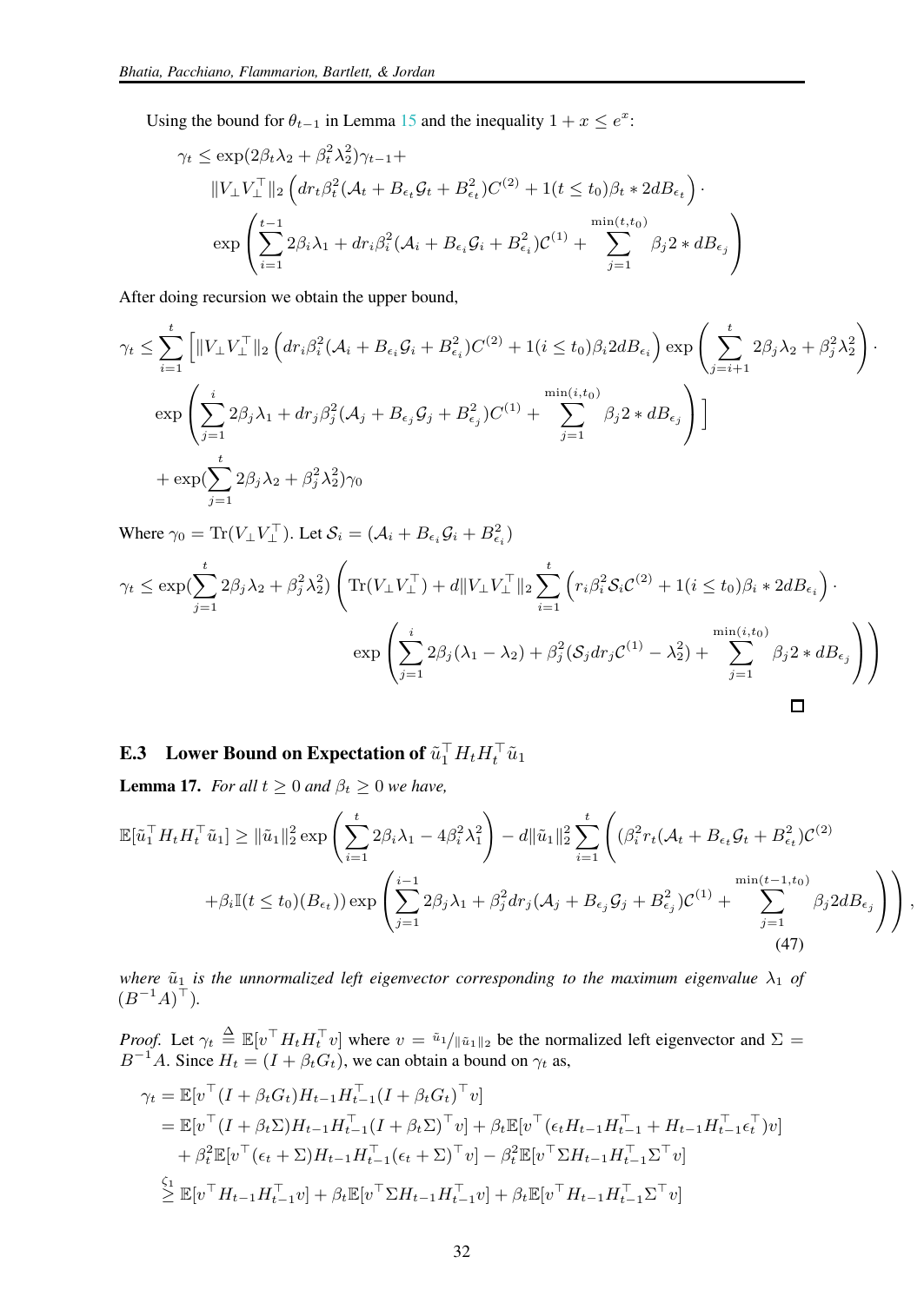Using the bound for $\theta_{t-1}$ in Lemma 15 and the inequality $1 + x \le e^x$:

$$
\begin{aligned}
\gamma_t \le & \exp(2\beta_t \lambda_2 + \beta_t^2 \lambda_2^2)\gamma_{t-1} + \\
& \|V_\perp V_\perp^\top\|_2 \left( dr_t \beta_t^2 (\mathcal{A}_t + B_{\epsilon_t}\mathcal{G}_t + B_{\epsilon_t}^2) C^{(2)} + 1(t \le t_0)\beta_t * 2dB_{\epsilon_t} \right) \cdot \\
& \exp\left( \sum_{i=1}^{t-1} 2\beta_i \lambda_1 + dr_i \beta_i^2 (\mathcal{A}_i + B_{\epsilon_i}\mathcal{G}_i + B_{\epsilon_i}^2) \mathcal{C}^{(1)} + \sum_{j=1}^{\min(t,t_0)} \beta_j 2 * dB_{\epsilon_j} \right)
\end{aligned}
$$

After doing recursion we obtain the upper bound,

$$
\begin{aligned}
\gamma_t \le & \sum_{i=1}^{t} \Big[ \|V_\perp V_\perp^\top\|_2 \left( dr_i \beta_i^2 (\mathcal{A}_i + B_{\epsilon_i}\mathcal{G}_i + B_{\epsilon_i}^2) C^{(2)} + 1(i \le t_0)\beta_i 2dB_{\epsilon_i} \right) \exp\left( \sum_{j=i+1}^{t} 2\beta_j \lambda_2 + \beta_j^2 \lambda_2^2 \right) \cdot \\
& \exp\left( \sum_{j=1}^{i} 2\beta_j \lambda_1 + dr_j \beta_j^2 (\mathcal{A}_j + B_{\epsilon_j}\mathcal{G}_j + B_{\epsilon_j}^2) \mathcal{C}^{(1)} + \sum_{j=1}^{\min(i,t_0)} \beta_j 2 * dB_{\epsilon_j} \right) \Big] \\
& + \exp(\sum_{j=1}^{t} 2\beta_j \lambda_2 + \beta_j^2 \lambda_2^2)\gamma_0
\end{aligned}
$$

Where $\gamma_0 = \mathrm{Tr}(V_\perp V_\perp^\top)$. Let $\mathcal{S}_i = (\mathcal{A}_i + B_{\epsilon_i}\mathcal{G}_i + B_{\epsilon_i}^2)$

$$
\begin{aligned}
\gamma_t \le & \exp(\sum_{j=1}^{t} 2\beta_j \lambda_2 + \beta_j^2 \lambda_2^2) \left( \mathrm{Tr}(V_\perp V_\perp^\top) + d\|V_\perp V_\perp^\top\|_2 \sum_{i=1}^{t} \left( r_i \beta_i^2 \mathcal{S}_i \mathcal{C}^{(2)} + 1(i \le t_0)\beta_i * 2dB_{\epsilon_i} \right) \cdot \right. \\
& \left. \exp\left( \sum_{j=1}^{i} 2\beta_j(\lambda_1 - \lambda_2) + \beta_j^2 (\mathcal{S}_j dr_j \mathcal{C}^{(1)} - \lambda_2^2) + \sum_{j=1}^{\min(i,t_0)} \beta_j 2 * dB_{\epsilon_j} \right) \right)
\end{aligned}
$$

□

## E.3 Lower Bound on Expectation of $\tilde{u}_1^\top H_t H_t^\top \tilde{u}_1$

**Lemma 17.** *For all $t \ge 0$ and $\beta_t \ge 0$ we have,*

$$
\begin{aligned}
\mathbb{E}[\tilde{u}_1^\top H_t H_t^\top \tilde{u}_1] \ge & \|\tilde{u}_1\|_2^2 \exp\left( \sum_{i=1}^{t} 2\beta_i \lambda_1 - 4\beta_i^2 \lambda_1^2 \right) - d\|\tilde{u}_1\|_2^2 \sum_{i=1}^{t} \left( (\beta_i^2 r_t (\mathcal{A}_t + B_{\epsilon_t}\mathcal{G}_t + B_{\epsilon_t}^2)\mathcal{C}^{(2)} \right. \\
& \left. + \beta_i \mathbb{I}(t \le t_0)(B_{\epsilon_t})) \exp\left( \sum_{j=1}^{i-1} 2\beta_j \lambda_1 + \beta_j^2 dr_j (\mathcal{A}_j + B_{\epsilon_j}\mathcal{G}_j + B_{\epsilon_j}^2)\mathcal{C}^{(1)} + \sum_{j=1}^{\min(t-1,t_0)} \beta_j 2dB_{\epsilon_j} \right) \right), \quad (47)
\end{aligned}
$$

*where $\tilde{u}_1$ is the unnormalized left eigenvector corresponding to the maximum eigenvalue $\lambda_1$ of $(B^{-1}A)^\top$).*

*Proof.* Let $\gamma_t \triangleq \mathbb{E}[v^\top H_t H_t^\top v]$ where $v = \tilde{u}_1/\|\tilde{u}_1\|_2$ be the normalized left eigenvector and $\Sigma = B^{-1}A$. Since $H_t = (I + \beta_t G_t)$, we can obtain a bound on $\gamma_t$ as,

$$
\begin{aligned}
\gamma_t &= \mathbb{E}[v^\top (I + \beta_t G_t) H_{t-1} H_{t-1}^\top (I + \beta_t G_t)^\top v] \\
&= \mathbb{E}[v^\top (I + \beta_t \Sigma) H_{t-1} H_{t-1}^\top (I + \beta_t \Sigma)^\top v] + \beta_t \mathbb{E}[v^\top (\epsilon_t H_{t-1} H_{t-1}^\top + H_{t-1} H_{t-1}^\top \epsilon_t^\top) v] \\
&\quad + \beta_t^2 \mathbb{E}[v^\top (\epsilon_t + \Sigma) H_{t-1} H_{t-1}^\top (\epsilon_t + \Sigma)^\top v] - \beta_t^2 \mathbb{E}[v^\top \Sigma H_{t-1} H_{t-1}^\top \Sigma^\top v] \\
&\overset{\zeta_1}{\ge} \mathbb{E}[v^\top H_{t-1} H_{t-1}^\top v] + \beta_t \mathbb{E}[v^\top \Sigma H_{t-1} H_{t-1}^\top v] + \beta_t \mathbb{E}[v^\top H_{t-1} H_{t-1}^\top \Sigma^\top v]
\end{aligned}
$$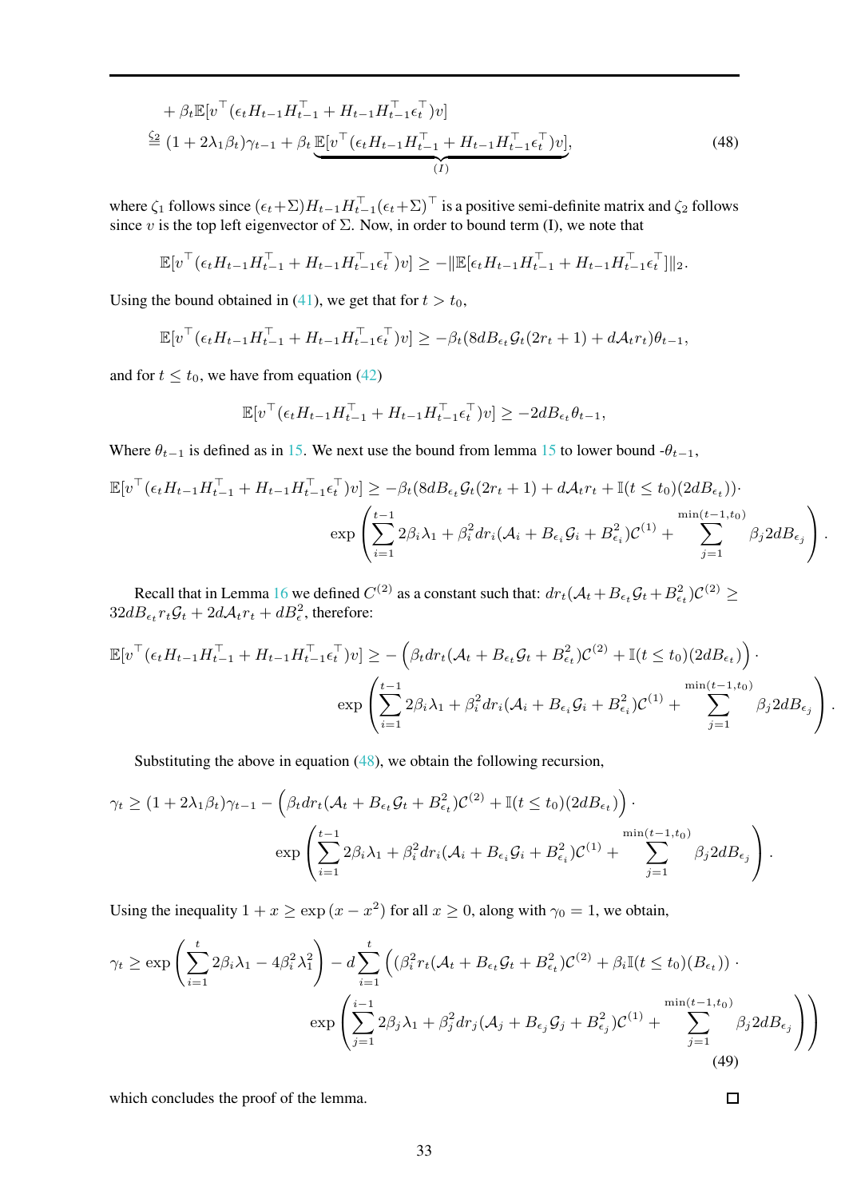$$
\begin{aligned}
&+ \beta_t \mathbb{E}[v^\top(\epsilon_t H_{t-1} H_{t-1}^\top + H_{t-1} H_{t-1}^\top \epsilon_t^\top) v] \\
&\overset{\zeta_2}{=} (1 + 2\lambda_1 \beta_t)\gamma_{t-1} + \beta_t \underbrace{\mathbb{E}[v^\top(\epsilon_t H_{t-1} H_{t-1}^\top + H_{t-1} H_{t-1}^\top \epsilon_t^\top) v]}_{(I)},
\end{aligned} \tag{48}
$$

where $\zeta_1$ follows since $(\epsilon_t + \Sigma) H_{t-1} H_{t-1}^\top (\epsilon_t + \Sigma)^\top$ is a positive semi-definite matrix and $\zeta_2$ follows since $v$ is the top left eigenvector of $\Sigma$. Now, in order to bound term (I), we note that

$$
\mathbb{E}[v^\top(\epsilon_t H_{t-1} H_{t-1}^\top + H_{t-1} H_{t-1}^\top \epsilon_t^\top) v] \geq -\|\mathbb{E}[\epsilon_t H_{t-1} H_{t-1}^\top + H_{t-1} H_{t-1}^\top \epsilon_t^\top]\|_2.
$$

Using the bound obtained in (41), we get that for $t > t_0$,

$$
\mathbb{E}[v^\top(\epsilon_t H_{t-1} H_{t-1}^\top + H_{t-1} H_{t-1}^\top \epsilon_t^\top) v] \geq -\beta_t (8dB_{\epsilon_t} \mathcal{G}_t (2r_t + 1) + d\mathcal{A}_t r_t)\theta_{t-1},
$$

and for $t \leq t_0$, we have from equation (42)

$$
\mathbb{E}[v^\top(\epsilon_t H_{t-1} H_{t-1}^\top + H_{t-1} H_{t-1}^\top \epsilon_t^\top) v] \geq -2dB_{\epsilon_t} \theta_{t-1},
$$

Where $\theta_{t-1}$ is defined as in 15. We next use the bound from lemma 15 to lower bound -$\theta_{t-1}$,

$$
\begin{aligned}
\mathbb{E}[v^\top(\epsilon_t H_{t-1} H_{t-1}^\top + H_{t-1} H_{t-1}^\top \epsilon_t^\top) v] \geq -\beta_t (8dB_{\epsilon_t} \mathcal{G}_t (2r_t + 1) + d\mathcal{A}_t r_t + \mathbb{I}(t \leq t_0)(2dB_{\epsilon_t})) \cdot \\
\exp\left( \sum_{i=1}^{t-1} 2\beta_i \lambda_1 + \beta_i^2 d r_i (\mathcal{A}_i + B_{\epsilon_i} \mathcal{G}_i + B_{\epsilon_i}^2) \mathcal{C}^{(1)} + \sum_{j=1}^{\min(t-1, t_0)} \beta_j 2dB_{\epsilon_j} \right).
\end{aligned}
$$

Recall that in Lemma 16 we defined $C^{(2)}$ as a constant such that: $dr_t(\mathcal{A}_t + B_{\epsilon_t}\mathcal{G}_t + B_{\epsilon_t}^2)\mathcal{C}^{(2)} \geq 32dB_{\epsilon_t} r_t \mathcal{G}_t + 2d\mathcal{A}_t r_t + dB_\epsilon^2$, therefore:

$$
\begin{aligned}
\mathbb{E}[v^\top(\epsilon_t H_{t-1} H_{t-1}^\top + H_{t-1} H_{t-1}^\top \epsilon_t^\top) v] \geq -\left( \beta_t d r_t (\mathcal{A}_t + B_{\epsilon_t} \mathcal{G}_t + B_{\epsilon_t}^2) \mathcal{C}^{(2)} + \mathbb{I}(t \leq t_0)(2dB_{\epsilon_t}) \right) \cdot \\
\exp\left( \sum_{i=1}^{t-1} 2\beta_i \lambda_1 + \beta_i^2 d r_i (\mathcal{A}_i + B_{\epsilon_i} \mathcal{G}_i + B_{\epsilon_i}^2) \mathcal{C}^{(1)} + \sum_{j=1}^{\min(t-1, t_0)} \beta_j 2dB_{\epsilon_j} \right).
\end{aligned}
$$

Substituting the above in equation (48), we obtain the following recursion,

$$
\begin{aligned}
\gamma_t \geq (1 + 2\lambda_1 \beta_t)\gamma_{t-1} - \left( \beta_t d r_t (\mathcal{A}_t + B_{\epsilon_t} \mathcal{G}_t + B_{\epsilon_t}^2) \mathcal{C}^{(2)} + \mathbb{I}(t \leq t_0)(2dB_{\epsilon_t}) \right) \cdot \\
\exp\left( \sum_{i=1}^{t-1} 2\beta_i \lambda_1 + \beta_i^2 d r_i (\mathcal{A}_i + B_{\epsilon_i} \mathcal{G}_i + B_{\epsilon_i}^2) \mathcal{C}^{(1)} + \sum_{j=1}^{\min(t-1, t_0)} \beta_j 2dB_{\epsilon_j} \right).
\end{aligned}
$$

Using the inequality $1 + x \geq \exp(x - x^2)$ for all $x \geq 0$, along with $\gamma_0 = 1$, we obtain,

$$
\begin{aligned}
\gamma_t \geq \exp\left( \sum_{i=1}^{t} 2\beta_i \lambda_1 - 4\beta_i^2 \lambda_1^2 \right) - d \sum_{i=1}^{t} \Bigg( (\beta_i^2 r_t (\mathcal{A}_t + B_{\epsilon_t} \mathcal{G}_t + B_{\epsilon_t}^2) \mathcal{C}^{(2)} + \beta_i \mathbb{I}(t \leq t_0)(B_{\epsilon_t})) \cdot \\
\exp\left( \sum_{j=1}^{i-1} 2\beta_j \lambda_1 + \beta_j^2 d r_j (\mathcal{A}_j + B_{\epsilon_j} \mathcal{G}_j + B_{\epsilon_j}^2) \mathcal{C}^{(1)} + \sum_{j=1}^{\min(t-1, t_0)} \beta_j 2dB_{\epsilon_j} \right) \Bigg)
\end{aligned} \tag{49}
$$

which concludes the proof of the lemma. □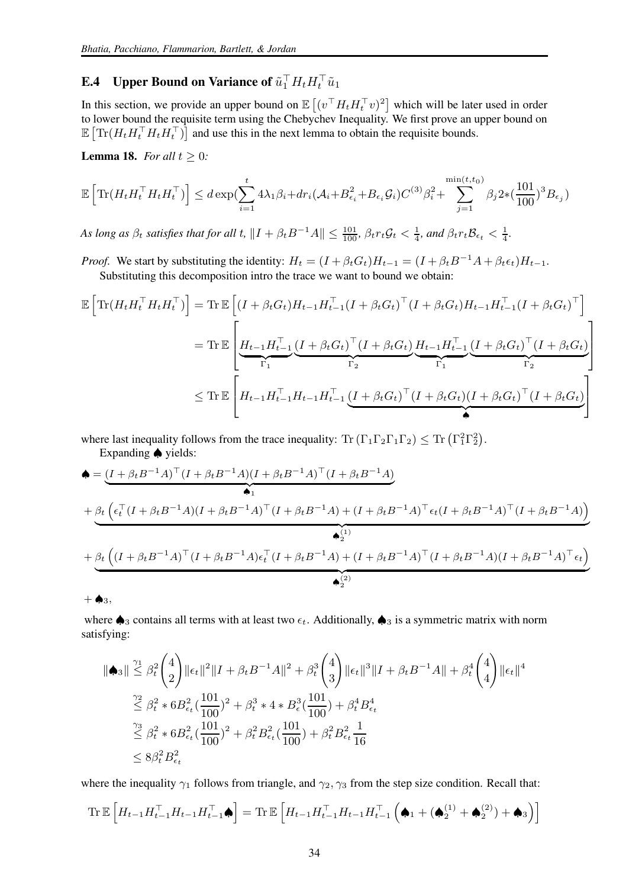### E.4 Upper Bound on Variance of $\tilde{u}_1^\top H_t H_t^\top \tilde{u}_1$

In this section, we provide an upper bound on $\mathbb{E}\left[(v^\top H_t H_t^\top v)^2\right]$ which will be later used in order to lower bound the requisite term using the Chebychev Inequality. We first prove an upper bound on $\mathbb{E}\left[\mathrm{Tr}(H_t H_t^\top H_t H_t^\top)\right]$ and use this in the next lemma to obtain the requisite bounds.

**Lemma 18.** *For all $t \geq 0$:*

$$\mathbb{E}\left[\mathrm{Tr}(H_t H_t^\top H_t H_t^\top)\right] \leq d \exp\left(\sum_{i=1}^{t} 4\lambda_1 \beta_i + d r_i (\mathcal{A}_i + B_{\epsilon_i}^2 + B_{\epsilon_i}\mathcal{G}_i) C^{(3)} \beta_i^2 + \sum_{j=1}^{\min(t,t_0)} \beta_j 2 * \left(\frac{101}{100}\right)^3 B_{\epsilon_j}\right)$$

*As long as $\beta_t$ satisfies that for all $t$, $\|I + \beta_t B^{-1}A\| \leq \frac{101}{100}$, $\beta_t r_t \mathcal{G}_t < \frac{1}{4}$, and $\beta_t r_t \mathcal{B}_{\epsilon_t} < \frac{1}{4}$.*

*Proof.* We start by substituting the identity: $H_t = (I + \beta_t G_t) H_{t-1} = (I + \beta_t B^{-1}A + \beta_t \epsilon_t) H_{t-1}$.

Substituting this decomposition intro the trace we want to bound we obtain:

$$\begin{aligned}
\mathbb{E}\left[\mathrm{Tr}(H_t H_t^\top H_t H_t^\top)\right] &= \mathrm{Tr}\,\mathbb{E}\left[(I + \beta_t G_t) H_{t-1} H_{t-1}^\top (I + \beta_t G_t)^\top (I + \beta_t G_t) H_{t-1} H_{t-1}^\top (I + \beta_t G_t)^\top\right] \\
&= \mathrm{Tr}\,\mathbb{E}\left[\underbrace{H_{t-1} H_{t-1}^\top}_{\Gamma_1} \underbrace{(I + \beta_t G_t)^\top (I + \beta_t G_t)}_{\Gamma_2} \underbrace{H_{t-1} H_{t-1}^\top}_{\Gamma_1} \underbrace{(I + \beta_t G_t)^\top (I + \beta_t G_t)}_{\Gamma_2}\right] \\
&\leq \mathrm{Tr}\,\mathbb{E}\left[H_{t-1} H_{t-1}^\top H_{t-1} H_{t-1}^\top \underbrace{(I + \beta_t G_t)^\top (I + \beta_t G_t)(I + \beta_t G_t)^\top (I + \beta_t G_t)}_{\spadesuit}\right]
\end{aligned}$$

where last inequality follows from the trace inequality: $\mathrm{Tr}\left(\Gamma_1 \Gamma_2 \Gamma_1 \Gamma_2\right) \leq \mathrm{Tr}\left(\Gamma_1^2 \Gamma_2^2\right)$.

Expanding $\spadesuit$ yields:

$$\begin{aligned}
\spadesuit &= \underbrace{(I + \beta_t B^{-1}A)^\top (I + \beta_t B^{-1}A)(I + \beta_t B^{-1}A)^\top (I + \beta_t B^{-1}A)}_{\spadesuit_1} \\
&+ \underbrace{\beta_t \left(\epsilon_t^\top (I + \beta_t B^{-1}A)(I + \beta_t B^{-1}A)^\top (I + \beta_t B^{-1}A) + (I + \beta_t B^{-1}A)^\top \epsilon_t (I + \beta_t B^{-1}A)^\top (I + \beta_t B^{-1}A)\right)}_{\spadesuit_2^{(1)}} \\
&+ \underbrace{\beta_t \left((I + \beta_t B^{-1}A)^\top (I + \beta_t B^{-1}A)\epsilon_t^\top (I + \beta_t B^{-1}A) + (I + \beta_t B^{-1}A)^\top (I + \beta_t B^{-1}A)(I + \beta_t B^{-1}A)^\top \epsilon_t\right)}_{\spadesuit_2^{(2)}} \\
&+ \spadesuit_3,
\end{aligned}$$

where $\spadesuit_3$ contains all terms with at least two $\epsilon_t$. Additionally, $\spadesuit_3$ is a symmetric matrix with norm satisfying:

$$\begin{aligned}
\|\spadesuit_3\| &\stackrel{\gamma_1}{\leq} \beta_t^2 \binom{4}{2} \|\epsilon_t\|^2 \|I + \beta_t B^{-1}A\|^2 + \beta_t^3 \binom{4}{3} \|\epsilon_t\|^3 \|I + \beta_t B^{-1}A\| + \beta_t^4 \binom{4}{4} \|\epsilon_t\|^4 \\
&\stackrel{\gamma_2}{\leq} \beta_t^2 * 6 B_{\epsilon_t}^2 \left(\frac{101}{100}\right)^2 + \beta_t^3 * 4 * B_\epsilon^3 \left(\frac{101}{100}\right) + \beta_t^4 B_{\epsilon_t}^4 \\
&\stackrel{\gamma_3}{\leq} \beta_t^2 * 6 B_{\epsilon_t}^2 \left(\frac{101}{100}\right)^2 + \beta_t^2 B_{\epsilon_t}^2 \left(\frac{101}{100}\right) + \beta_t^2 B_{\epsilon_t}^2 \frac{1}{16} \\
&\leq 8 \beta_t^2 B_{\epsilon_t}^2
\end{aligned}$$

where the inequality $\gamma_1$ follows from triangle, and $\gamma_2, \gamma_3$ from the step size condition. Recall that:

$$\mathrm{Tr}\,\mathbb{E}\left[H_{t-1} H_{t-1}^\top H_{t-1} H_{t-1}^\top \spadesuit\right] = \mathrm{Tr}\,\mathbb{E}\left[H_{t-1} H_{t-1}^\top H_{t-1} H_{t-1}^\top \left(\spadesuit_1 + (\spadesuit_2^{(1)} + \spadesuit_2^{(2)}) + \spadesuit_3\right)\right]$$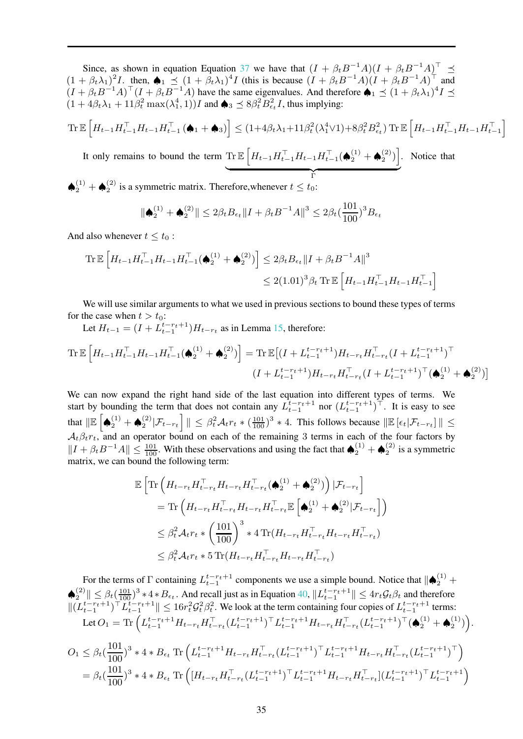Since, as shown in equation Equation 37 we have that $(I + \beta_t B^{-1}A)(I + \beta_t B^{-1}A)^\top \preceq (1+\beta_t\lambda_1)^2 I$. then, $\spadesuit_1 \preceq (1+\beta_t\lambda_1)^4 I$ (this is because $(I + \beta_t B^{-1}A)(I + \beta_t B^{-1}A)^\top$ and $(I + \beta_t B^{-1}A)^\top(I + \beta_t B^{-1}A)$ have the same eigenvalues. And therefore $\spadesuit_1 \preceq (1+\beta_t\lambda_1)^4 I \preceq (1 + 4\beta_t\lambda_1 + 11\beta_t^2 \max(\lambda_1^4, 1))I$ and $\spadesuit_3 \preceq 8\beta_t^2 B_{\epsilon_t}^2 I$, thus implying:

$$\operatorname{Tr}\mathbb{E}\left[H_{t-1}H_{t-1}^\top H_{t-1}H_{t-1}^\top(\spadesuit_1 + \spadesuit_3)\right] \leq (1+4\beta_t\lambda_1 + 11\beta_t^2(\lambda_1^4 \vee 1) + 8\beta_t^2 B_{\epsilon_t}^2)\operatorname{Tr}\mathbb{E}\left[H_{t-1}H_{t-1}^\top H_{t-1}H_{t-1}^\top\right]$$

It only remains to bound the term $\underbrace{\operatorname{Tr}\mathbb{E}\left[H_{t-1}H_{t-1}^\top H_{t-1}H_{t-1}^\top(\spadesuit_2^{(1)} + \spadesuit_2^{(2)})\right]}_{\Gamma}$. Notice that $\spadesuit_2^{(1)} + \spadesuit_2^{(2)}$ is a symmetric matrix. Therefore,whenever $t \leq t_0$:

$$\|\spadesuit_2^{(1)} + \spadesuit_2^{(2)}\| \leq 2\beta_t B_{\epsilon_t}\|I + \beta_t B^{-1}A\|^3 \leq 2\beta_t(\frac{101}{100})^3 B_{\epsilon_t}$$

And also whenever $t \leq t_0$ :

$$\begin{aligned}\operatorname{Tr}\mathbb{E}\left[H_{t-1}H_{t-1}^\top H_{t-1}H_{t-1}^\top(\spadesuit_2^{(1)} + \spadesuit_2^{(2)})\right] &\leq 2\beta_t B_{\epsilon_t}\|I + \beta_t B^{-1}A\|^3 \\ &\leq 2(1.01)^3\beta_t\operatorname{Tr}\mathbb{E}\left[H_{t-1}H_{t-1}^\top H_{t-1}H_{t-1}^\top\right]\end{aligned}$$

We will use similar arguments to what we used in previous sections to bound these types of terms for the case when $t > t_0$:

Let $H_{t-1} = (I + L_{t-1}^{t-r_t+1})H_{t-r_t}$ as in Lemma 15, therefore:

$$\begin{aligned}\operatorname{Tr}\mathbb{E}\left[H_{t-1}H_{t-1}^\top H_{t-1}H_{t-1}^\top(\spadesuit_2^{(1)} + \spadesuit_2^{(2)})\right] &= \operatorname{Tr}\mathbb{E}[(I + L_{t-1}^{t-r_t+1})H_{t-r_t}H_{t-r_t}^\top(I + L_{t-1}^{t-r_t+1})^\top \\ &\quad (I + L_{t-1}^{t-r_t+1})H_{t-r_t}H_{t-r_t}^\top(I + L_{t-1}^{t-r_t+1})^\top(\spadesuit_2^{(1)} + \spadesuit_2^{(2)})]\end{aligned}$$

We can now expand the right hand side of the last equation into different types of terms. We start by bounding the term that does not contain any $L_{t-1}^{t-r_t+1}$ nor $(L_{t-1}^{t-r_t+1})^\top$. It is easy to see that $\|\mathbb{E}\left[\spadesuit_2^{(1)} + \spadesuit_2^{(2)}|\mathcal{F}_{t-r_t}\right]\| \leq \beta_t^2\mathcal{A}_t r_t * (\frac{101}{100})^3 * 4$. This follows because $\|\mathbb{E}\left[\epsilon_t|\mathcal{F}_{t-r_t}\right]\| \leq \mathcal{A}_t\beta_t r_t$, and an operator bound on each of the remaining 3 terms in each of the four factors by $\|I + \beta_t B^{-1}A\| \leq \frac{101}{100}$. With these observations and using the fact that $\spadesuit_2^{(1)} + \spadesuit_2^{(2)}$ is a symmetric matrix, we can bound the following term:

$$\begin{aligned}&\mathbb{E}\left[\operatorname{Tr}\left(H_{t-r_t}H_{t-r_t}^\top H_{t-r_t}H_{t-r_t}^\top(\spadesuit_2^{(1)} + \spadesuit_2^{(2)})\right)|\mathcal{F}_{t-r_t}\right] \\ &\quad = \operatorname{Tr}\left(H_{t-r_t}H_{t-r_t}^\top H_{t-r_t}H_{t-r_t}^\top\mathbb{E}\left[\spadesuit_2^{(1)} + \spadesuit_2^{(2)}|\mathcal{F}_{t-r_t}\right]\right) \\ &\quad \leq \beta_t^2\mathcal{A}_t r_t * \left(\frac{101}{100}\right)^3 * 4\operatorname{Tr}(H_{t-r_t}H_{t-r_t}^\top H_{t-r_t}H_{t-r_t}^\top) \\ &\quad \leq \beta_t^2\mathcal{A}_t r_t * 5\operatorname{Tr}(H_{t-r_t}H_{t-r_t}^\top H_{t-r_t}H_{t-r_t}^\top)\end{aligned}$$

For the terms of $\Gamma$ containing $L_{t-1}^{t-r_t+1}$ components we use a simple bound. Notice that $\|\spadesuit_2^{(1)} + \spadesuit_2^{(2)}\| \leq \beta_t(\frac{101}{100})^3 * 4 * B_{\epsilon_t}$. And recall just as in Equation 40, $\|L_{t-1}^{t-r_t+1}\| \leq 4r_t\mathcal{G}_t\beta_t$ and therefore $\|(L_{t-1}^{t-r_t+1})^\top L_{t-1}^{t-r_t+1}\| \leq 16r_t^2\mathcal{G}_t^2\beta_t^2$. We look at the term containing four copies of $L_{t-1}^{t-r_t+1}$ terms:

Let $O_1 = \operatorname{Tr}\left(L_{t-1}^{t-r_t+1}H_{t-r_t}H_{t-r_t}^\top(L_{t-1}^{t-r_t+1})^\top L_{t-1}^{t-r_t+1}H_{t-r_t}H_{t-r_t}^\top(L_{t-1}^{t-r_t+1})^\top(\spadesuit_2^{(1)} + \spadesuit_2^{(1)})\right)$.

$$\begin{aligned}O_1 &\leq \beta_t(\frac{101}{100})^3 * 4 * B_{\epsilon_t}\operatorname{Tr}\left(L_{t-1}^{t-r_t+1}H_{t-r_t}H_{t-r_t}^\top(L_{t-1}^{t-r_t+1})^\top L_{t-1}^{t-r_t+1}H_{t-r_t}H_{t-r_t}^\top(L_{t-1}^{t-r_t+1})^\top\right) \\ &= \beta_t(\frac{101}{100})^3 * 4 * B_{\epsilon_t}\operatorname{Tr}\left([H_{t-r_t}H_{t-r_t}^\top(L_{t-1}^{t-r_t+1})^\top L_{t-1}^{t-r_t+1}H_{t-r_t}H_{t-r_t}^\top](L_{t-1}^{t-r_t+1})^\top L_{t-1}^{t-r_t+1}\right)\end{aligned}$$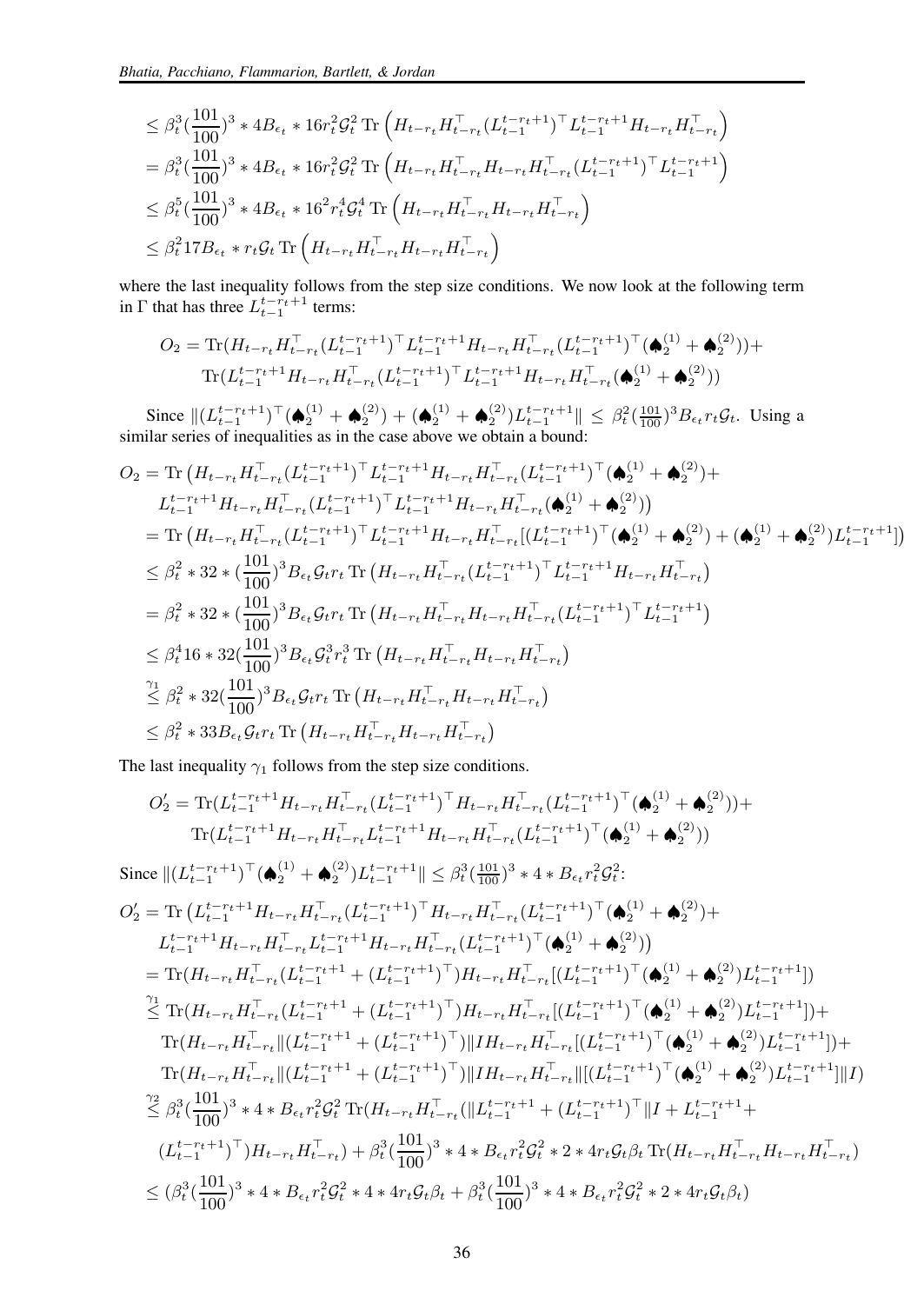$$
\begin{aligned}
&\leq \beta_t^3(\frac{101}{100})^3 * 4B_{\epsilon_t} * 16r_t^2\mathcal{G}_t^2 \operatorname{Tr}\left(H_{t-r_t}H_{t-r_t}^\top (L_{t-1}^{t-r_t+1})^\top L_{t-1}^{t-r_t+1} H_{t-r_t}H_{t-r_t}^\top\right) \\
&= \beta_t^3(\frac{101}{100})^3 * 4B_{\epsilon_t} * 16r_t^2\mathcal{G}_t^2 \operatorname{Tr}\left(H_{t-r_t}H_{t-r_t}^\top H_{t-r_t}H_{t-r_t}^\top (L_{t-1}^{t-r_t+1})^\top L_{t-1}^{t-r_t+1}\right) \\
&\leq \beta_t^5(\frac{101}{100})^3 * 4B_{\epsilon_t} * 16^2 r_t^4\mathcal{G}_t^4 \operatorname{Tr}\left(H_{t-r_t}H_{t-r_t}^\top H_{t-r_t}H_{t-r_t}^\top\right) \\
&\leq \beta_t^2 17B_{\epsilon_t} * r_t\mathcal{G}_t \operatorname{Tr}\left(H_{t-r_t}H_{t-r_t}^\top H_{t-r_t}H_{t-r_t}^\top\right)
\end{aligned}
$$

where the last inequality follows from the step size conditions. We now look at the following term in $\Gamma$ that has three $L_{t-1}^{t-r_t+1}$ terms:

$$
\begin{aligned}
O_2 = &\operatorname{Tr}(H_{t-r_t}H_{t-r_t}^\top (L_{t-1}^{t-r_t+1})^\top L_{t-1}^{t-r_t+1} H_{t-r_t}H_{t-r_t}^\top (L_{t-1}^{t-r_t+1})^\top (\spadesuit_2^{(1)} + \spadesuit_2^{(2)})) + \\
&\operatorname{Tr}(L_{t-1}^{t-r_t+1} H_{t-r_t}H_{t-r_t}^\top (L_{t-1}^{t-r_t+1})^\top L_{t-1}^{t-r_t+1} H_{t-r_t}H_{t-r_t}^\top (\spadesuit_2^{(1)} + \spadesuit_2^{(2)}))
\end{aligned}
$$

Since $\|(L_{t-1}^{t-r_t+1})^\top (\spadesuit_2^{(1)} + \spadesuit_2^{(2)}) + (\spadesuit_2^{(1)} + \spadesuit_2^{(2)}) L_{t-1}^{t-r_t+1}\| \leq \beta_t^2(\frac{101}{100})^3 B_{\epsilon_t} r_t \mathcal{G}_t$. Using a similar series of inequalities as in the case above we obtain a bound:

$$
\begin{aligned}
O_2 &= \operatorname{Tr}\big(H_{t-r_t}H_{t-r_t}^\top (L_{t-1}^{t-r_t+1})^\top L_{t-1}^{t-r_t+1} H_{t-r_t}H_{t-r_t}^\top (L_{t-1}^{t-r_t+1})^\top (\spadesuit_2^{(1)} + \spadesuit_2^{(2)}) + \\
&\quad L_{t-1}^{t-r_t+1} H_{t-r_t}H_{t-r_t}^\top (L_{t-1}^{t-r_t+1})^\top L_{t-1}^{t-r_t+1} H_{t-r_t}H_{t-r_t}^\top (\spadesuit_2^{(1)} + \spadesuit_2^{(2)})\big) \\
&= \operatorname{Tr}\big(H_{t-r_t}H_{t-r_t}^\top (L_{t-1}^{t-r_t+1})^\top L_{t-1}^{t-r_t+1} H_{t-r_t}H_{t-r_t}^\top [(L_{t-1}^{t-r_t+1})^\top (\spadesuit_2^{(1)} + \spadesuit_2^{(2)}) + (\spadesuit_2^{(1)} + \spadesuit_2^{(2)}) L_{t-1}^{t-r_t+1}]\big) \\
&\leq \beta_t^2 * 32 * (\frac{101}{100})^3 B_{\epsilon_t}\mathcal{G}_t r_t \operatorname{Tr}\big(H_{t-r_t}H_{t-r_t}^\top (L_{t-1}^{t-r_t+1})^\top L_{t-1}^{t-r_t+1} H_{t-r_t}H_{t-r_t}^\top\big) \\
&= \beta_t^2 * 32 * (\frac{101}{100})^3 B_{\epsilon_t}\mathcal{G}_t r_t \operatorname{Tr}\big(H_{t-r_t}H_{t-r_t}^\top H_{t-r_t}H_{t-r_t}^\top (L_{t-1}^{t-r_t+1})^\top L_{t-1}^{t-r_t+1}\big) \\
&\leq \beta_t^4 16 * 32(\frac{101}{100})^3 B_{\epsilon_t}\mathcal{G}_t^3 r_t^3 \operatorname{Tr}\big(H_{t-r_t}H_{t-r_t}^\top H_{t-r_t}H_{t-r_t}^\top\big) \\
&\overset{\gamma_1}{\leq} \beta_t^2 * 32(\frac{101}{100})^3 B_{\epsilon_t}\mathcal{G}_t r_t \operatorname{Tr}\big(H_{t-r_t}H_{t-r_t}^\top H_{t-r_t}H_{t-r_t}^\top\big) \\
&\leq \beta_t^2 * 33 B_{\epsilon_t}\mathcal{G}_t r_t \operatorname{Tr}\big(H_{t-r_t}H_{t-r_t}^\top H_{t-r_t}H_{t-r_t}^\top\big)
\end{aligned}
$$

The last inequality $\gamma_1$ follows from the step size conditions.

$$
\begin{aligned}
O_2' = &\operatorname{Tr}(L_{t-1}^{t-r_t+1} H_{t-r_t}H_{t-r_t}^\top (L_{t-1}^{t-r_t+1})^\top H_{t-r_t}H_{t-r_t}^\top (L_{t-1}^{t-r_t+1})^\top (\spadesuit_2^{(1)} + \spadesuit_2^{(2)})) + \\
&\operatorname{Tr}(L_{t-1}^{t-r_t+1} H_{t-r_t}H_{t-r_t}^\top L_{t-1}^{t-r_t+1} H_{t-r_t}H_{t-r_t}^\top (L_{t-1}^{t-r_t+1})^\top (\spadesuit_2^{(1)} + \spadesuit_2^{(2)}))
\end{aligned}
$$

Since $\|(L_{t-1}^{t-r_t+1})^\top (\spadesuit_2^{(1)} + \spadesuit_2^{(2)}) L_{t-1}^{t-r_t+1}\| \leq \beta_t^3(\frac{101}{100})^3 * 4 * B_{\epsilon_t} r_t^2 \mathcal{G}_t^2$:

$$
\begin{aligned}
O_2' &= \operatorname{Tr}\big(L_{t-1}^{t-r_t+1} H_{t-r_t}H_{t-r_t}^\top (L_{t-1}^{t-r_t+1})^\top H_{t-r_t}H_{t-r_t}^\top (L_{t-1}^{t-r_t+1})^\top (\spadesuit_2^{(1)} + \spadesuit_2^{(2)}) + \\
&\quad L_{t-1}^{t-r_t+1} H_{t-r_t}H_{t-r_t}^\top L_{t-1}^{t-r_t+1} H_{t-r_t}H_{t-r_t}^\top (L_{t-1}^{t-r_t+1})^\top (\spadesuit_2^{(1)} + \spadesuit_2^{(2)})\big) \\
&= \operatorname{Tr}(H_{t-r_t}H_{t-r_t}^\top (L_{t-1}^{t-r_t+1} + (L_{t-1}^{t-r_t+1})^\top) H_{t-r_t}H_{t-r_t}^\top [(L_{t-1}^{t-r_t+1})^\top (\spadesuit_2^{(1)} + \spadesuit_2^{(2)}) L_{t-1}^{t-r_t+1}]) \\
&\overset{\gamma_1}{\leq} \operatorname{Tr}(H_{t-r_t}H_{t-r_t}^\top (L_{t-1}^{t-r_t+1} + (L_{t-1}^{t-r_t+1})^\top) H_{t-r_t}H_{t-r_t}^\top [(L_{t-1}^{t-r_t+1})^\top (\spadesuit_2^{(1)} + \spadesuit_2^{(2)}) L_{t-1}^{t-r_t+1}]) + \\
&\quad \operatorname{Tr}(H_{t-r_t}H_{t-r_t}^\top \|(L_{t-1}^{t-r_t+1} + (L_{t-1}^{t-r_t+1})^\top)\| I H_{t-r_t}H_{t-r_t}^\top [(L_{t-1}^{t-r_t+1})^\top (\spadesuit_2^{(1)} + \spadesuit_2^{(2)}) L_{t-1}^{t-r_t+1}]) + \\
&\quad \operatorname{Tr}(H_{t-r_t}H_{t-r_t}^\top \|(L_{t-1}^{t-r_t+1} + (L_{t-1}^{t-r_t+1})^\top)\| I H_{t-r_t}H_{t-r_t}^\top \|[(L_{t-1}^{t-r_t+1})^\top (\spadesuit_2^{(1)} + \spadesuit_2^{(2)}) L_{t-1}^{t-r_t+1}]\| I) \\
&\overset{\gamma_2}{\leq} \beta_t^3(\frac{101}{100})^3 * 4 * B_{\epsilon_t} r_t^2 \mathcal{G}_t^2 \operatorname{Tr}(H_{t-r_t}H_{t-r_t}^\top (\|L_{t-1}^{t-r_t+1} + (L_{t-1}^{t-r_t+1})^\top\| I + L_{t-1}^{t-r_t+1} + \\
&\quad (L_{t-1}^{t-r_t+1})^\top) H_{t-r_t}H_{t-r_t}^\top) + \beta_t^3(\frac{101}{100})^3 * 4 * B_{\epsilon_t} r_t^2 \mathcal{G}_t^2 * 2 * 4 r_t \mathcal{G}_t \beta_t \operatorname{Tr}(H_{t-r_t}H_{t-r_t}^\top H_{t-r_t}H_{t-r_t}^\top) \\
&\leq (\beta_t^3(\frac{101}{100})^3 * 4 * B_{\epsilon_t} r_t^2 \mathcal{G}_t^2 * 4 * 4 r_t \mathcal{G}_t \beta_t + \beta_t^3(\frac{101}{100})^3 * 4 * B_{\epsilon_t} r_t^2 \mathcal{G}_t^2 * 2 * 4 r_t \mathcal{G}_t \beta_t)
\end{aligned}
$$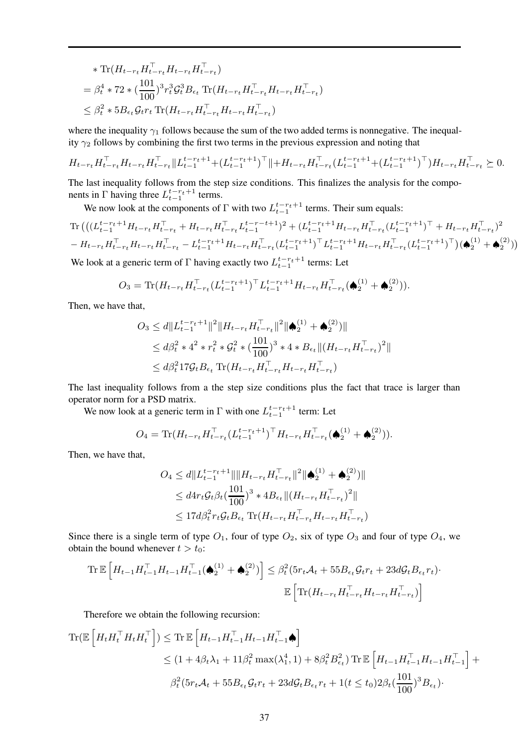$$
\begin{aligned}
&* \operatorname{Tr}(H_{t-r_t}H_{t-r_t}^\top H_{t-r_t}H_{t-r_t}^\top) \\
&= \beta_t^4 * 72 * (\frac{101}{100})^3 r_t^3 \mathcal{G}_t^3 B_{\epsilon_t} \operatorname{Tr}(H_{t-r_t}H_{t-r_t}^\top H_{t-r_t}H_{t-r_t}^\top) \\
&\leq \beta_t^2 * 5 B_{\epsilon_t} \mathcal{G}_t r_t \operatorname{Tr}(H_{t-r_t}H_{t-r_t}^\top H_{t-r_t}H_{t-r_t}^\top)
\end{aligned}
$$

where the inequality $\gamma_1$ follows because the sum of the two added terms is nonnegative. The inequality $\gamma_2$ follows by combining the first two terms in the previous expression and noting that

$$
H_{t-r_t}H_{t-r_t}^\top H_{t-r_t}H_{t-r_t}^\top \|L_{t-1}^{t-r_t+1}+(L_{t-1}^{t-r_t+1})^\top\| + H_{t-r_t}H_{t-r_t}^\top(L_{t-1}^{t-r_t+1}+(L_{t-1}^{t-r_t+1})^\top)H_{t-r_t}H_{t-r_t}^\top \succeq 0.
$$

The last inequality follows from the step size conditions. This finalizes the analysis for the components in $\Gamma$ having three $L_{t-1}^{t-r_t+1}$ terms.

We now look at the components of $\Gamma$ with two $L_{t-1}^{t-r_t+1}$ terms. Their sum equals:

$$
\begin{aligned}
&\operatorname{Tr}\big(((L_{t-1}^{t-r_t+1}H_{t-r_t}H_{t-r_t}^\top + H_{t-r_t}H_{t-r_t}^\top L_{t-1}^{t-r-t+1})^2 + (L_{t-1}^{t-r_t+1}H_{t-r_t}H_{t-r_t}^\top(L_{t-1}^{t-r_t+1})^\top + H_{t-r_t}H_{t-r_t}^\top)^2 \\
&- H_{t-r_t}H_{t-r_t}^\top H_{t-r_t}H_{t-r_t}^\top - L_{t-1}^{t-r_t+1}H_{t-r_t}H_{t-r_t}^\top(L_{t-1}^{t-r_t+1})^\top L_{t-1}^{t-r_t+1}H_{t-r_t}H_{t-r_t}^\top(L_{t-1}^{t-r_t+1})^\top\big)(\spadesuit_2^{(1)}+\spadesuit_2^{(2)})\big)
\end{aligned}
$$

We look at a generic term of $\Gamma$ having exactly two $L_{t-1}^{t-r_t+1}$ terms: Let

$$
O_3 = \operatorname{Tr}(H_{t-r_t}H_{t-r_t}^\top(L_{t-1}^{t-r_t+1})^\top L_{t-1}^{t-r_t+1}H_{t-r_t}H_{t-r_t}^\top(\spadesuit_2^{(1)}+\spadesuit_2^{(2)})).
$$

Then, we have that,

$$
\begin{aligned}
O_3 &\leq d\|L_{t-1}^{t-r_t+1}\|^2 \|H_{t-r_t}H_{t-r_t}^\top\|^2 \|\spadesuit_2^{(1)}+\spadesuit_2^{(2)})\| \\
&\leq d\beta_t^2 * 4^2 * r_t^2 * \mathcal{G}_t^2 * (\frac{101}{100})^3 * 4 * B_{\epsilon_t}\|(H_{t-r_t}H_{t-r_t}^\top)^2\| \\
&\leq d\beta_t^2 17 \mathcal{G}_t B_{\epsilon_t} \operatorname{Tr}(H_{t-r_t}H_{t-r_t}^\top H_{t-r_t}H_{t-r_t}^\top)
\end{aligned}
$$

The last inequality follows from a the step size conditions plus the fact that trace is larger than operator norm for a PSD matrix.

We now look at a generic term in $\Gamma$ with one $L_{t-1}^{t-r_t+1}$ term: Let

$$
O_4 = \operatorname{Tr}(H_{t-r_t}H_{t-r_t}^\top(L_{t-1}^{t-r_t+1})^\top H_{t-r_t}H_{t-r_t}^\top(\spadesuit_2^{(1)}+\spadesuit_2^{(2)})).
$$

Then, we have that,

$$
\begin{aligned}
O_4 &\leq d\|L_{t-1}^{t-r_t+1}\| \|H_{t-r_t}H_{t-r_t}^\top\|^2 \|\spadesuit_2^{(1)}+\spadesuit_2^{(2)})\| \\
&\leq d4r_t\mathcal{G}_t\beta_t(\frac{101}{100})^3 * 4B_{\epsilon_t}\|(H_{t-r_t}H_{t-r_t}^\top)^2\| \\
&\leq 17d\beta_t^2 r_t \mathcal{G}_t B_{\epsilon_t} \operatorname{Tr}(H_{t-r_t}H_{t-r_t}^\top H_{t-r_t}H_{t-r_t}^\top)
\end{aligned}
$$

Since there is a single term of type $O_1$, four of type $O_2$, six of type $O_3$ and four of type $O_4$, we obtain the bound whenever $t > t_0$:

$$
\begin{aligned}
\operatorname{Tr}\mathbb{E}\left[H_{t-1}H_{t-1}^\top H_{t-1}H_{t-1}^\top(\spadesuit_2^{(1)}+\spadesuit_2^{(2)})\right] &\leq \beta_t^2(5r_t\mathcal{A}_t + 55B_{\epsilon_t}\mathcal{G}_t r_t + 23d\mathcal{G}_t B_{\epsilon_t} r_t)\cdot \\
&\qquad \mathbb{E}\left[\operatorname{Tr}(H_{t-r_t}H_{t-r_t}^\top H_{t-r_t}H_{t-r_t}^\top)\right]
\end{aligned}
$$

Therefore we obtain the following recursion:

$$
\begin{aligned}
\operatorname{Tr}(\mathbb{E}\left[H_tH_t^\top H_tH_t^\top\right]) &\leq \operatorname{Tr}\mathbb{E}\left[H_{t-1}H_{t-1}^\top H_{t-1}H_{t-1}^\top \spadesuit\right] \\
&\leq (1 + 4\beta_t\lambda_1 + 11\beta_t^2\max(\lambda_1^4, 1) + 8\beta_t^2 B_{\epsilon_t}^2)\operatorname{Tr}\mathbb{E}\left[H_{t-1}H_{t-1}^\top H_{t-1}H_{t-1}^\top\right] + \\
&\qquad \beta_t^2(5r_t\mathcal{A}_t + 55B_{\epsilon_t}\mathcal{G}_t r_t + 23d\mathcal{G}_t B_{\epsilon_t} r_t + 1(t \leq t_0)2\beta_t(\frac{101}{100})^3 B_{\epsilon_t})\cdot
\end{aligned}
$$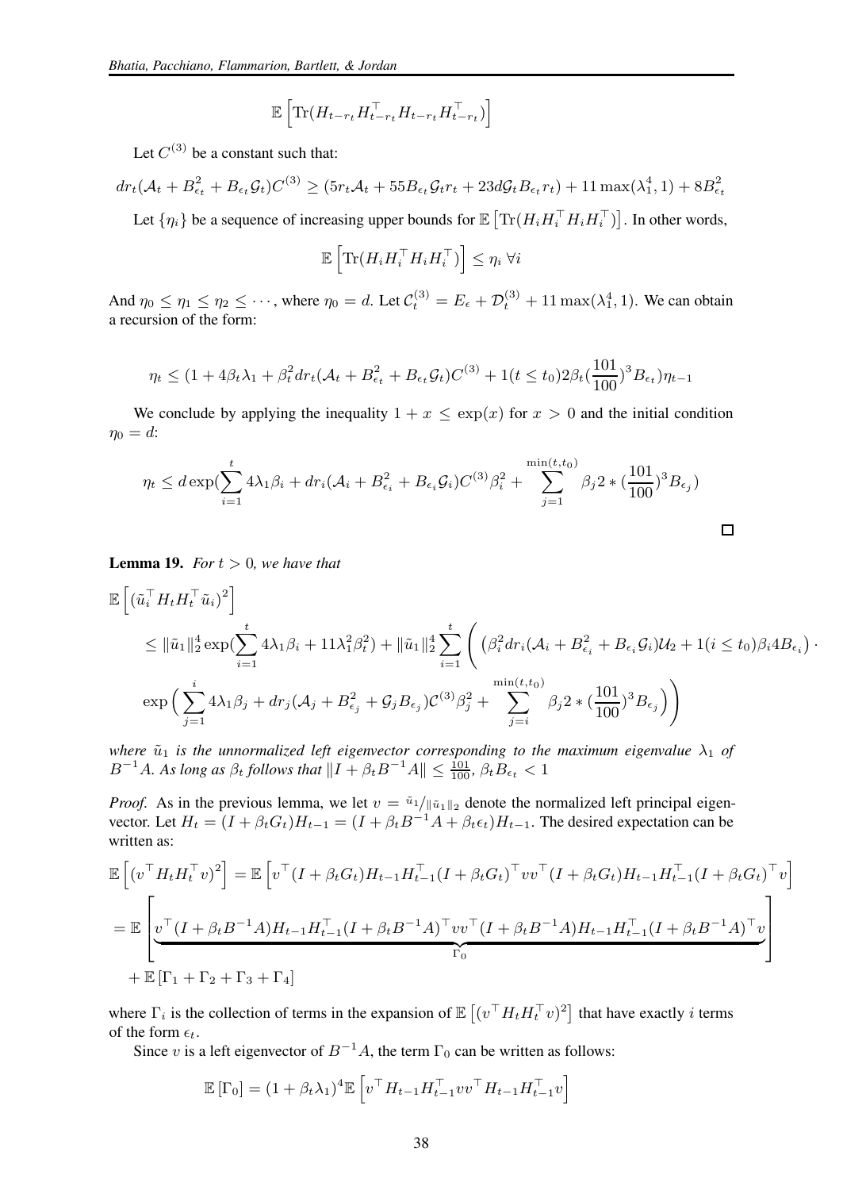$$\mathbb{E}\left[\mathrm{Tr}(H_{t-r_t}H_{t-r_t}^\top H_{t-r_t}H_{t-r_t}^\top)\right]$$

Let $C^{(3)}$ be a constant such that:

$$dr_t(\mathcal{A}_t + B_{\epsilon_t}^2 + B_{\epsilon_t}\mathcal{G}_t)C^{(3)} \geq (5r_t\mathcal{A}_t + 55B_{\epsilon_t}\mathcal{G}_t r_t + 23d\mathcal{G}_t B_{\epsilon_t} r_t) + 11\max(\lambda_1^4, 1) + 8B_{\epsilon_t}^2$$

Let $\{\eta_i\}$ be a sequence of increasing upper bounds for $\mathbb{E}\left[\mathrm{Tr}(H_i H_i^\top H_i H_i^\top)\right]$. In other words,

$$\mathbb{E}\left[\mathrm{Tr}(H_i H_i^\top H_i H_i^\top)\right] \leq \eta_i \ \forall i$$

And $\eta_0 \leq \eta_1 \leq \eta_2 \leq \cdots$, where $\eta_0 = d$. Let $\mathcal{C}_t^{(3)} = E_\epsilon + \mathcal{D}_t^{(3)} + 11\max(\lambda_1^4, 1)$. We can obtain a recursion of the form:

$$\eta_t \leq (1 + 4\beta_t\lambda_1 + \beta_t^2 dr_t(\mathcal{A}_t + B_{\epsilon_t}^2 + B_{\epsilon_t}\mathcal{G}_t)C^{(3)} + 1(t \leq t_0)2\beta_t(\frac{101}{100})^3 B_{\epsilon_t})\eta_{t-1}$$

We conclude by applying the inequality $1 + x \leq \exp(x)$ for $x > 0$ and the initial condition $\eta_0 = d$:

$$\eta_t \leq d\exp(\sum_{i=1}^{t} 4\lambda_1\beta_i + dr_i(\mathcal{A}_i + B_{\epsilon_i}^2 + B_{\epsilon_i}\mathcal{G}_i)C^{(3)}\beta_i^2 + \sum_{j=1}^{\min(t,t_0)} \beta_j 2 * (\frac{101}{100})^3 B_{\epsilon_j})$$

□

**Lemma 19.** *For $t > 0$, we have that*

$$\begin{aligned}
&\mathbb{E}\left[(\tilde{u}_i^\top H_t H_t^\top \tilde{u}_i)^2\right] \\
&\quad \leq \|\tilde{u}_1\|_2^4 \exp(\sum_{i=1}^{t} 4\lambda_1\beta_i + 11\lambda_1^2\beta_t^2) + \|\tilde{u}_1\|_2^4 \sum_{i=1}^{t}\Bigg( \left(\beta_i^2 dr_i(\mathcal{A}_i + B_{\epsilon_i}^2 + B_{\epsilon_i}\mathcal{G}_i)\mathcal{U}_2 + 1(i \leq t_0)\beta_i 4B_{\epsilon_i}\right) \cdot \\
&\quad \exp\Big(\sum_{j=1}^{i} 4\lambda_1\beta_j + dr_j(\mathcal{A}_j + B_{\epsilon_j}^2 + \mathcal{G}_j B_{\epsilon_j})\mathcal{C}^{(3)}\beta_j^2 + \sum_{j=i}^{\min(t,t_0)} \beta_j 2 * (\frac{101}{100})^3 B_{\epsilon_j}\Big)\Bigg)
\end{aligned}$$

*where $\tilde{u}_1$ is the unnormalized left eigenvector corresponding to the maximum eigenvalue $\lambda_1$ of $B^{-1}A$. As long as $\beta_t$ follows that $\|I + \beta_t B^{-1}A\| \leq \frac{101}{100}$, $\beta_t B_{\epsilon_t} < 1$*

*Proof.* As in the previous lemma, we let $v = \tilde{u}_1/\|\tilde{u}_1\|_2$ denote the normalized left principal eigenvector. Let $H_t = (I + \beta_t G_t)H_{t-1} = (I + \beta_t B^{-1}A + \beta_t\epsilon_t)H_{t-1}$. The desired expectation can be written as:

$$\begin{aligned}
\mathbb{E}\left[(v^\top H_t H_t^\top v)^2\right] &= \mathbb{E}\left[v^\top (I + \beta_t G_t)H_{t-1}H_{t-1}^\top (I + \beta_t G_t)^\top vv^\top (I + \beta_t G_t)H_{t-1}H_{t-1}^\top (I + \beta_t G_t)^\top v\right] \\
&= \mathbb{E}\Bigg[\underbrace{v^\top (I + \beta_t B^{-1}A)H_{t-1}H_{t-1}^\top (I + \beta_t B^{-1}A)^\top vv^\top (I + \beta_t B^{-1}A)H_{t-1}H_{t-1}^\top (I + \beta_t B^{-1}A)^\top v}_{\Gamma_0}\Bigg] \\
&\quad + \mathbb{E}\left[\Gamma_1 + \Gamma_2 + \Gamma_3 + \Gamma_4\right]
\end{aligned}$$

where $\Gamma_i$ is the collection of terms in the expansion of $\mathbb{E}\left[(v^\top H_t H_t^\top v)^2\right]$ that have exactly $i$ terms of the form $\epsilon_t$.

Since $v$ is a left eigenvector of $B^{-1}A$, the term $\Gamma_0$ can be written as follows:

$$\mathbb{E}\left[\Gamma_0\right] = (1 + \beta_t\lambda_1)^4 \mathbb{E}\left[v^\top H_{t-1}H_{t-1}^\top vv^\top H_{t-1}H_{t-1}^\top v\right]$$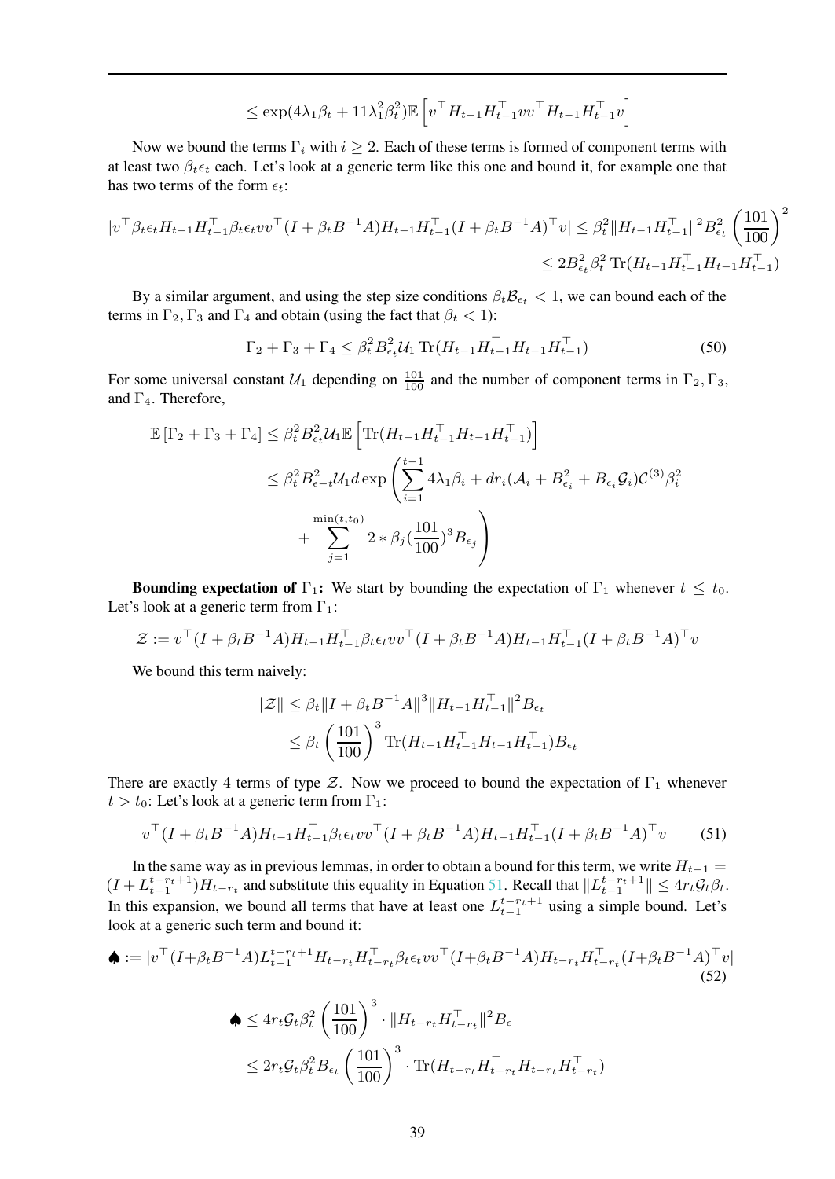$$\leq \exp(4\lambda_1\beta_t + 11\lambda_1^2\beta_t^2)\mathbb{E}\left[v^\top H_{t-1}H_{t-1}^\top vv^\top H_{t-1}H_{t-1}^\top v\right]$$

Now we bound the terms $\Gamma_i$ with $i \geq 2$. Each of these terms is formed of component terms with at least two $\beta_t\epsilon_t$ each. Let's look at a generic term like this one and bound it, for example one that has two terms of the form $\epsilon_t$:

$$|v^\top \beta_t\epsilon_t H_{t-1}H_{t-1}^\top \beta_t\epsilon_t vv^\top (I + \beta_t B^{-1}A)H_{t-1}H_{t-1}^\top (I + \beta_t B^{-1}A)^\top v| \leq \beta_t^2\|H_{t-1}H_{t-1}^\top\|^2 B_{\epsilon_t}^2 \left(\frac{101}{100}\right)^2$$
$$\leq 2B_{\epsilon_t}^2\beta_t^2 \operatorname{Tr}(H_{t-1}H_{t-1}^\top H_{t-1}H_{t-1}^\top)$$

By a similar argument, and using the step size conditions $\beta_t\mathcal{B}_{\epsilon_t} < 1$, we can bound each of the terms in $\Gamma_2, \Gamma_3$ and $\Gamma_4$ and obtain (using the fact that $\beta_t < 1$):

$$\Gamma_2 + \Gamma_3 + \Gamma_4 \leq \beta_t^2 B_{\epsilon_t}^2 \mathcal{U}_1 \operatorname{Tr}(H_{t-1}H_{t-1}^\top H_{t-1}H_{t-1}^\top) \tag{50}$$

For some universal constant $\mathcal{U}_1$ depending on $\frac{101}{100}$ and the number of component terms in $\Gamma_2, \Gamma_3$, and $\Gamma_4$. Therefore,

$$\mathbb{E}\left[\Gamma_2 + \Gamma_3 + \Gamma_4\right] \leq \beta_t^2 B_{\epsilon_t}^2 \mathcal{U}_1 \mathbb{E}\left[\operatorname{Tr}(H_{t-1}H_{t-1}^\top H_{t-1}H_{t-1}^\top)\right]$$
$$\leq \beta_t^2 B_{\epsilon-t}^2 \mathcal{U}_1 d \exp\left(\sum_{i=1}^{t-1} 4\lambda_1\beta_i + dr_i(\mathcal{A}_i + B_{\epsilon_i}^2 + B_{\epsilon_i}\mathcal{G}_i)\mathcal{C}^{(3)}\beta_i^2 + \sum_{j=1}^{\min(t,t_0)} 2 * \beta_j(\frac{101}{100})^3 B_{\epsilon_j}\right)$$

**Bounding expectation of** $\Gamma_1$**:** We start by bounding the expectation of $\Gamma_1$ whenever $t \leq t_0$. Let's look at a generic term from $\Gamma_1$:

$$\mathcal{Z} := v^\top (I + \beta_t B^{-1}A)H_{t-1}H_{t-1}^\top \beta_t\epsilon_t vv^\top (I + \beta_t B^{-1}A)H_{t-1}H_{t-1}^\top (I + \beta_t B^{-1}A)^\top v$$

We bound this term naively:

$$\|\mathcal{Z}\| \leq \beta_t\|I + \beta_t B^{-1}A\|^3\|H_{t-1}H_{t-1}^\top\|^2 B_{\epsilon_t}$$
$$\leq \beta_t\left(\frac{101}{100}\right)^3 \operatorname{Tr}(H_{t-1}H_{t-1}^\top H_{t-1}H_{t-1}^\top)B_{\epsilon_t}$$

There are exactly 4 terms of type $\mathcal{Z}$. Now we proceed to bound the expectation of $\Gamma_1$ whenever $t > t_0$: Let's look at a generic term from $\Gamma_1$:

$$v^\top (I + \beta_t B^{-1}A)H_{t-1}H_{t-1}^\top \beta_t\epsilon_t vv^\top (I + \beta_t B^{-1}A)H_{t-1}H_{t-1}^\top (I + \beta_t B^{-1}A)^\top v \tag{51}$$

In the same way as in previous lemmas, in order to obtain a bound for this term, we write $H_{t-1} = (I + L_{t-1}^{t-r_t+1})H_{t-r_t}$ and substitute this equality in Equation 51. Recall that $\|L_{t-1}^{t-r_t+1}\| \leq 4r_t\mathcal{G}_t\beta_t$. In this expansion, we bound all terms that have at least one $L_{t-1}^{t-r_t+1}$ using a simple bound. Let's look at a generic such term and bound it:

$$\spadesuit := |v^\top (I+\beta_t B^{-1}A)L_{t-1}^{t-r_t+1}H_{t-r_t}H_{t-r_t}^\top \beta_t\epsilon_t vv^\top (I+\beta_t B^{-1}A)H_{t-r_t}H_{t-r_t}^\top (I+\beta_t B^{-1}A)^\top v| \tag{52}$$

$$\spadesuit \leq 4r_t\mathcal{G}_t\beta_t^2\left(\frac{101}{100}\right)^3 \cdot \|H_{t-r_t}H_{t-r_t}^\top\|^2 B_\epsilon$$
$$\leq 2r_t\mathcal{G}_t\beta_t^2 B_{\epsilon_t}\left(\frac{101}{100}\right)^3 \cdot \operatorname{Tr}(H_{t-r_t}H_{t-r_t}^\top H_{t-r_t}H_{t-r_t}^\top)$$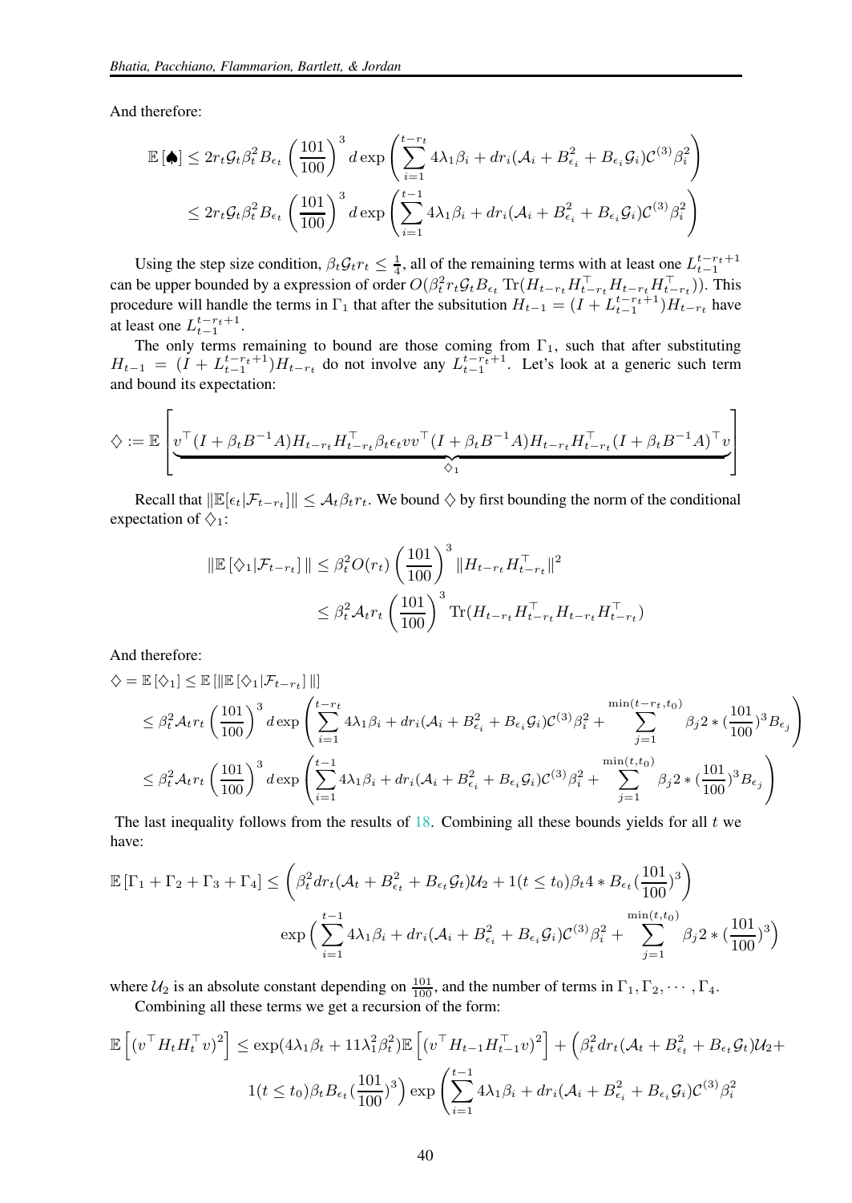And therefore:

$$\mathbb{E}\left[\spadesuit\right] \leq 2r_t \mathcal{G}_t \beta_t^2 B_{\epsilon_t} \left(\frac{101}{100}\right)^3 d \exp\left(\sum_{i=1}^{t-r_t} 4\lambda_1 \beta_i + dr_i(\mathcal{A}_i + B_{\epsilon_i}^2 + B_{\epsilon_i}\mathcal{G}_i)\mathcal{C}^{(3)}\beta_i^2\right)$$
$$\leq 2r_t \mathcal{G}_t \beta_t^2 B_{\epsilon_t} \left(\frac{101}{100}\right)^3 d \exp\left(\sum_{i=1}^{t-1} 4\lambda_1 \beta_i + dr_i(\mathcal{A}_i + B_{\epsilon_i}^2 + B_{\epsilon_i}\mathcal{G}_i)\mathcal{C}^{(3)}\beta_i^2\right)$$

Using the step size condition, $\beta_t \mathcal{G}_t r_t \leq \frac{1}{4}$, all of the remaining terms with at least one $L_{t-1}^{t-r_t+1}$ can be upper bounded by a expression of order $O(\beta_t^2 r_t \mathcal{G}_t B_{\epsilon_t} \operatorname{Tr}(H_{t-r_t}H_{t-r_t}^\top H_{t-r_t}H_{t-r_t}^\top))$. This procedure will handle the terms in $\Gamma_1$ that after the subsitution $H_{t-1} = (I + L_{t-1}^{t-r_t+1})H_{t-r_t}$ have at least one $L_{t-1}^{t-r_t+1}$.

The only terms remaining to bound are those coming from $\Gamma_1$, such that after substituting $H_{t-1} = (I + L_{t-1}^{t-r_t+1})H_{t-r_t}$ do not involve any $L_{t-1}^{t-r_t+1}$. Let's look at a generic such term and bound its expectation:

$$\diamondsuit := \mathbb{E}\left[\underbrace{v^\top (I + \beta_t B^{-1}A)H_{t-r_t}H_{t-r_t}^\top \beta_t \epsilon_t v v^\top (I + \beta_t B^{-1}A)H_{t-r_t}H_{t-r_t}^\top (I + \beta_t B^{-1}A)^\top v}_{\diamondsuit_1}\right]$$

Recall that $\|\mathbb{E}[\epsilon_t|\mathcal{F}_{t-r_t}]\| \leq \mathcal{A}_t \beta_t r_t$. We bound $\diamondsuit$ by first bounding the norm of the conditional expectation of $\diamondsuit_1$:

$$\|\mathbb{E}\left[\diamondsuit_1|\mathcal{F}_{t-r_t}\right]\| \leq \beta_t^2 O(r_t)\left(\frac{101}{100}\right)^3 \|H_{t-r_t}H_{t-r_t}^\top\|^2$$
$$\leq \beta_t^2 \mathcal{A}_t r_t \left(\frac{101}{100}\right)^3 \operatorname{Tr}(H_{t-r_t}H_{t-r_t}^\top H_{t-r_t}H_{t-r_t}^\top)$$

And therefore:

$$\diamondsuit = \mathbb{E}\left[\diamondsuit_1\right] \leq \mathbb{E}\left[\|\mathbb{E}\left[\diamondsuit_1|\mathcal{F}_{t-r_t}\right]\|\right]$$
$$\leq \beta_t^2 \mathcal{A}_t r_t \left(\frac{101}{100}\right)^3 d \exp\left(\sum_{i=1}^{t-r_t} 4\lambda_1\beta_i + dr_i(\mathcal{A}_i + B_{\epsilon_i}^2 + B_{\epsilon_i}\mathcal{G}_i)\mathcal{C}^{(3)}\beta_i^2 + \sum_{j=1}^{\min(t-r_t,t_0)} \beta_j 2 * (\frac{101}{100})^3 B_{\epsilon_j}\right)$$
$$\leq \beta_t^2 \mathcal{A}_t r_t \left(\frac{101}{100}\right)^3 d \exp\left(\sum_{i=1}^{t-1} 4\lambda_1\beta_i + dr_i(\mathcal{A}_i + B_{\epsilon_i}^2 + B_{\epsilon_i}\mathcal{G}_i)\mathcal{C}^{(3)}\beta_i^2 + \sum_{j=1}^{\min(t,t_0)} \beta_j 2 * (\frac{101}{100})^3 B_{\epsilon_j}\right)$$

The last inequality follows from the results of 18. Combining all these bounds yields for all $t$ we have:

$$\mathbb{E}\left[\Gamma_1 + \Gamma_2 + \Gamma_3 + \Gamma_4\right] \leq \left(\beta_t^2 dr_t(\mathcal{A}_t + B_{\epsilon_t}^2 + B_{\epsilon_t}\mathcal{G}_t)\mathcal{U}_2 + 1(t \leq t_0)\beta_t 4 * B_{\epsilon_t}(\frac{101}{100})^3\right)$$
$$\exp\left(\sum_{i=1}^{t-1} 4\lambda_1\beta_i + dr_i(\mathcal{A}_i + B_{\epsilon_i}^2 + B_{\epsilon_i}\mathcal{G}_i)\mathcal{C}^{(3)}\beta_i^2 + \sum_{j=1}^{\min(t,t_0)} \beta_j 2 * (\frac{101}{100})^3\right)$$

where $\mathcal{U}_2$ is an absolute constant depending on $\frac{101}{100}$, and the number of terms in $\Gamma_1, \Gamma_2, \cdots, \Gamma_4$.

Combining all these terms we get a recursion of the form:

$$\mathbb{E}\left[(v^\top H_t H_t^\top v)^2\right] \leq \exp(4\lambda_1\beta_t + 11\lambda_1^2\beta_t^2)\mathbb{E}\left[(v^\top H_{t-1}H_{t-1}^\top v)^2\right] + \left(\beta_t^2 dr_t(\mathcal{A}_t + B_{\epsilon_t}^2 + B_{\epsilon_t}\mathcal{G}_t)\mathcal{U}_2 + \right.$$
$$\left. 1(t \leq t_0)\beta_t B_{\epsilon_t}(\frac{101}{100})^3\right) \exp\left(\sum_{i=1}^{t-1} 4\lambda_1\beta_i + dr_i(\mathcal{A}_i + B_{\epsilon_i}^2 + B_{\epsilon_i}\mathcal{G}_i)\mathcal{C}^{(3)}\beta_i^2\right.$$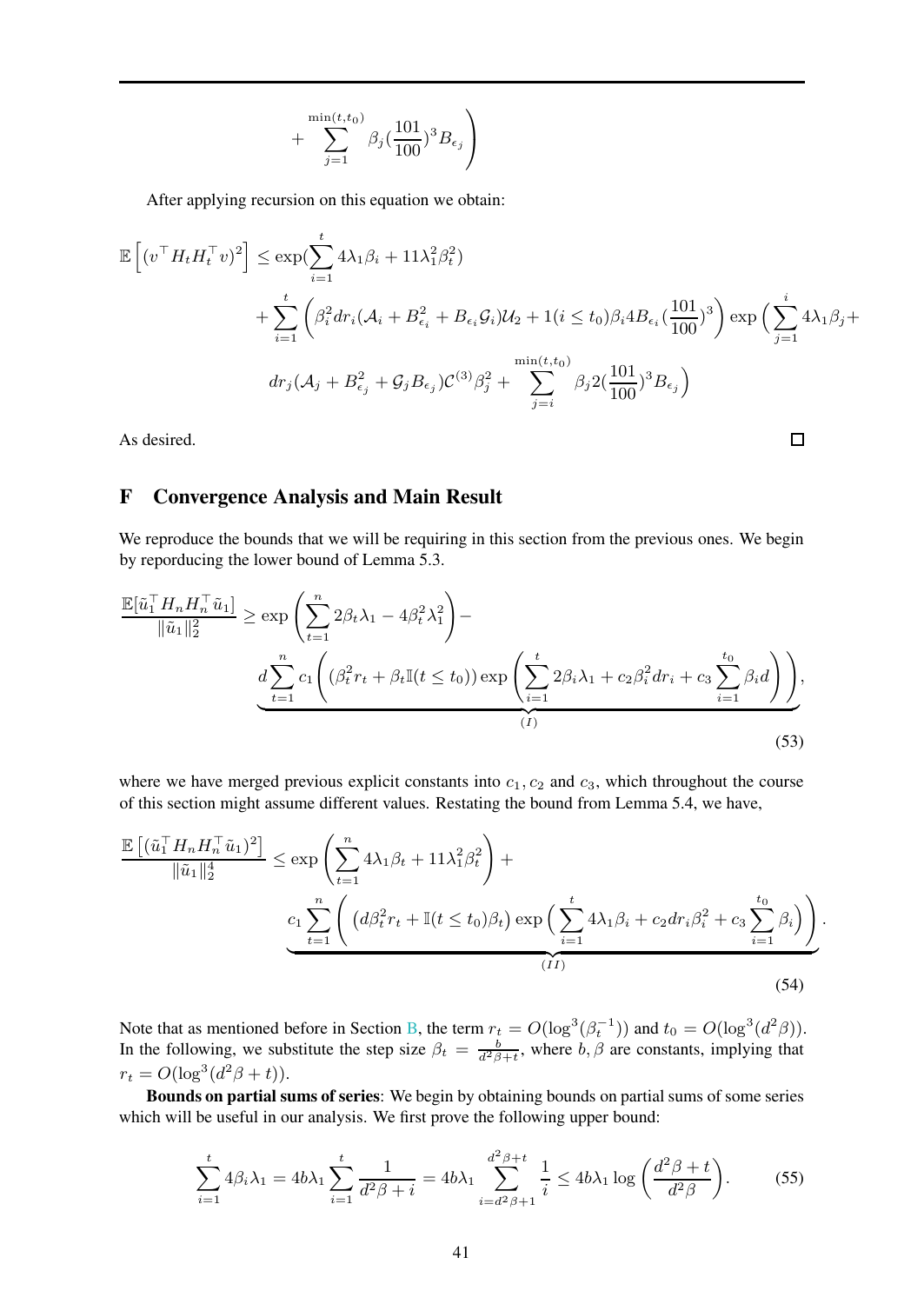$$
+ \sum_{j=1}^{\min(t,t_0)} \beta_j (\frac{101}{100})^3 B_{\epsilon_j} \Bigg)
$$

After applying recursion on this equation we obtain:

$$
\begin{aligned}
\mathbb{E}\left[(v^\top H_t H_t^\top v)^2\right] &\leq \exp(\sum_{i=1}^{t} 4\lambda_1 \beta_i + 11\lambda_1^2 \beta_t^2) \\
&+ \sum_{i=1}^{t} \left( \beta_i^2 d r_i (\mathcal{A}_i + B_{\epsilon_i}^2 + B_{\epsilon_i} \mathcal{G}_i) \mathcal{U}_2 + 1(i \leq t_0) \beta_i 4 B_{\epsilon_i} (\frac{101}{100})^3 \right) \exp\Big( \sum_{j=1}^{i} 4\lambda_1 \beta_j + \\
&\quad d r_j (\mathcal{A}_j + B_{\epsilon_j}^2 + \mathcal{G}_j B_{\epsilon_j}) \mathcal{C}^{(3)} \beta_j^2 + \sum_{j=i}^{\min(t,t_0)} \beta_j 2 (\frac{101}{100})^3 B_{\epsilon_j} \Big)
\end{aligned}
$$

As desired. □

# F Convergence Analysis and Main Result

We reproduce the bounds that we will be requiring in this section from the previous ones. We begin by reporducing the lower bound of Lemma 5.3.

$$
\begin{aligned}
\frac{\mathbb{E}[\tilde{u}_1^\top H_n H_n^\top \tilde{u}_1]}{\|\tilde{u}_1\|_2^2} \geq \exp\left( \sum_{t=1}^{n} 2\beta_t \lambda_1 - 4\beta_t^2 \lambda_1^2 \right) - \\
\underbrace{d \sum_{t=1}^{n} c_1 \left( (\beta_t^2 r_t + \beta_t \mathbb{I}(t \leq t_0)) \exp\left( \sum_{i=1}^{t} 2\beta_i \lambda_1 + c_2 \beta_i^2 d r_i + c_3 \sum_{i=1}^{t_0} \beta_i d \right) \right)}_{(I)},
\end{aligned} \tag{53}
$$

where we have merged previous explicit constants into $c_1, c_2$ and $c_3$, which throughout the course of this section might assume different values. Restating the bound from Lemma 5.4, we have,

$$
\begin{aligned}
\frac{\mathbb{E}\left[(\tilde{u}_1^\top H_n H_n^\top \tilde{u}_1)^2\right]}{\|\tilde{u}_1\|_2^4} \leq \exp\left( \sum_{t=1}^{n} 4\lambda_1 \beta_t + 11\lambda_1^2 \beta_t^2 \right) + \\
\underbrace{c_1 \sum_{t=1}^{n} \left( \left( d\beta_t^2 r_t + \mathbb{I}(t \leq t_0) \beta_t \right) \exp\Big( \sum_{i=1}^{t} 4\lambda_1 \beta_i + c_2 d r_i \beta_i^2 + c_3 \sum_{i=1}^{t_0} \beta_i \Big) \right)}_{(II)}.
\end{aligned} \tag{54}
$$

Note that as mentioned before in Section B, the term $r_t = O(\log^3(\beta_t^{-1}))$ and $t_0 = O(\log^3(d^2\beta))$. In the following, we substitute the step size $\beta_t = \frac{b}{d^2\beta + t}$, where $b, \beta$ are constants, implying that $r_t = O(\log^3(d^2\beta + t))$.

**Bounds on partial sums of series**: We begin by obtaining bounds on partial sums of some series which will be useful in our analysis. We first prove the following upper bound:

$$
\sum_{i=1}^{t} 4\beta_i \lambda_1 = 4b\lambda_1 \sum_{i=1}^{t} \frac{1}{d^2\beta + i} = 4b\lambda_1 \sum_{i=d^2\beta+1}^{d^2\beta+t} \frac{1}{i} \leq 4b\lambda_1 \log\left( \frac{d^2\beta + t}{d^2\beta} \right). \tag{55}
$$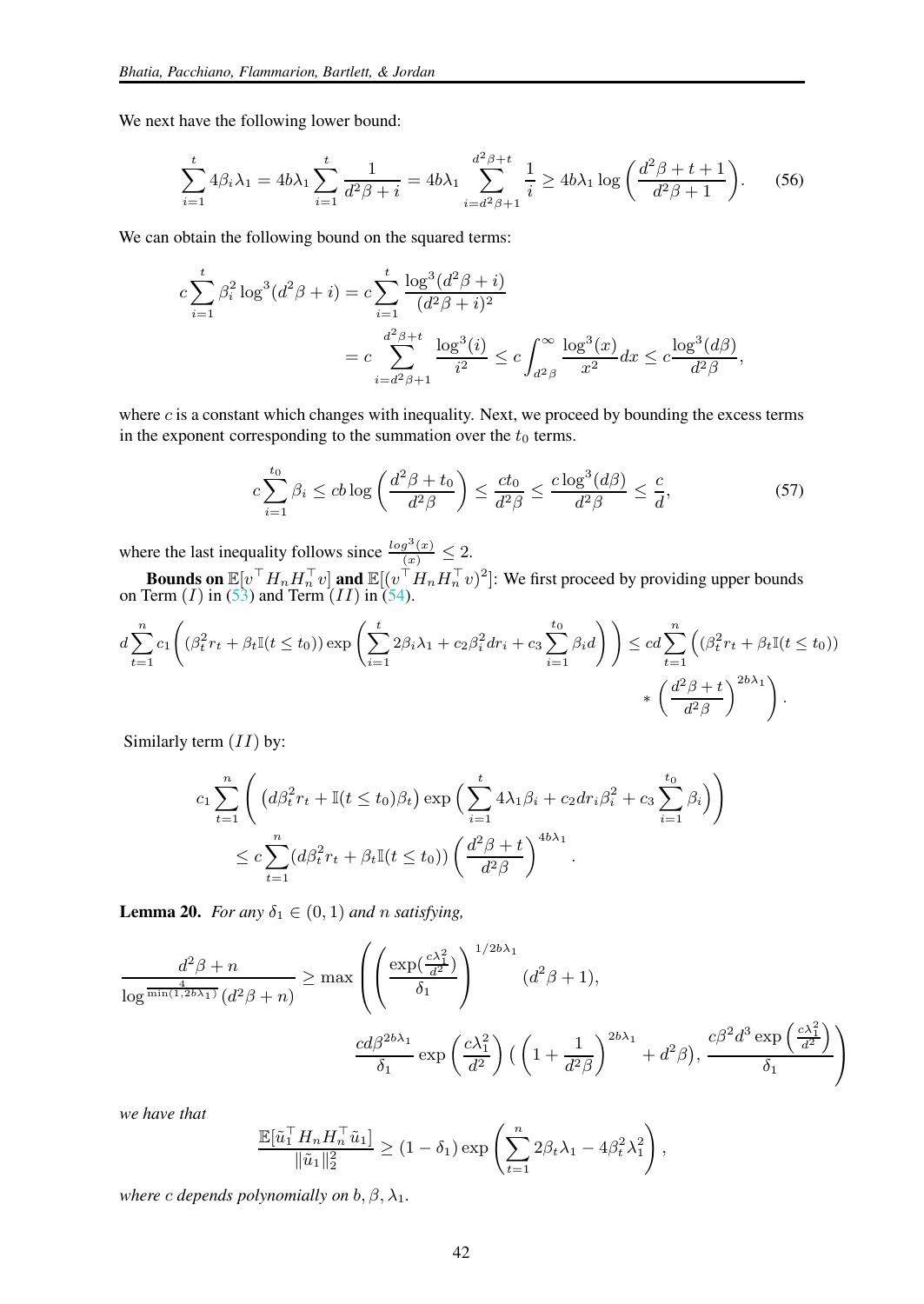We next have the following lower bound:

$$\sum_{i=1}^{t} 4\beta_i \lambda_1 = 4b\lambda_1 \sum_{i=1}^{t} \frac{1}{d^2\beta + i} = 4b\lambda_1 \sum_{i=d^2\beta+1}^{d^2\beta+t} \frac{1}{i} \geq 4b\lambda_1 \log\left(\frac{d^2\beta + t + 1}{d^2\beta + 1}\right). \tag{56}$$

We can obtain the following bound on the squared terms:

$$\begin{aligned}
c\sum_{i=1}^{t} \beta_i^2 \log^3(d^2\beta + i) &= c\sum_{i=1}^{t} \frac{\log^3(d^2\beta + i)}{(d^2\beta + i)^2} \\
&= c\sum_{i=d^2\beta+1}^{d^2\beta+t} \frac{\log^3(i)}{i^2} \leq c\int_{d^2\beta}^{\infty} \frac{\log^3(x)}{x^2} dx \leq c\frac{\log^3(d\beta)}{d^2\beta},
\end{aligned}$$

where $c$ is a constant which changes with inequality. Next, we proceed by bounding the excess terms in the exponent corresponding to the summation over the $t_0$ terms.

$$c\sum_{i=1}^{t_0} \beta_i \leq cb\log\left(\frac{d^2\beta + t_0}{d^2\beta}\right) \leq \frac{ct_0}{d^2\beta} \leq \frac{c\log^3(d\beta)}{d^2\beta} \leq \frac{c}{d}, \tag{57}$$

where the last inequality follows since $\frac{log^3(x)}{(x)} \leq 2$.

**Bounds on $\mathbb{E}[v^\top H_n H_n^\top v]$ and $\mathbb{E}[(v^\top H_n H_n^\top v)^2]$**: We first proceed by providing upper bounds on Term $(I)$ in (53) and Term $(II)$ in (54).

$$\begin{aligned}
d\sum_{t=1}^{n} c_1 \left( (\beta_t^2 r_t + \beta_t \mathbb{I}(t \leq t_0)) \exp\left( \sum_{i=1}^{t} 2\beta_i\lambda_1 + c_2\beta_i^2 dr_i + c_3\sum_{i=1}^{t_0} \beta_i d \right) \right) \leq cd\sum_{t=1}^{n} \Big( (\beta_t^2 r_t + \beta_t \mathbb{I}(t \leq t_0)) \\
* \left( \frac{d^2\beta + t}{d^2\beta} \right)^{2b\lambda_1} \Big).
\end{aligned}$$

Similarly term $(II)$ by:

$$\begin{aligned}
&c_1\sum_{t=1}^{n} \left( \left(d\beta_t^2 r_t + \mathbb{I}(t \leq t_0)\beta_t\right) \exp\Big( \sum_{i=1}^{t} 4\lambda_1\beta_i + c_2 dr_i\beta_i^2 + c_3\sum_{i=1}^{t_0} \beta_i \Big) \right) \\
&\quad \leq c\sum_{t=1}^{n} (d\beta_t^2 r_t + \beta_t \mathbb{I}(t \leq t_0)) \left( \frac{d^2\beta + t}{d^2\beta} \right)^{4b\lambda_1}.
\end{aligned}$$

**Lemma 20.** *For any $\delta_1 \in (0, 1)$ and $n$ satisfying,*

$$\begin{aligned}
\frac{d^2\beta + n}{\log^{\frac{4}{\min(1, 2b\lambda_1)}}(d^2\beta + n)} \geq \max\Bigg( \left( \frac{\exp(\frac{c\lambda_1^2}{d^2})}{\delta_1} \right)^{1/2b\lambda_1} (d^2\beta + 1), \\
\frac{cd\beta^{2b\lambda_1}}{\delta_1} \exp\left(\frac{c\lambda_1^2}{d^2}\right) \Big( \left(1 + \frac{1}{d^2\beta}\right)^{2b\lambda_1} + d^2\beta \Big), \frac{c\beta^2 d^3 \exp\left(\frac{c\lambda_1^2}{d^2}\right)}{\delta_1} \Bigg)
\end{aligned}$$

*we have that*

$$\frac{\mathbb{E}[\tilde{u}_1^\top H_n H_n^\top \tilde{u}_1]}{\|\tilde{u}_1\|_2^2} \geq (1 - \delta_1) \exp\left( \sum_{t=1}^{n} 2\beta_t\lambda_1 - 4\beta_t^2\lambda_1^2 \right),$$

*where $c$ depends polynomially on $b, \beta, \lambda_1$.*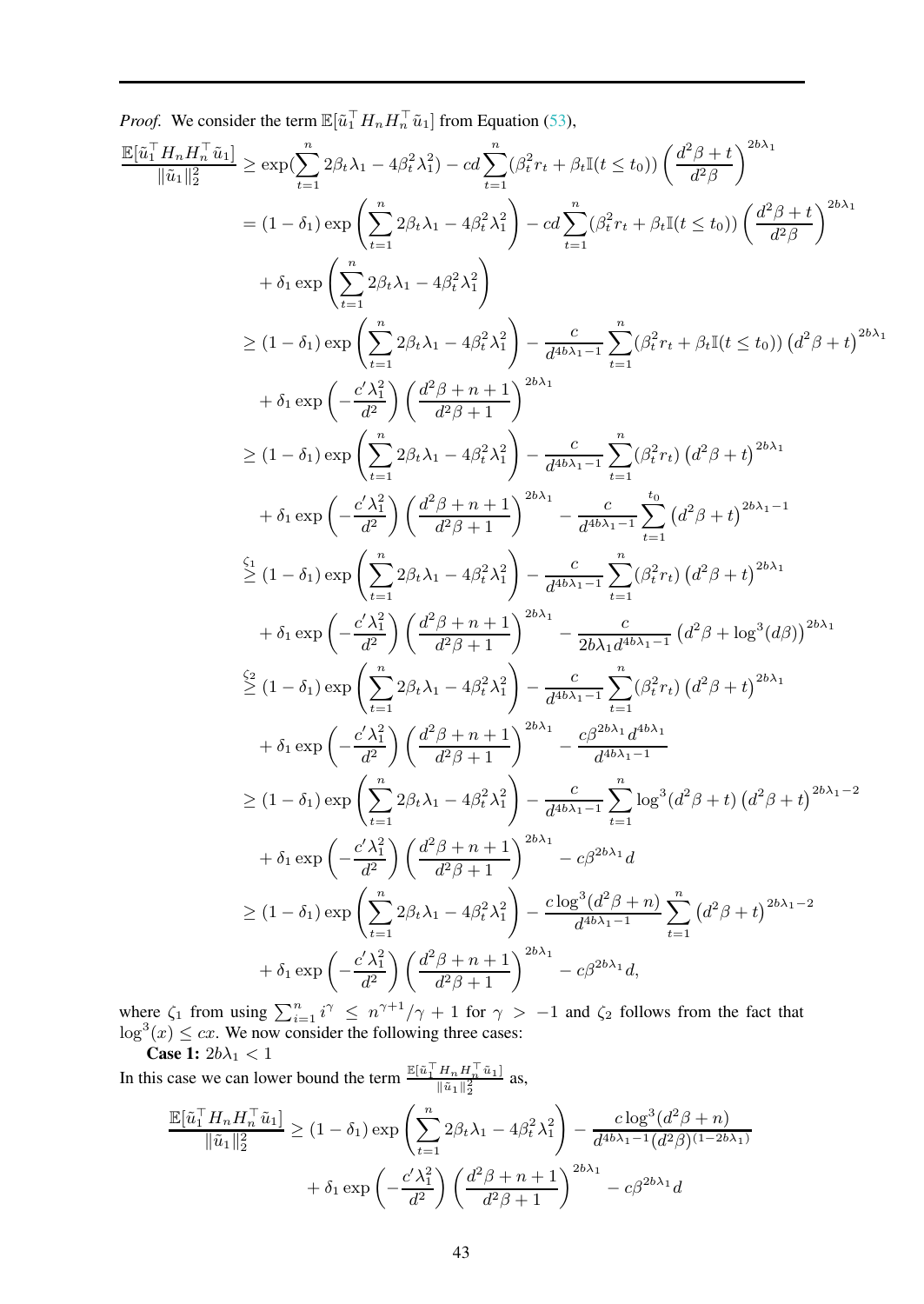*Proof.* We consider the term $\mathbb{E}[\tilde{u}_1^\top H_n H_n^\top \tilde{u}_1]$ from Equation (53),

$$
\begin{aligned}
\frac{\mathbb{E}[\tilde{u}_1^\top H_n H_n^\top \tilde{u}_1]}{\|\tilde{u}_1\|_2^2} &\geq \exp(\sum_{t=1}^{n} 2\beta_t\lambda_1 - 4\beta_t^2\lambda_1^2) - cd\sum_{t=1}^{n}(\beta_t^2 r_t + \beta_t \mathbb{I}(t \leq t_0))\left(\frac{d^2\beta + t}{d^2\beta}\right)^{2b\lambda_1} \\
&= (1-\delta_1)\exp\left(\sum_{t=1}^{n} 2\beta_t\lambda_1 - 4\beta_t^2\lambda_1^2\right) - cd\sum_{t=1}^{n}(\beta_t^2 r_t + \beta_t \mathbb{I}(t \leq t_0))\left(\frac{d^2\beta + t}{d^2\beta}\right)^{2b\lambda_1} \\
&\quad + \delta_1 \exp\left(\sum_{t=1}^{n} 2\beta_t\lambda_1 - 4\beta_t^2\lambda_1^2\right) \\
&\geq (1-\delta_1)\exp\left(\sum_{t=1}^{n} 2\beta_t\lambda_1 - 4\beta_t^2\lambda_1^2\right) - \frac{c}{d^{4b\lambda_1 - 1}}\sum_{t=1}^{n}(\beta_t^2 r_t + \beta_t \mathbb{I}(t \leq t_0))\left(d^2\beta + t\right)^{2b\lambda_1} \\
&\quad + \delta_1 \exp\left(-\frac{c'\lambda_1^2}{d^2}\right)\left(\frac{d^2\beta + n + 1}{d^2\beta + 1}\right)^{2b\lambda_1} \\
&\geq (1-\delta_1)\exp\left(\sum_{t=1}^{n} 2\beta_t\lambda_1 - 4\beta_t^2\lambda_1^2\right) - \frac{c}{d^{4b\lambda_1 - 1}}\sum_{t=1}^{n}(\beta_t^2 r_t)\left(d^2\beta + t\right)^{2b\lambda_1} \\
&\quad + \delta_1 \exp\left(-\frac{c'\lambda_1^2}{d^2}\right)\left(\frac{d^2\beta + n + 1}{d^2\beta + 1}\right)^{2b\lambda_1} - \frac{c}{d^{4b\lambda_1 - 1}}\sum_{t=1}^{t_0}\left(d^2\beta + t\right)^{2b\lambda_1 - 1} \\
&\overset{\zeta_1}{\geq} (1-\delta_1)\exp\left(\sum_{t=1}^{n} 2\beta_t\lambda_1 - 4\beta_t^2\lambda_1^2\right) - \frac{c}{d^{4b\lambda_1 - 1}}\sum_{t=1}^{n}(\beta_t^2 r_t)\left(d^2\beta + t\right)^{2b\lambda_1} \\
&\quad + \delta_1 \exp\left(-\frac{c'\lambda_1^2}{d^2}\right)\left(\frac{d^2\beta + n + 1}{d^2\beta + 1}\right)^{2b\lambda_1} - \frac{c}{2b\lambda_1 d^{4b\lambda_1 - 1}}\left(d^2\beta + \log^3(d\beta)\right)^{2b\lambda_1} \\
&\overset{\zeta_2}{\geq} (1-\delta_1)\exp\left(\sum_{t=1}^{n} 2\beta_t\lambda_1 - 4\beta_t^2\lambda_1^2\right) - \frac{c}{d^{4b\lambda_1 - 1}}\sum_{t=1}^{n}(\beta_t^2 r_t)\left(d^2\beta + t\right)^{2b\lambda_1} \\
&\quad + \delta_1 \exp\left(-\frac{c'\lambda_1^2}{d^2}\right)\left(\frac{d^2\beta + n + 1}{d^2\beta + 1}\right)^{2b\lambda_1} - \frac{c\beta^{2b\lambda_1} d^{4b\lambda_1}}{d^{4b\lambda_1 - 1}} \\
&\geq (1-\delta_1)\exp\left(\sum_{t=1}^{n} 2\beta_t\lambda_1 - 4\beta_t^2\lambda_1^2\right) - \frac{c}{d^{4b\lambda_1 - 1}}\sum_{t=1}^{n}\log^3(d^2\beta + t)\left(d^2\beta + t\right)^{2b\lambda_1 - 2} \\
&\quad + \delta_1 \exp\left(-\frac{c'\lambda_1^2}{d^2}\right)\left(\frac{d^2\beta + n + 1}{d^2\beta + 1}\right)^{2b\lambda_1} - c\beta^{2b\lambda_1} d \\
&\geq (1-\delta_1)\exp\left(\sum_{t=1}^{n} 2\beta_t\lambda_1 - 4\beta_t^2\lambda_1^2\right) - \frac{c\log^3(d^2\beta + n)}{d^{4b\lambda_1 - 1}}\sum_{t=1}^{n}\left(d^2\beta + t\right)^{2b\lambda_1 - 2} \\
&\quad + \delta_1 \exp\left(-\frac{c'\lambda_1^2}{d^2}\right)\left(\frac{d^2\beta + n + 1}{d^2\beta + 1}\right)^{2b\lambda_1} - c\beta^{2b\lambda_1} d,
\end{aligned}
$$

where $\zeta_1$ from using $\sum_{i=1}^{n} i^\gamma \leq n^{\gamma+1}/\gamma + 1$ for $\gamma > -1$ and $\zeta_2$ follows from the fact that $\log^3(x) \leq cx$. We now consider the following three cases:

**Case 1:** $2b\lambda_1 < 1$

In this case we can lower bound the term $\frac{\mathbb{E}[\tilde{u}_1^\top H_n H_n^\top \tilde{u}_1]}{\|\tilde{u}_1\|_2^2}$ as,

$$
\begin{aligned}
\frac{\mathbb{E}[\tilde{u}_1^\top H_n H_n^\top \tilde{u}_1]}{\|\tilde{u}_1\|_2^2} &\geq (1-\delta_1)\exp\left(\sum_{t=1}^{n} 2\beta_t\lambda_1 - 4\beta_t^2\lambda_1^2\right) - \frac{c\log^3(d^2\beta + n)}{d^{4b\lambda_1 - 1}(d^2\beta)^{(1-2b\lambda_1)}} \\
&\quad + \delta_1 \exp\left(-\frac{c'\lambda_1^2}{d^2}\right)\left(\frac{d^2\beta + n + 1}{d^2\beta + 1}\right)^{2b\lambda_1} - c\beta^{2b\lambda_1} d
\end{aligned}
$$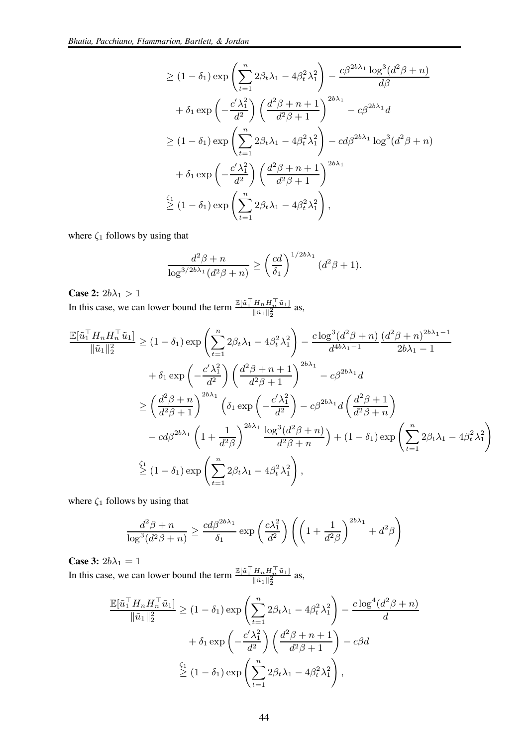$$
\begin{aligned}
&\geq (1-\delta_1)\exp\left(\sum_{t=1}^n 2\beta_t\lambda_1 - 4\beta_t^2\lambda_1^2\right) - \frac{c\beta^{2b\lambda_1}\log^3(d^2\beta+n)}{d\beta} \\
&\quad + \delta_1 \exp\left(-\frac{c'\lambda_1^2}{d^2}\right)\left(\frac{d^2\beta+n+1}{d^2\beta+1}\right)^{2b\lambda_1} - c\beta^{2b\lambda_1}d \\
&\geq (1-\delta_1)\exp\left(\sum_{t=1}^n 2\beta_t\lambda_1 - 4\beta_t^2\lambda_1^2\right) - cd\beta^{2b\lambda_1}\log^3(d^2\beta+n) \\
&\quad + \delta_1 \exp\left(-\frac{c'\lambda_1^2}{d^2}\right)\left(\frac{d^2\beta+n+1}{d^2\beta+1}\right)^{2b\lambda_1} \\
&\overset{\zeta_1}{\geq} (1-\delta_1)\exp\left(\sum_{t=1}^n 2\beta_t\lambda_1 - 4\beta_t^2\lambda_1^2\right),
\end{aligned}
$$

where $\zeta_1$ follows by using that

$$
\frac{d^2\beta+n}{\log^{3/2b\lambda_1}(d^2\beta+n)} \geq \left(\frac{cd}{\delta_1}\right)^{1/2b\lambda_1}(d^2\beta+1).
$$

**Case 2:** $2b\lambda_1 > 1$

In this case, we can lower bound the term $\frac{\mathbb{E}[\tilde{u}_1^\top H_n H_n^\top \tilde{u}_1]}{\|\tilde{u}_1\|_2^2}$ as,

$$
\begin{aligned}
\frac{\mathbb{E}[\tilde{u}_1^\top H_n H_n^\top \tilde{u}_1]}{\|\tilde{u}_1\|_2^2} &\geq (1-\delta_1)\exp\left(\sum_{t=1}^n 2\beta_t\lambda_1 - 4\beta_t^2\lambda_1^2\right) - \frac{c\log^3(d^2\beta+n)}{d^{4b\lambda_1-1}}\frac{(d^2\beta+n)^{2b\lambda_1-1}}{2b\lambda_1-1} \\
&\quad + \delta_1 \exp\left(-\frac{c'\lambda_1^2}{d^2}\right)\left(\frac{d^2\beta+n+1}{d^2\beta+1}\right)^{2b\lambda_1} - c\beta^{2b\lambda_1}d \\
&\geq \left(\frac{d^2\beta+n}{d^2\beta+1}\right)^{2b\lambda_1}\left(\delta_1\exp\left(-\frac{c'\lambda_1^2}{d^2}\right) - c\beta^{2b\lambda_1}d\left(\frac{d^2\beta+1}{d^2\beta+n}\right)\right. \\
&\quad \left. - cd\beta^{2b\lambda_1}\left(1+\frac{1}{d^2\beta}\right)^{2b\lambda_1}\frac{\log^3(d^2\beta+n)}{d^2\beta+n}\right) + (1-\delta_1)\exp\left(\sum_{t=1}^n 2\beta_t\lambda_1 - 4\beta_t^2\lambda_1^2\right) \\
&\overset{\zeta_1}{\geq} (1-\delta_1)\exp\left(\sum_{t=1}^n 2\beta_t\lambda_1 - 4\beta_t^2\lambda_1^2\right),
\end{aligned}
$$

where $\zeta_1$ follows by using that

$$
\frac{d^2\beta+n}{\log^3(d^2\beta+n)} \geq \frac{cd\beta^{2b\lambda_1}}{\delta_1}\exp\left(\frac{c\lambda_1^2}{d^2}\right)\left(\left(1+\frac{1}{d^2\beta}\right)^{2b\lambda_1}+d^2\beta\right)
$$

**Case 3:** $2b\lambda_1 = 1$

In this case, we can lower bound the term $\frac{\mathbb{E}[\tilde{u}_1^\top H_n H_n^\top \tilde{u}_1]}{\|\tilde{u}_1\|_2^2}$ as,

$$
\begin{aligned}
\frac{\mathbb{E}[\tilde{u}_1^\top H_n H_n^\top \tilde{u}_1]}{\|\tilde{u}_1\|_2^2} &\geq (1-\delta_1)\exp\left(\sum_{t=1}^n 2\beta_t\lambda_1 - 4\beta_t^2\lambda_1^2\right) - \frac{c\log^4(d^2\beta+n)}{d} \\
&\quad + \delta_1\exp\left(-\frac{c'\lambda_1^2}{d^2}\right)\left(\frac{d^2\beta+n+1}{d^2\beta+1}\right) - c\beta d \\
&\overset{\zeta_1}{\geq} (1-\delta_1)\exp\left(\sum_{t=1}^n 2\beta_t\lambda_1 - 4\beta_t^2\lambda_1^2\right),
\end{aligned}
$$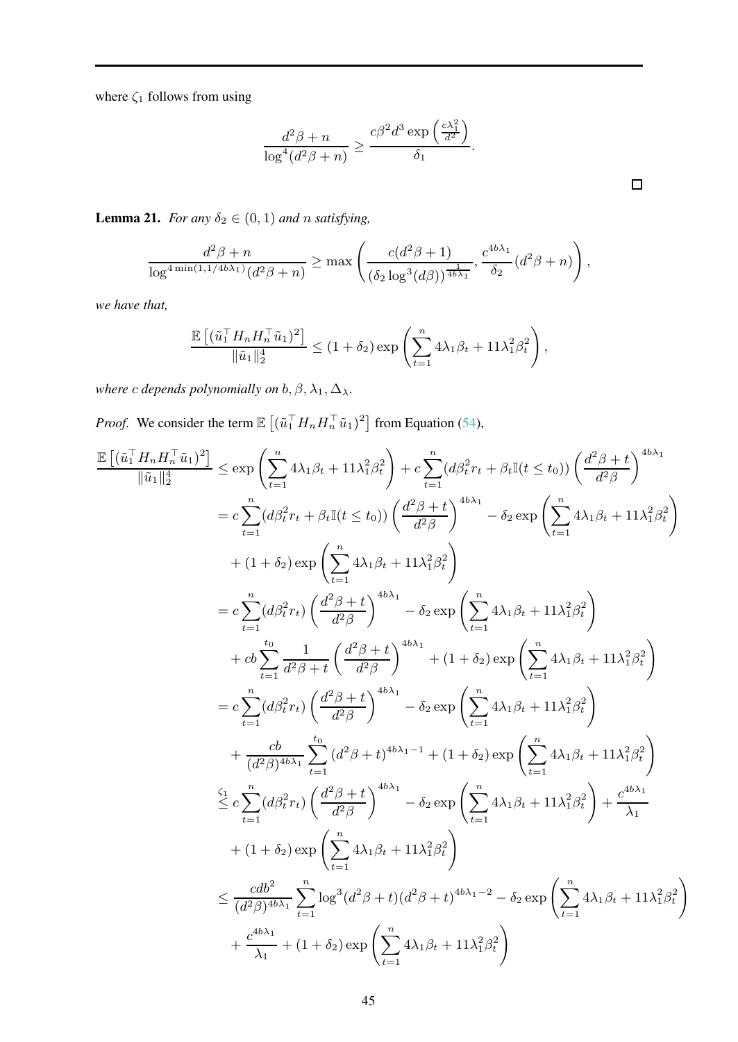where $\zeta_1$ follows from using

$$
\frac{d^2\beta + n}{\log^4(d^2\beta + n)} \geq \frac{c\beta^2 d^3 \exp\left(\frac{c\lambda_1^2}{d^2}\right)}{\delta_1}.
$$

□

**Lemma 21.** *For any $\delta_2 \in (0,1)$ and $n$ satisfying,*

$$
\frac{d^2\beta + n}{\log^{4\min(1,1/4b\lambda_1)}(d^2\beta + n)} \geq \max\left(\frac{c(d^2\beta+1)}{(\delta_2 \log^3(d\beta))^{\frac{1}{4b\lambda_1}}}, \frac{c^{4b\lambda_1}}{\delta_2}(d^2\beta + n)\right),
$$

*we have that,*

$$
\frac{\mathbb{E}\left[(\tilde{u}_1^\top H_n H_n^\top \tilde{u}_1)^2\right]}{\|\tilde{u}_1\|_2^4} \leq (1+\delta_2)\exp\left(\sum_{t=1}^n 4\lambda_1\beta_t + 11\lambda_1^2\beta_t^2\right),
$$

*where $c$ depends polynomially on $b, \beta, \lambda_1, \Delta_\lambda$.*

*Proof.* We consider the term $\mathbb{E}\left[(\tilde{u}_1^\top H_n H_n^\top \tilde{u}_1)^2\right]$ from Equation (54),

$$
\begin{aligned}
\frac{\mathbb{E}\left[(\tilde{u}_1^\top H_n H_n^\top \tilde{u}_1)^2\right]}{\|\tilde{u}_1\|_2^4} &\leq \exp\left(\sum_{t=1}^n 4\lambda_1\beta_t + 11\lambda_1^2\beta_t^2\right) + c\sum_{t=1}^n (d\beta_t^2 r_t + \beta_t \mathbb{I}(t \leq t_0))\left(\frac{d^2\beta+t}{d^2\beta}\right)^{4b\lambda_1} \\
&= c\sum_{t=1}^n (d\beta_t^2 r_t + \beta_t \mathbb{I}(t \leq t_0))\left(\frac{d^2\beta+t}{d^2\beta}\right)^{4b\lambda_1} - \delta_2\exp\left(\sum_{t=1}^n 4\lambda_1\beta_t + 11\lambda_1^2\beta_t^2\right) \\
&\quad + (1+\delta_2)\exp\left(\sum_{t=1}^n 4\lambda_1\beta_t + 11\lambda_1^2\beta_t^2\right) \\
&= c\sum_{t=1}^n (d\beta_t^2 r_t)\left(\frac{d^2\beta+t}{d^2\beta}\right)^{4b\lambda_1} - \delta_2\exp\left(\sum_{t=1}^n 4\lambda_1\beta_t + 11\lambda_1^2\beta_t^2\right) \\
&\quad + cb\sum_{t=1}^{t_0} \frac{1}{d^2\beta+t}\left(\frac{d^2\beta+t}{d^2\beta}\right)^{4b\lambda_1} + (1+\delta_2)\exp\left(\sum_{t=1}^n 4\lambda_1\beta_t + 11\lambda_1^2\beta_t^2\right) \\
&= c\sum_{t=1}^n (d\beta_t^2 r_t)\left(\frac{d^2\beta+t}{d^2\beta}\right)^{4b\lambda_1} - \delta_2\exp\left(\sum_{t=1}^n 4\lambda_1\beta_t + 11\lambda_1^2\beta_t^2\right) \\
&\quad + \frac{cb}{(d^2\beta)^{4b\lambda_1}}\sum_{t=1}^{t_0} (d^2\beta+t)^{4b\lambda_1 - 1} + (1+\delta_2)\exp\left(\sum_{t=1}^n 4\lambda_1\beta_t + 11\lambda_1^2\beta_t^2\right) \\
&\overset{\zeta_1}{\leq} c\sum_{t=1}^n (d\beta_t^2 r_t)\left(\frac{d^2\beta+t}{d^2\beta}\right)^{4b\lambda_1} - \delta_2\exp\left(\sum_{t=1}^n 4\lambda_1\beta_t + 11\lambda_1^2\beta_t^2\right) + \frac{c^{4b\lambda_1}}{\lambda_1} \\
&\quad + (1+\delta_2)\exp\left(\sum_{t=1}^n 4\lambda_1\beta_t + 11\lambda_1^2\beta_t^2\right) \\
&\leq \frac{cdb^2}{(d^2\beta)^{4b\lambda_1}}\sum_{t=1}^n \log^3(d^2\beta+t)(d^2\beta+t)^{4b\lambda_1 - 2} - \delta_2\exp\left(\sum_{t=1}^n 4\lambda_1\beta_t + 11\lambda_1^2\beta_t^2\right) \\
&\quad + \frac{c^{4b\lambda_1}}{\lambda_1} + (1+\delta_2)\exp\left(\sum_{t=1}^n 4\lambda_1\beta_t + 11\lambda_1^2\beta_t^2\right)
\end{aligned}
$$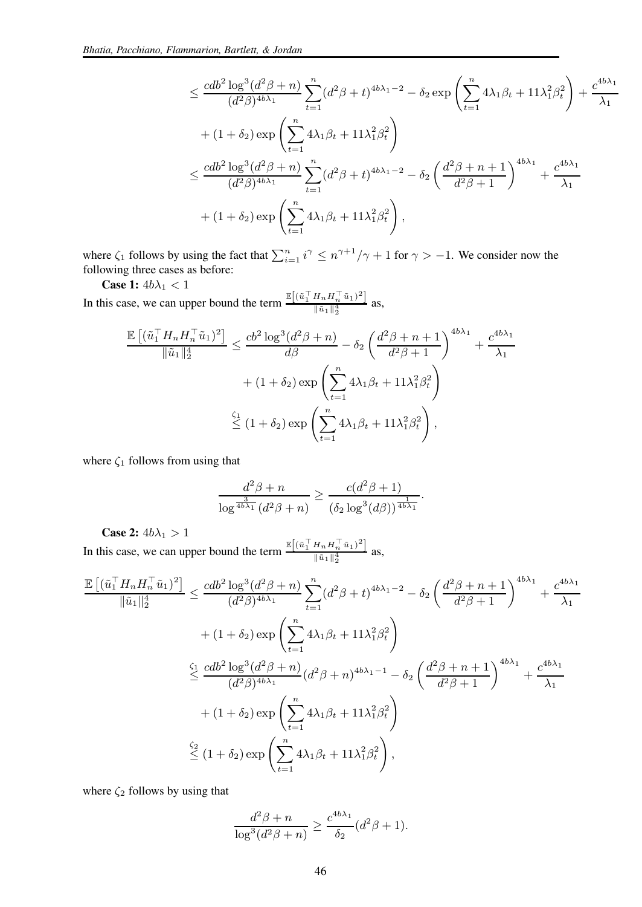$$
\begin{aligned}
&\le \frac{cdb^2\log^3(d^2\beta+n)}{(d^2\beta)^{4b\lambda_1}}\sum_{t=1}^n (d^2\beta+t)^{4b\lambda_1-2} - \delta_2 \exp\left(\sum_{t=1}^n 4\lambda_1\beta_t + 11\lambda_1^2\beta_t^2\right) + \frac{c^{4b\lambda_1}}{\lambda_1} \\
&\quad + (1+\delta_2)\exp\left(\sum_{t=1}^n 4\lambda_1\beta_t + 11\lambda_1^2\beta_t^2\right) \\
&\le \frac{cdb^2\log^3(d^2\beta+n)}{(d^2\beta)^{4b\lambda_1}}\sum_{t=1}^n (d^2\beta+t)^{4b\lambda_1-2} - \delta_2 \left(\frac{d^2\beta+n+1}{d^2\beta+1}\right)^{4b\lambda_1} + \frac{c^{4b\lambda_1}}{\lambda_1} \\
&\quad + (1+\delta_2)\exp\left(\sum_{t=1}^n 4\lambda_1\beta_t + 11\lambda_1^2\beta_t^2\right),
\end{aligned}
$$

where $\zeta_1$ follows by using the fact that $\sum_{i=1}^n i^\gamma \le n^{\gamma+1}/\gamma+1$ for $\gamma > -1$. We consider now the following three cases as before:

**Case 1:** $4b\lambda_1 < 1$

In this case, we can upper bound the term $\frac{\mathbb{E}\left[(\tilde{u}_1^\top H_n H_n^\top \tilde{u}_1)^2\right]}{\|\tilde{u}_1\|_2^4}$ as,

$$
\begin{aligned}
\frac{\mathbb{E}\left[(\tilde{u}_1^\top H_n H_n^\top \tilde{u}_1)^2\right]}{\|\tilde{u}_1\|_2^4} &\le \frac{cb^2\log^3(d^2\beta+n)}{d\beta} - \delta_2 \left(\frac{d^2\beta+n+1}{d^2\beta+1}\right)^{4b\lambda_1} + \frac{c^{4b\lambda_1}}{\lambda_1} \\
&\quad + (1+\delta_2)\exp\left(\sum_{t=1}^n 4\lambda_1\beta_t + 11\lambda_1^2\beta_t^2\right) \\
&\overset{\zeta_1}{\le} (1+\delta_2)\exp\left(\sum_{t=1}^n 4\lambda_1\beta_t + 11\lambda_1^2\beta_t^2\right),
\end{aligned}
$$

where $\zeta_1$ follows from using that

$$
\frac{d^2\beta+n}{\log^{\frac{3}{4b\lambda_1}}(d^2\beta+n)} \ge \frac{c(d^2\beta+1)}{(\delta_2\log^3(d\beta))^{\frac{1}{4b\lambda_1}}}.
$$

**Case 2:** $4b\lambda_1 > 1$

In this case, we can upper bound the term $\frac{\mathbb{E}\left[(\tilde{u}_1^\top H_n H_n^\top \tilde{u}_1)^2\right]}{\|\tilde{u}_1\|_2^4}$ as,

$$
\begin{aligned}
\frac{\mathbb{E}\left[(\tilde{u}_1^\top H_n H_n^\top \tilde{u}_1)^2\right]}{\|\tilde{u}_1\|_2^4} &\le \frac{cdb^2\log^3(d^2\beta+n)}{(d^2\beta)^{4b\lambda_1}}\sum_{t=1}^n (d^2\beta+t)^{4b\lambda_1-2} - \delta_2 \left(\frac{d^2\beta+n+1}{d^2\beta+1}\right)^{4b\lambda_1} + \frac{c^{4b\lambda_1}}{\lambda_1} \\
&\quad + (1+\delta_2)\exp\left(\sum_{t=1}^n 4\lambda_1\beta_t + 11\lambda_1^2\beta_t^2\right) \\
&\overset{\zeta_1}{\le} \frac{cdb^2\log^3(d^2\beta+n)}{(d^2\beta)^{4b\lambda_1}}(d^2\beta+n)^{4b\lambda_1-1} - \delta_2 \left(\frac{d^2\beta+n+1}{d^2\beta+1}\right)^{4b\lambda_1} + \frac{c^{4b\lambda_1}}{\lambda_1} \\
&\quad + (1+\delta_2)\exp\left(\sum_{t=1}^n 4\lambda_1\beta_t + 11\lambda_1^2\beta_t^2\right) \\
&\overset{\zeta_2}{\le} (1+\delta_2)\exp\left(\sum_{t=1}^n 4\lambda_1\beta_t + 11\lambda_1^2\beta_t^2\right),
\end{aligned}
$$

where $\zeta_2$ follows by using that

$$
\frac{d^2\beta+n}{\log^3(d^2\beta+n)} \ge \frac{c^{4b\lambda_1}}{\delta_2}(d^2\beta+1).
$$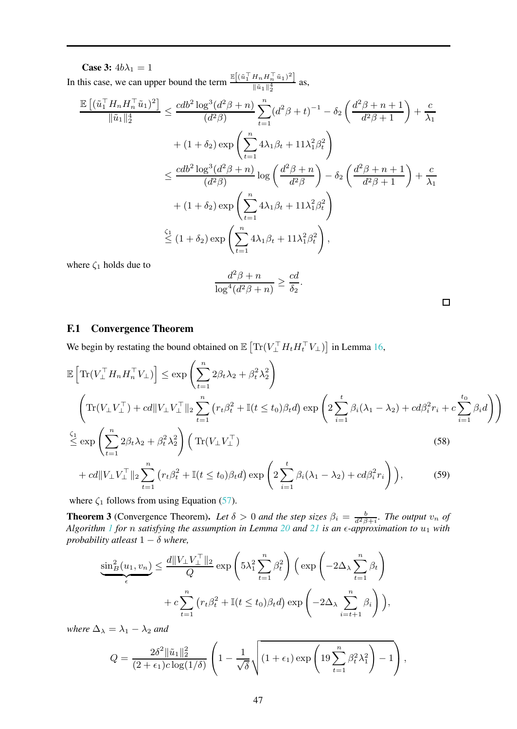**Case 3:** $4b\lambda_1 = 1$

In this case, we can upper bound the term $\frac{\mathbb{E}\left[(\tilde{u}_1^\top H_n H_n^\top \tilde{u}_1)^2\right]}{\|\tilde{u}_1\|_2^4}$ as,

$$
\begin{aligned}
\frac{\mathbb{E}\left[(\tilde{u}_1^\top H_n H_n^\top \tilde{u}_1)^2\right]}{\|\tilde{u}_1\|_2^4} &\leq \frac{cdb^2 \log^3(d^2\beta + n)}{(d^2\beta)} \sum_{t=1}^{n} (d^2\beta + t)^{-1} - \delta_2 \left(\frac{d^2\beta + n + 1}{d^2\beta + 1}\right) + \frac{c}{\lambda_1} \\
&\quad + (1 + \delta_2) \exp\left(\sum_{t=1}^{n} 4\lambda_1\beta_t + 11\lambda_1^2\beta_t^2\right) \\
&\leq \frac{cdb^2 \log^3(d^2\beta + n)}{(d^2\beta)} \log\left(\frac{d^2\beta + n}{d^2\beta}\right) - \delta_2 \left(\frac{d^2\beta + n + 1}{d^2\beta + 1}\right) + \frac{c}{\lambda_1} \\
&\quad + (1 + \delta_2) \exp\left(\sum_{t=1}^{n} 4\lambda_1\beta_t + 11\lambda_1^2\beta_t^2\right) \\
&\overset{\zeta_1}{\leq} (1 + \delta_2) \exp\left(\sum_{t=1}^{n} 4\lambda_1\beta_t + 11\lambda_1^2\beta_t^2\right),
\end{aligned}
$$

where $\zeta_1$ holds due to

$$
\frac{d^2\beta + n}{\log^4(d^2\beta + n)} \geq \frac{cd}{\delta_2}.
$$

□

## F.1 Convergence Theorem

We begin by restating the bound obtained on $\mathbb{E}\left[\mathrm{Tr}(V_\perp^\top H_t H_t^\top V_\perp)\right]$ in Lemma 16,

$$
\begin{aligned}
&\mathbb{E}\left[\mathrm{Tr}(V_\perp^\top H_n H_n^\top V_\perp)\right] \leq \exp\left(\sum_{t=1}^{n} 2\beta_t\lambda_2 + \beta_t^2\lambda_2^2\right) \\
&\left(\mathrm{Tr}(V_\perp V_\perp^\top) + cd\|V_\perp V_\perp^\top\|_2 \sum_{t=1}^{n} \left(r_t\beta_t^2 + \mathbb{I}(t \leq t_0)\beta_t d\right) \exp\left(2\sum_{i=1}^{t} \beta_i(\lambda_1 - \lambda_2) + cd\beta_i^2 r_i + c\sum_{i=1}^{t_0} \beta_i d\right)\right) \\
&\overset{\zeta_1}{\leq} \exp\left(\sum_{t=1}^{n} 2\beta_t\lambda_2 + \beta_t^2\lambda_2^2\right) \Big(\mathrm{Tr}(V_\perp V_\perp^\top) \qquad (58) \\
&\quad + cd\|V_\perp V_\perp^\top\|_2 \sum_{t=1}^{n} \left(r_t\beta_t^2 + \mathbb{I}(t \leq t_0)\beta_t d\right) \exp\left(2\sum_{i=1}^{t} \beta_i(\lambda_1 - \lambda_2) + cd\beta_i^2 r_i\right)\Big), \qquad (59)
\end{aligned}
$$

where $\zeta_1$ follows from using Equation (57).

**Theorem 3** (Convergence Theorem)**.** *Let $\delta > 0$ and the step sizes $\beta_i = \frac{b}{d^2\beta + i}$. The output $v_n$ of Algorithm 1 for $n$ satisfying the assumption in Lemma 20 and 21 is an $\epsilon$-approximation to $u_1$ with probability atleast $1 - \delta$ where,*

$$
\begin{aligned}
\underbrace{\sin_B^2(u_1, v_n)}_{\epsilon} &\leq \frac{d\|V_\perp V_\perp^\top\|_2}{Q} \exp\left(5\lambda_1^2 \sum_{t=1}^{n} \beta_t^2\right) \left(\exp\left(-2\Delta_\lambda \sum_{t=1}^{n} \beta_t\right)\right. \\
&\quad \left. + c\sum_{t=1}^{n} \left(r_t\beta_t^2 + \mathbb{I}(t \leq t_0)\beta_t d\right) \exp\left(-2\Delta_\lambda \sum_{i=t+1}^{n} \beta_i\right)\right),
\end{aligned}
$$

*where $\Delta_\lambda = \lambda_1 - \lambda_2$ and*

$$
Q = \frac{2\delta^2\|\tilde{u}_1\|_2^2}{(2 + \epsilon_1)c\log(1/\delta)} \left(1 - \frac{1}{\sqrt{\delta}}\sqrt{(1 + \epsilon_1)\exp\left(19\sum_{t=1}^{n} \beta_t^2\lambda_1^2\right) - 1}\right),
$$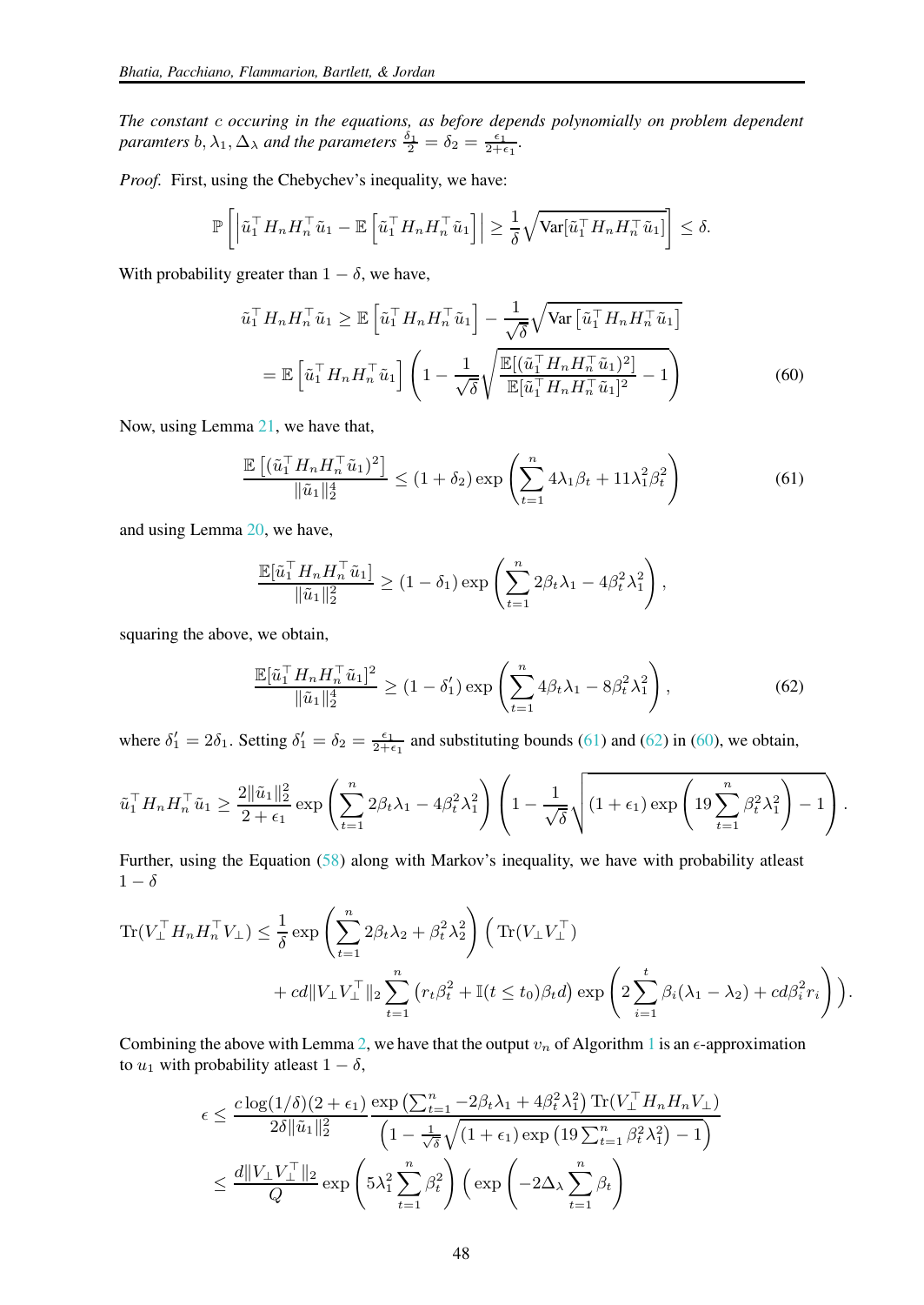*The constant $c$ occuring in the equations, as before depends polynomially on problem dependent paramters $b, \lambda_1, \Delta_\lambda$ and the parameters $\frac{\delta_1}{2} = \delta_2 = \frac{\epsilon_1}{2+\epsilon_1}$.*

*Proof.* First, using the Chebychev's inequality, we have:

$$\mathbb{P}\left[\left|\tilde{u}_1^\top H_n H_n^\top \tilde{u}_1 - \mathbb{E}\left[\tilde{u}_1^\top H_n H_n^\top \tilde{u}_1\right]\right| \geq \frac{1}{\delta}\sqrt{\text{Var}[\tilde{u}_1^\top H_n H_n^\top \tilde{u}_1]}\right] \leq \delta.$$

With probability greater than $1 - \delta$, we have,

$$\begin{aligned}
\tilde{u}_1^\top H_n H_n^\top \tilde{u}_1 &\geq \mathbb{E}\left[\tilde{u}_1^\top H_n H_n^\top \tilde{u}_1\right] - \frac{1}{\sqrt{\delta}}\sqrt{\text{Var}\left[\tilde{u}_1^\top H_n H_n^\top \tilde{u}_1\right]} \\
&= \mathbb{E}\left[\tilde{u}_1^\top H_n H_n^\top \tilde{u}_1\right]\left(1 - \frac{1}{\sqrt{\delta}}\sqrt{\frac{\mathbb{E}[(\tilde{u}_1^\top H_n H_n^\top \tilde{u}_1)^2]}{\mathbb{E}[\tilde{u}_1^\top H_n H_n^\top \tilde{u}_1]^2} - 1}\right) \qquad (60)
\end{aligned}$$

Now, using Lemma 21, we have that,

$$\frac{\mathbb{E}\left[(\tilde{u}_1^\top H_n H_n^\top \tilde{u}_1)^2\right]}{\|\tilde{u}_1\|_2^4} \leq (1+\delta_2)\exp\left(\sum_{t=1}^n 4\lambda_1\beta_t + 11\lambda_1^2\beta_t^2\right) \qquad (61)$$

and using Lemma 20, we have,

$$\frac{\mathbb{E}[\tilde{u}_1^\top H_n H_n^\top \tilde{u}_1]}{\|\tilde{u}_1\|_2^2} \geq (1-\delta_1)\exp\left(\sum_{t=1}^n 2\beta_t\lambda_1 - 4\beta_t^2\lambda_1^2\right),$$

squaring the above, we obtain,

$$\frac{\mathbb{E}[\tilde{u}_1^\top H_n H_n^\top \tilde{u}_1]^2}{\|\tilde{u}_1\|_2^4} \geq (1-\delta_1')\exp\left(\sum_{t=1}^n 4\beta_t\lambda_1 - 8\beta_t^2\lambda_1^2\right), \qquad (62)$$

where $\delta_1' = 2\delta_1$. Setting $\delta_1' = \delta_2 = \frac{\epsilon_1}{2+\epsilon_1}$ and substituting bounds (61) and (62) in (60), we obtain,

$$\tilde{u}_1^\top H_n H_n^\top \tilde{u}_1 \geq \frac{2\|\tilde{u}_1\|_2^2}{2+\epsilon_1}\exp\left(\sum_{t=1}^n 2\beta_t\lambda_1 - 4\beta_t^2\lambda_1^2\right)\left(1 - \frac{1}{\sqrt{\delta}}\sqrt{(1+\epsilon_1)\exp\left(19\sum_{t=1}^n \beta_t^2\lambda_1^2\right) - 1}\right).$$

Further, using the Equation (58) along with Markov's inequality, we have with probability atleast $1 - \delta$

$$\begin{aligned}
\text{Tr}(V_\perp^\top H_n H_n^\top V_\perp) \leq \frac{1}{\delta}\exp\left(\sum_{t=1}^n 2\beta_t\lambda_2 + \beta_t^2\lambda_2^2\right)\Big(&\text{Tr}(V_\perp V_\perp^\top) \\
&+ cd\|V_\perp V_\perp^\top\|_2 \sum_{t=1}^n \left(r_t\beta_t^2 + \mathbb{I}(t \leq t_0)\beta_t d\right)\exp\left(2\sum_{i=1}^t \beta_i(\lambda_1 - \lambda_2) + cd\beta_i^2 r_i\right)\Big).
\end{aligned}$$

Combining the above with Lemma 2, we have that the output $v_n$ of Algorithm 1 is an $\epsilon$-approximation to $u_1$ with probability atleast $1 - \delta$,

$$\begin{aligned}
\epsilon &\leq \frac{c\log(1/\delta)(2+\epsilon_1)}{2\delta\|\tilde{u}_1\|_2^2}\frac{\exp\left(\sum_{t=1}^n -2\beta_t\lambda_1 + 4\beta_t^2\lambda_1^2\right)\text{Tr}(V_\perp^\top H_n H_n V_\perp)}{\left(1 - \frac{1}{\sqrt{\delta}}\sqrt{(1+\epsilon_1)\exp\left(19\sum_{t=1}^n \beta_t^2\lambda_1^2\right) - 1}\right)} \\
&\leq \frac{d\|V_\perp V_\perp^\top\|_2}{Q}\exp\left(5\lambda_1^2\sum_{t=1}^n \beta_t^2\right)\left(\exp\left(-2\Delta_\lambda\sum_{t=1}^n \beta_t\right)\right.
\end{aligned}$$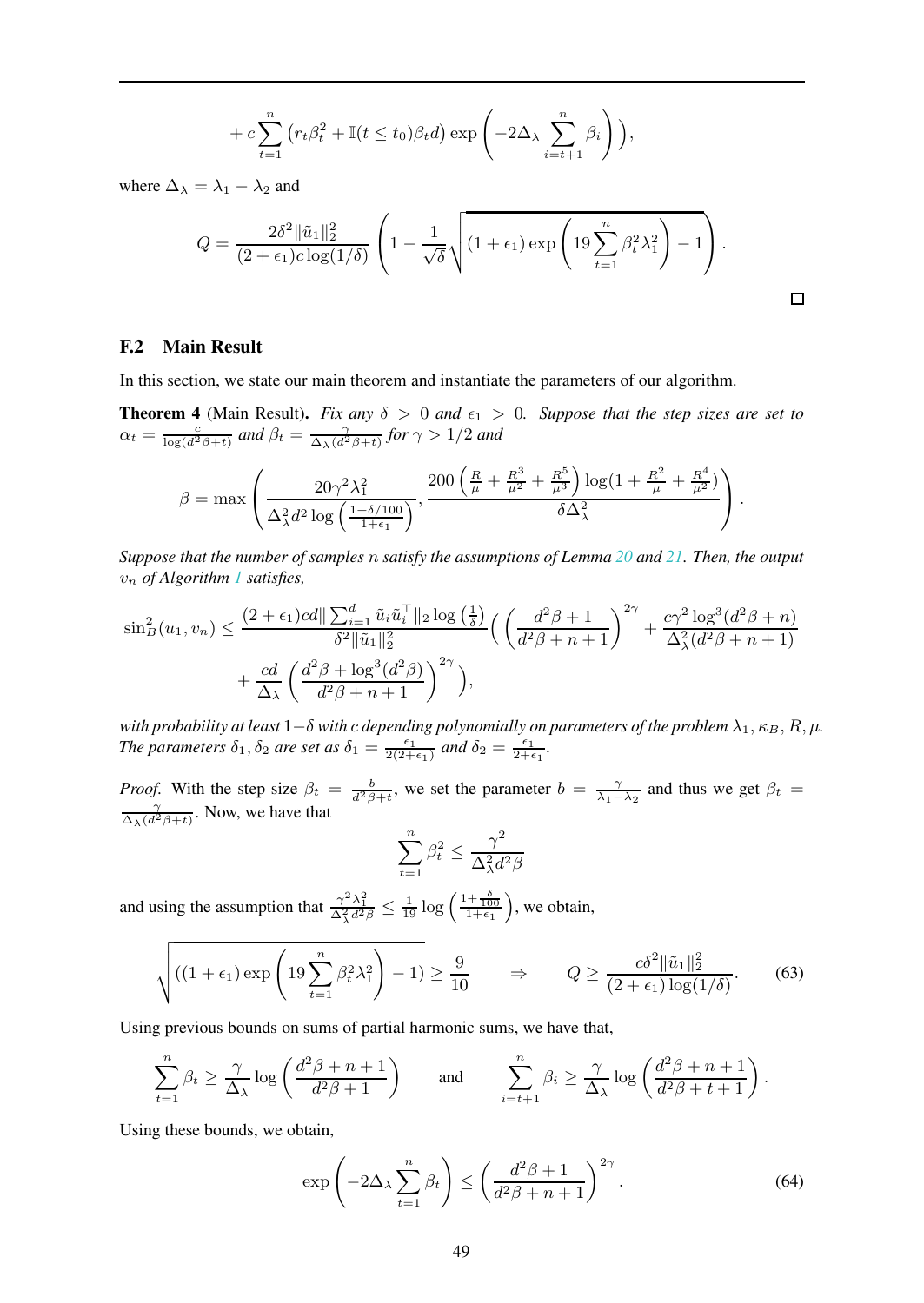$$
+ c \sum_{t=1}^{n} \left( r_t \beta_t^2 + \mathbb{I}(t \leq t_0) \beta_t d \right) \exp\left( -2\Delta_\lambda \sum_{i=t+1}^{n} \beta_i \right) \Big),
$$

where $\Delta_\lambda = \lambda_1 - \lambda_2$ and

$$
Q = \frac{2\delta^2 \|\tilde{u}_1\|_2^2}{(2+\epsilon_1) c \log(1/\delta)} \left( 1 - \frac{1}{\sqrt{\delta}} \sqrt{(1+\epsilon_1) \exp\left( 19 \sum_{t=1}^{n} \beta_t^2 \lambda_1^2 \right) - 1} \right).
$$

□

## F.2 Main Result

In this section, we state our main theorem and instantiate the parameters of our algorithm.

**Theorem 4** (Main Result). *Fix any $\delta > 0$ and $\epsilon_1 > 0$. Suppose that the step sizes are set to $\alpha_t = \frac{c}{\log(d^2\beta + t)}$ and $\beta_t = \frac{\gamma}{\Delta_\lambda (d^2 \beta + t)}$ for $\gamma > 1/2$ and*

$$
\beta = \max\left( \frac{20\gamma^2 \lambda_1^2}{\Delta_\lambda^2 d^2 \log\left( \frac{1+\delta/100}{1+\epsilon_1} \right)}, \frac{200\left( \frac{R}{\mu} + \frac{R^3}{\mu^2} + \frac{R^5}{\mu^3} \right) \log(1 + \frac{R^2}{\mu} + \frac{R^4}{\mu^2})}{\delta \Delta_\lambda^2} \right).
$$

*Suppose that the number of samples $n$ satisfy the assumptions of Lemma 20 and 21. Then, the output $v_n$ of Algorithm 1 satisfies,*

$$
\begin{aligned}
\sin_B^2(u_1, v_n) \leq \frac{(2+\epsilon_1) c d \| \sum_{i=1}^{d} \tilde{u}_i \tilde{u}_i^\top \|_2 \log\left(\frac{1}{\delta}\right)}{\delta^2 \|\tilde{u}_1\|_2^2} \Big( \left( \frac{d^2\beta + 1}{d^2 \beta + n + 1} \right)^{2\gamma} + \frac{c\gamma^2 \log^3(d^2\beta + n)}{\Delta_\lambda^2 (d^2 \beta + n + 1)} \\
+ \frac{cd}{\Delta_\lambda} \left( \frac{d^2 \beta + \log^3(d^2\beta)}{d^2\beta + n + 1} \right)^{2\gamma} \Big),
\end{aligned}
$$

*with probability at least $1-\delta$ with $c$ depending polynomially on parameters of the problem $\lambda_1, \kappa_B, R, \mu$. The parameters $\delta_1, \delta_2$ are set as $\delta_1 = \frac{\epsilon_1}{2(2+\epsilon_1)}$ and $\delta_2 = \frac{\epsilon_1}{2+\epsilon_1}$.*

*Proof.* With the step size $\beta_t = \frac{b}{d^2\beta + t}$, we set the parameter $b = \frac{\gamma}{\lambda_1 - \lambda_2}$ and thus we get $\beta_t = \frac{\gamma}{\Delta_\lambda (d^2 \beta + t)}$. Now, we have that

$$
\sum_{t=1}^{n} \beta_t^2 \leq \frac{\gamma^2}{\Delta_\lambda^2 d^2 \beta}
$$

and using the assumption that $\frac{\gamma^2 \lambda_1^2}{\Delta_\lambda^2 d^2 \beta} \leq \frac{1}{19} \log\left( \frac{1 + \frac{\delta}{100}}{1+\epsilon_1} \right)$, we obtain,

$$
\sqrt{((1+\epsilon_1) \exp\left( 19 \sum_{t=1}^{n} \beta_t^2 \lambda_1^2 \right) - 1)} \geq \frac{9}{10} \qquad \Rightarrow \qquad Q \geq \frac{c\delta^2 \|\tilde{u}_1\|_2^2}{(2+\epsilon_1) \log(1/\delta)}. \tag{63}
$$

Using previous bounds on sums of partial harmonic sums, we have that,

$$
\sum_{t=1}^{n} \beta_t \geq \frac{\gamma}{\Delta_\lambda} \log\left( \frac{d^2 \beta + n + 1}{d^2 \beta + 1} \right) \qquad \text{and} \qquad \sum_{i=t+1}^{n} \beta_i \geq \frac{\gamma}{\Delta_\lambda} \log\left( \frac{d^2\beta + n + 1}{d^2 \beta + t + 1} \right).
$$

Using these bounds, we obtain,

$$
\exp\left( -2\Delta_\lambda \sum_{t=1}^{n} \beta_t \right) \leq \left( \frac{d^2\beta + 1}{d^2 \beta + n + 1} \right)^{2\gamma}. \tag{64}
$$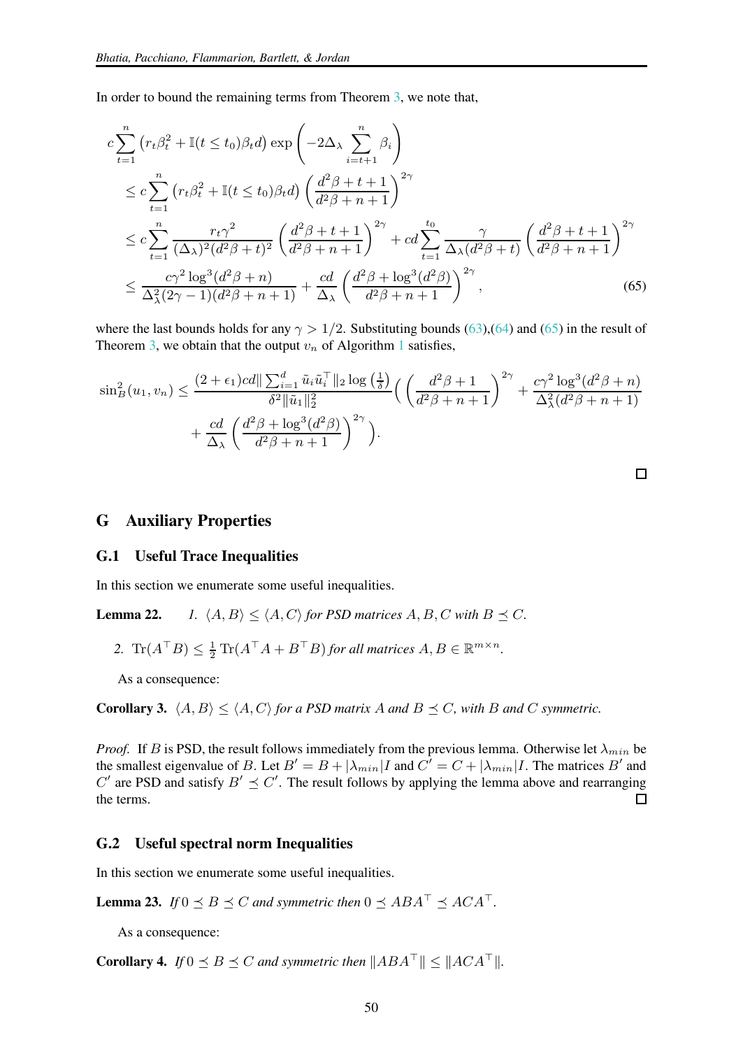In order to bound the remaining terms from Theorem 3, we note that,

$$
\begin{aligned}
c \sum_{t=1}^{n} & \left(r_t \beta_t^2 + \mathbb{I}(t \le t_0)\beta_t d\right) \exp\left(-2\Delta_\lambda \sum_{i=t+1}^{n} \beta_i\right) \\
&\le c \sum_{t=1}^{n} \left(r_t \beta_t^2 + \mathbb{I}(t \le t_0)\beta_t d\right) \left(\frac{d^2\beta + t + 1}{d^2\beta + n + 1}\right)^{2\gamma} \\
&\le c \sum_{t=1}^{n} \frac{r_t \gamma^2}{(\Delta_\lambda)^2 (d^2\beta + t)^2} \left(\frac{d^2\beta + t + 1}{d^2\beta + n + 1}\right)^{2\gamma} + cd \sum_{t=1}^{t_0} \frac{\gamma}{\Delta_\lambda (d^2\beta + t)} \left(\frac{d^2\beta + t + 1}{d^2\beta + n + 1}\right)^{2\gamma} \\
&\le \frac{c\gamma^2 \log^3(d^2\beta + n)}{\Delta_\lambda^2 (2\gamma - 1)(d^2\beta + n + 1)} + \frac{cd}{\Delta_\lambda} \left(\frac{d^2\beta + \log^3(d^2\beta)}{d^2\beta + n + 1}\right)^{2\gamma},
\end{aligned}
\tag{65}
$$

where the last bounds holds for any $\gamma > 1/2$. Substituting bounds (63),(64) and (65) in the result of Theorem 3, we obtain that the output $v_n$ of Algorithm 1 satisfies,

$$
\begin{aligned}
\sin_B^2(u_1, v_n) \le \frac{(2 + \epsilon_1) cd \| \sum_{i=1}^{d} \tilde{u}_i \tilde{u}_i^\top \|_2 \log\left(\frac{1}{\delta}\right)}{\delta^2 \|\tilde{u}_1\|_2^2} \Bigg( \left(\frac{d^2\beta + 1}{d^2\beta + n + 1}\right)^{2\gamma} + \frac{c\gamma^2 \log^3(d^2\beta + n)}{\Delta_\lambda^2 (d^2\beta + n + 1)} \\
+ \frac{cd}{\Delta_\lambda} \left(\frac{d^2\beta + \log^3(d^2\beta)}{d^2\beta + n + 1}\right)^{2\gamma} \Bigg).
\end{aligned}
$$

□

## G Auxiliary Properties

### G.1 Useful Trace Inequalities

In this section we enumerate some useful inequalities.

**Lemma 22.** *1. $\langle A, B \rangle \le \langle A, C \rangle$ for PSD matrices $A, B, C$ with $B \preceq C$.*

*2. $\mathrm{Tr}(A^\top B) \le \frac{1}{2} \mathrm{Tr}(A^\top A + B^\top B)$ for all matrices $A, B \in \mathbb{R}^{m \times n}$.*

As a consequence:

**Corollary 3.** *$\langle A, B \rangle \le \langle A, C \rangle$ for a PSD matrix $A$ and $B \preceq C$, with $B$ and $C$ symmetric.*

*Proof.* If $B$ is PSD, the result follows immediately from the previous lemma. Otherwise let $\lambda_{min}$ be the smallest eigenvalue of $B$. Let $B' = B + |\lambda_{min}| I$ and $C' = C + |\lambda_{min}| I$. The matrices $B'$ and $C'$ are PSD and satisfy $B' \preceq C'$. The result follows by applying the lemma above and rearranging the terms. □

### G.2 Useful spectral norm Inequalities

In this section we enumerate some useful inequalities.

**Lemma 23.** *If $0 \preceq B \preceq C$ and symmetric then $0 \preceq ABA^\top \preceq ACA^\top$.*

As a consequence:

**Corollary 4.** *If $0 \preceq B \preceq C$ and symmetric then $\|ABA^\top\| \le \|ACA^\top\|$.*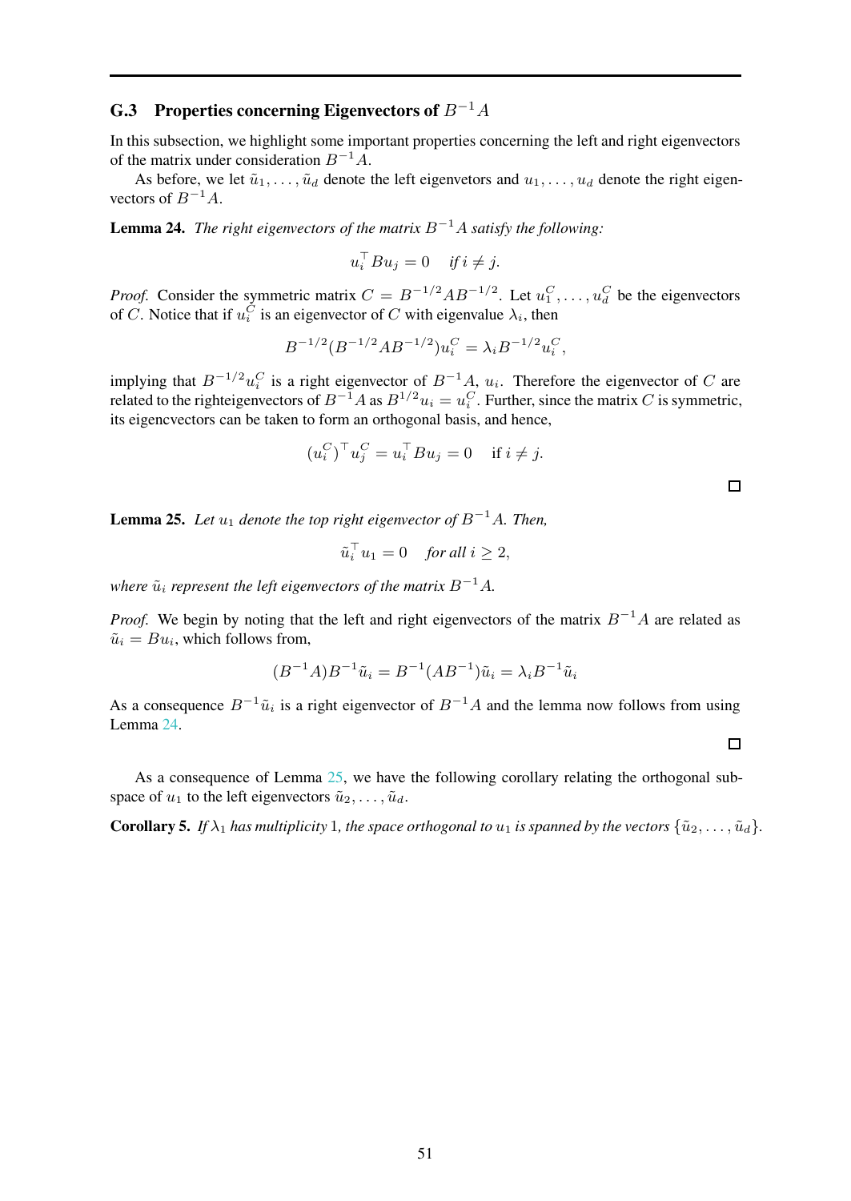### G.3 Properties concerning Eigenvectors of $B^{-1}A$

In this subsection, we highlight some important properties concerning the left and right eigenvectors of the matrix under consideration $B^{-1}A$.

As before, we let $\tilde{u}_1, \ldots, \tilde{u}_d$ denote the left eigenvetors and $u_1, \ldots, u_d$ denote the right eigenvectors of $B^{-1}A$.

**Lemma 24.** *The right eigenvectors of the matrix $B^{-1}A$ satisfy the following:*

$$u_i^\top B u_j = 0 \quad \textit{if } i \neq j.$$

*Proof.* Consider the symmetric matrix $C = B^{-1/2}AB^{-1/2}$. Let $u_1^C, \ldots, u_d^C$ be the eigenvectors of $C$. Notice that if $u_i^C$ is an eigenvector of $C$ with eigenvalue $\lambda_i$, then

$$B^{-1/2}(B^{-1/2}AB^{-1/2})u_i^C = \lambda_i B^{-1/2}u_i^C,$$

implying that $B^{-1/2}u_i^C$ is a right eigenvector of $B^{-1}A$, $u_i$. Therefore the eigenvector of $C$ are related to the righteigenvectors of $B^{-1}A$ as $B^{1/2}u_i = u_i^C$. Further, since the matrix $C$ is symmetric, its eigencvectors can be taken to form an orthogonal basis, and hence,

$$(u_i^C)^\top u_j^C = u_i^\top B u_j = 0 \quad \text{if } i \neq j.$$

□

**Lemma 25.** *Let $u_1$ denote the top right eigenvector of $B^{-1}A$. Then,*

$$\tilde{u}_i^\top u_1 = 0 \quad \textit{for all } i \geq 2,$$

*where $\tilde{u}_i$ represent the left eigenvectors of the matrix $B^{-1}A$.*

*Proof.* We begin by noting that the left and right eigenvectors of the matrix $B^{-1}A$ are related as $\tilde{u}_i = Bu_i$, which follows from,

$$(B^{-1}A)B^{-1}\tilde{u}_i = B^{-1}(AB^{-1})\tilde{u}_i = \lambda_i B^{-1}\tilde{u}_i$$

As a consequence $B^{-1}\tilde{u}_i$ is a right eigenvector of $B^{-1}A$ and the lemma now follows from using Lemma 24.

□

As a consequence of Lemma 25, we have the following corollary relating the orthogonal subspace of $u_1$ to the left eigenvectors $\tilde{u}_2, \ldots, \tilde{u}_d$.

**Corollary 5.** *If $\lambda_1$ has multiplicity 1, the space orthogonal to $u_1$ is spanned by the vectors $\{\tilde{u}_2, \ldots, \tilde{u}_d\}$.*